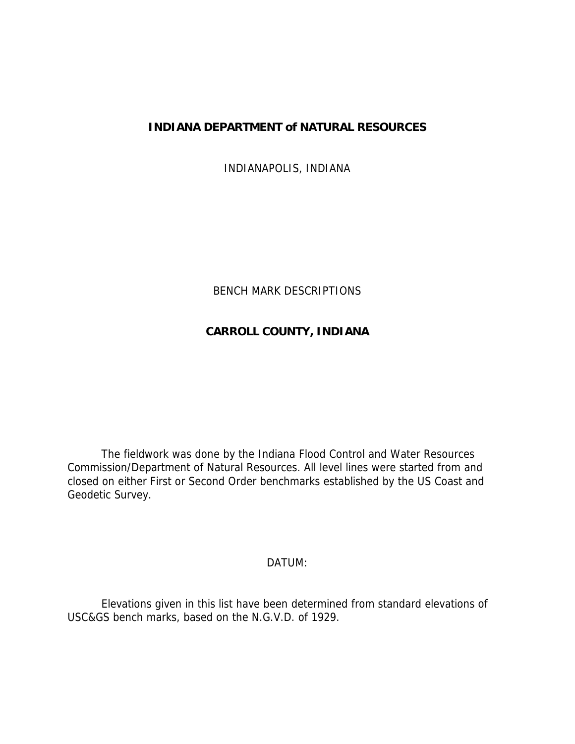# INDIANA DEPARTMENT of NATURAL RESOURCES

INDIANAPOLIS, INDIANA

BENCH MARK DESCRIPTIONS

## CARROLL COUNTY, INDIANA

The fieldwork was done by the Indiana Flood Control and Water Resources Commission/Department of Natural Resources. All level lines were started from and closed on either First or Second Order benchmarks established by the US Coast and Geodetic Survey.

DATUM:

Elevations given in this list have been determined from standard elevations of USC&GS bench marks, based on the N.G.V.D. of 1929.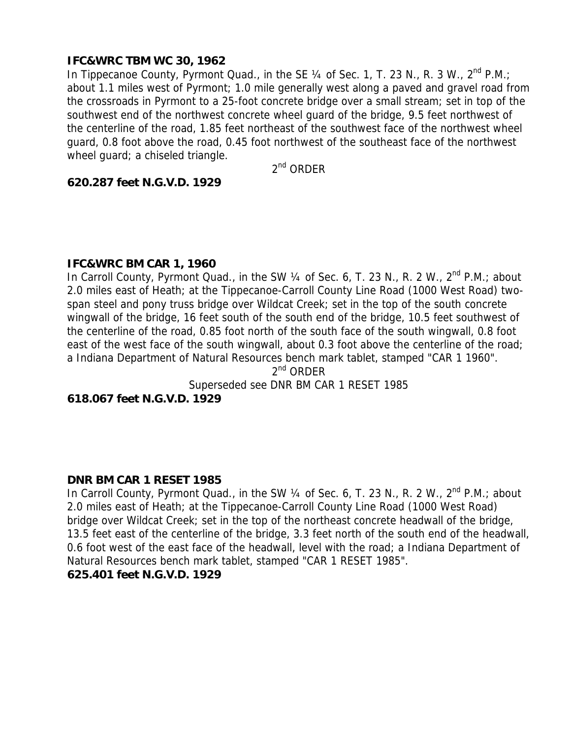**IFC&WRC TBM WC 30, 1962**

In Tippecanoe County, Pyrmont Quad., in the SE ¼ of Sec. 1, T. 23 N., R. 3 W., 2nd P.M.; about 1.1 miles west of Pyrmont; 1.0 mile generally west along a paved and gravel road from the crossroads in Pyrmont to a 25-foot concrete bridge over a small stream; set in top of the southwest end of the northwest concrete wheel guard of the bridge, 9.5 feet northwest of the centerline of the road, 1.85 feet northeast of the southwest face of the northwest wheel guard, 0.8 foot above the road, 0.45 foot northwest of the southeast face of the northwest wheel guard; a chiseled triangle.

2nd ORDER

**620.287 feet N.G.V.D. 1929**

**IFC&WRC BM CAR 1, 1960**

In Carroll County, Pyrmont Quad., in the SW ¼ of Sec. 6, T. 23 N., R. 2 W., 2nd P.M.; about 2.0 miles east of Heath; at the Tippecanoe-Carroll County Line Road (1000 West Road) two-span steel and pony truss bridge over Wildcat Creek; set in the top of the south concrete wingwall of the bridge, 16 feet south of the south end of the bridge, 10.5 feet southwest of the centerline of the road, 0.85 foot north of the south face of the south wingwall, 0.8 foot east of the west face of the south wingwall, about 0.3 foot above the centerline of the road; a Indiana Department of Natural Resources bench mark tablet, stamped "CAR 1 1960".

2nd ORDER

Superseded see DNR BM CAR 1 RESET 1985

**618.067 feet N.G.V.D. 1929**

**DNR BM CAR 1 RESET 1985**

In Carroll County, Pyrmont Quad., in the SW ¼ of Sec. 6, T. 23 N., R. 2 W., 2nd P.M.; about 2.0 miles east of Heath; at the Tippecanoe-Carroll County Line Road (1000 West Road) bridge over Wildcat Creek; set in the top of the northeast concrete headwall of the bridge, 13.5 feet east of the centerline of the bridge, 3.3 feet north of the south end of the headwall, 0.6 foot west of the east face of the headwall, level with the road; a Indiana Department of Natural Resources bench mark tablet, stamped "CAR 1 RESET 1985".

**625.401 feet N.G.V.D. 1929**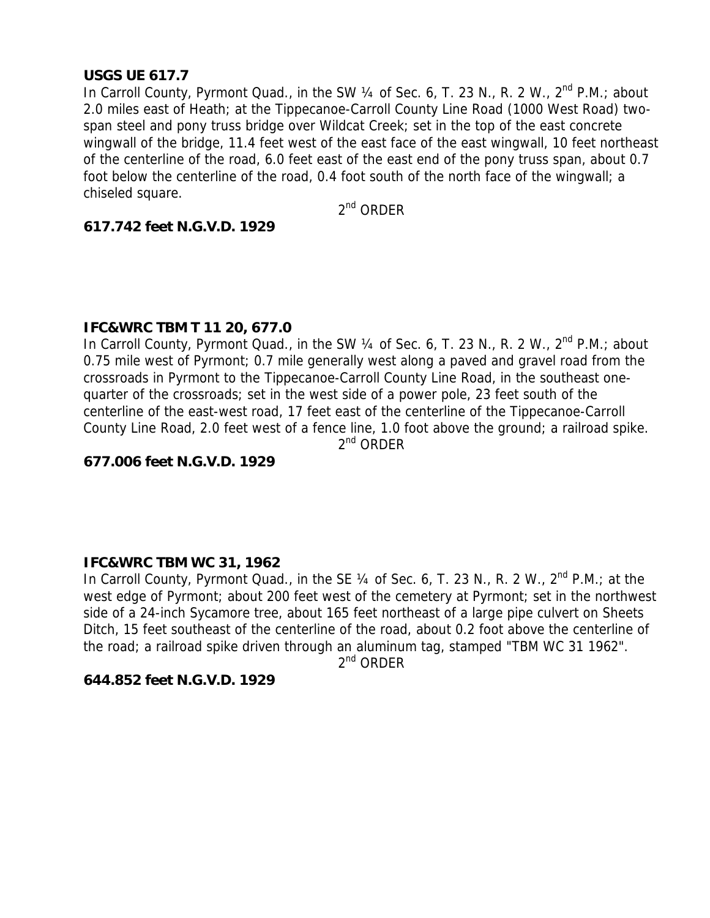**USGS UE 617.7**
In Carroll County, Pyrmont Quad., in the SW ¼ of Sec. 6, T. 23 N., R. 2 W., 2nd P.M.; about 2.0 miles east of Heath; at the Tippecanoe-Carroll County Line Road (1000 West Road) two-span steel and pony truss bridge over Wildcat Creek; set in the top of the east concrete wingwall of the bridge, 11.4 feet west of the east face of the east wingwall, 10 feet northeast of the centerline of the road, 6.0 feet east of the east end of the pony truss span, about 0.7 foot below the centerline of the road, 0.4 foot south of the north face of the wingwall; a chiseled square.

2nd ORDER

**617.742 feet N.G.V.D. 1929**

**IFC&WRC TBM T 11 20, 677.0**
In Carroll County, Pyrmont Quad., in the SW ¼ of Sec. 6, T. 23 N., R. 2 W., 2nd P.M.; about 0.75 mile west of Pyrmont; 0.7 mile generally west along a paved and gravel road from the crossroads in Pyrmont to the Tippecanoe-Carroll County Line Road, in the southeast one-quarter of the crossroads; set in the west side of a power pole, 23 feet south of the centerline of the east-west road, 17 feet east of the centerline of the Tippecanoe-Carroll County Line Road, 2.0 feet west of a fence line, 1.0 foot above the ground; a railroad spike.

2nd ORDER

**677.006 feet N.G.V.D. 1929**

**IFC&WRC TBM WC 31, 1962**
In Carroll County, Pyrmont Quad., in the SE ¼ of Sec. 6, T. 23 N., R. 2 W., 2nd P.M.; at the west edge of Pyrmont; about 200 feet west of the cemetery at Pyrmont; set in the northwest side of a 24-inch Sycamore tree, about 165 feet northeast of a large pipe culvert on Sheets Ditch, 15 feet southeast of the centerline of the road, about 0.2 foot above the centerline of the road; a railroad spike driven through an aluminum tag, stamped "TBM WC 31 1962".

2nd ORDER

**644.852 feet N.G.V.D. 1929**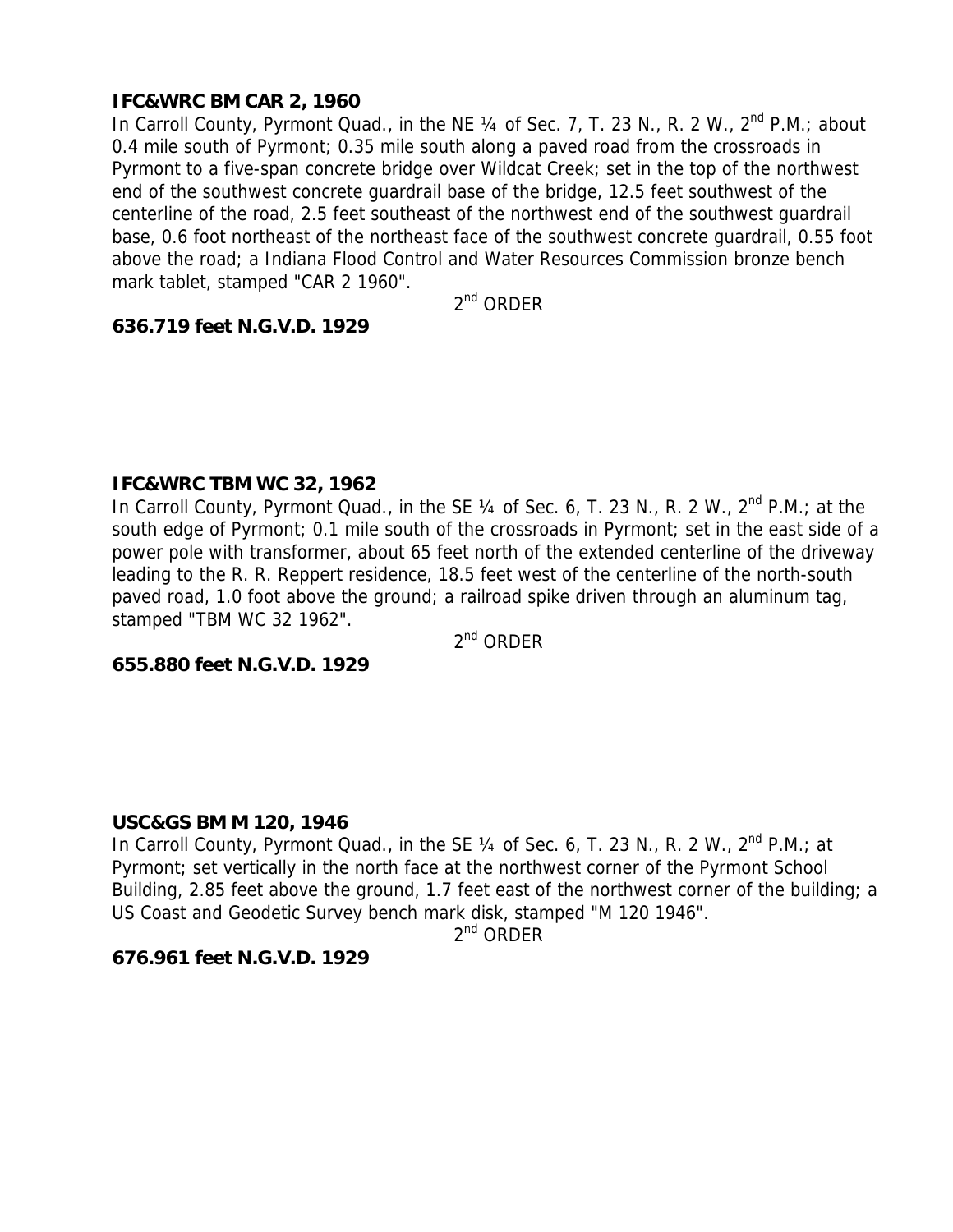**IFC&WRC BM CAR 2, 1960**

In Carroll County, Pyrmont Quad., in the NE ¼ of Sec. 7, T. 23 N., R. 2 W., 2nd P.M.; about 0.4 mile south of Pyrmont; 0.35 mile south along a paved road from the crossroads in Pyrmont to a five-span concrete bridge over Wildcat Creek; set in the top of the northwest end of the southwest concrete guardrail base of the bridge, 12.5 feet southwest of the centerline of the road, 2.5 feet southeast of the northwest end of the southwest guardrail base, 0.6 foot northeast of the northeast face of the southwest concrete guardrail, 0.55 foot above the road; a Indiana Flood Control and Water Resources Commission bronze bench mark tablet, stamped "CAR 2 1960".

2nd ORDER

**636.719 feet N.G.V.D. 1929**

**IFC&WRC TBM WC 32, 1962**

In Carroll County, Pyrmont Quad., in the SE ¼ of Sec. 6, T. 23 N., R. 2 W., 2nd P.M.; at the south edge of Pyrmont; 0.1 mile south of the crossroads in Pyrmont; set in the east side of a power pole with transformer, about 65 feet north of the extended centerline of the driveway leading to the R. R. Reppert residence, 18.5 feet west of the centerline of the north-south paved road, 1.0 foot above the ground; a railroad spike driven through an aluminum tag, stamped "TBM WC 32 1962".

2nd ORDER

**655.880 feet N.G.V.D. 1929**

**USC&GS BM M 120, 1946**

In Carroll County, Pyrmont Quad., in the SE ¼ of Sec. 6, T. 23 N., R. 2 W., 2nd P.M.; at Pyrmont; set vertically in the north face at the northwest corner of the Pyrmont School Building, 2.85 feet above the ground, 1.7 feet east of the northwest corner of the building; a US Coast and Geodetic Survey bench mark disk, stamped "M 120 1946".

2nd ORDER

**676.961 feet N.G.V.D. 1929**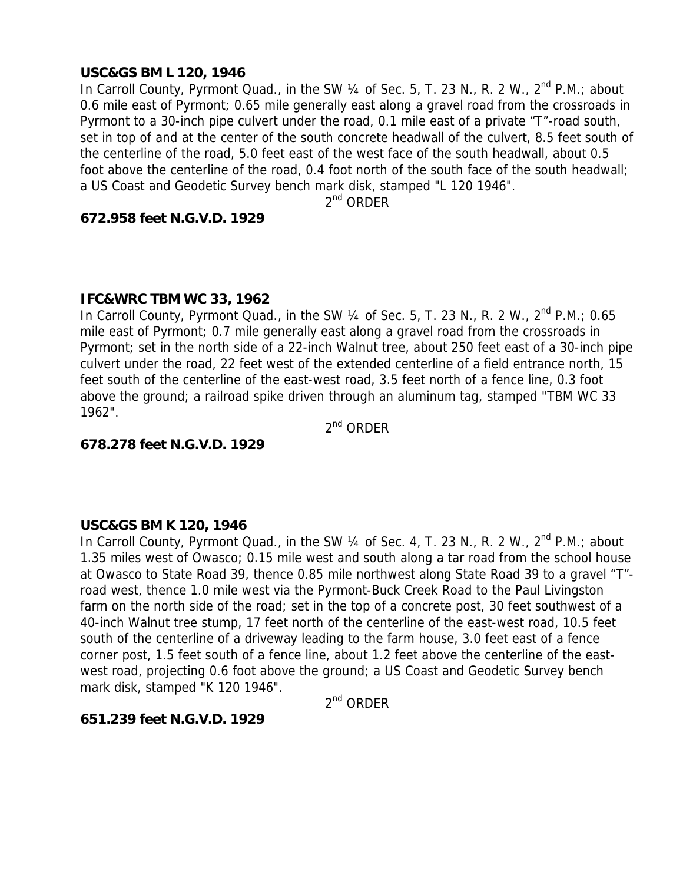**USC&GS BM L 120, 1946**

In Carroll County, Pyrmont Quad., in the SW ¼ of Sec. 5, T. 23 N., R. 2 W., 2nd P.M.; about 0.6 mile east of Pyrmont; 0.65 mile generally east along a gravel road from the crossroads in Pyrmont to a 30-inch pipe culvert under the road, 0.1 mile east of a private "T"-road south, set in top of and at the center of the south concrete headwall of the culvert, 8.5 feet south of the centerline of the road, 5.0 feet east of the west face of the south headwall, about 0.5 foot above the centerline of the road, 0.4 foot north of the south face of the south headwall; a US Coast and Geodetic Survey bench mark disk, stamped "L 120 1946".

2nd ORDER

**672.958 feet N.G.V.D. 1929**

**IFC&WRC TBM WC 33, 1962**

In Carroll County, Pyrmont Quad., in the SW ¼ of Sec. 5, T. 23 N., R. 2 W., 2nd P.M.; 0.65 mile east of Pyrmont; 0.7 mile generally east along a gravel road from the crossroads in Pyrmont; set in the north side of a 22-inch Walnut tree, about 250 feet east of a 30-inch pipe culvert under the road, 22 feet west of the extended centerline of a field entrance north, 15 feet south of the centerline of the east-west road, 3.5 feet north of a fence line, 0.3 foot above the ground; a railroad spike driven through an aluminum tag, stamped "TBM WC 33 1962".

2nd ORDER

**678.278 feet N.G.V.D. 1929**

**USC&GS BM K 120, 1946**

In Carroll County, Pyrmont Quad., in the SW ¼ of Sec. 4, T. 23 N., R. 2 W., 2nd P.M.; about 1.35 miles west of Owasco; 0.15 mile west and south along a tar road from the school house at Owasco to State Road 39, thence 0.85 mile northwest along State Road 39 to a gravel "T"-road west, thence 1.0 mile west via the Pyrmont-Buck Creek Road to the Paul Livingston farm on the north side of the road; set in the top of a concrete post, 30 feet southwest of a 40-inch Walnut tree stump, 17 feet north of the centerline of the east-west road, 10.5 feet south of the centerline of a driveway leading to the farm house, 3.0 feet east of a fence corner post, 1.5 feet south of a fence line, about 1.2 feet above the centerline of the east-west road, projecting 0.6 foot above the ground; a US Coast and Geodetic Survey bench mark disk, stamped "K 120 1946".

2nd ORDER

**651.239 feet N.G.V.D. 1929**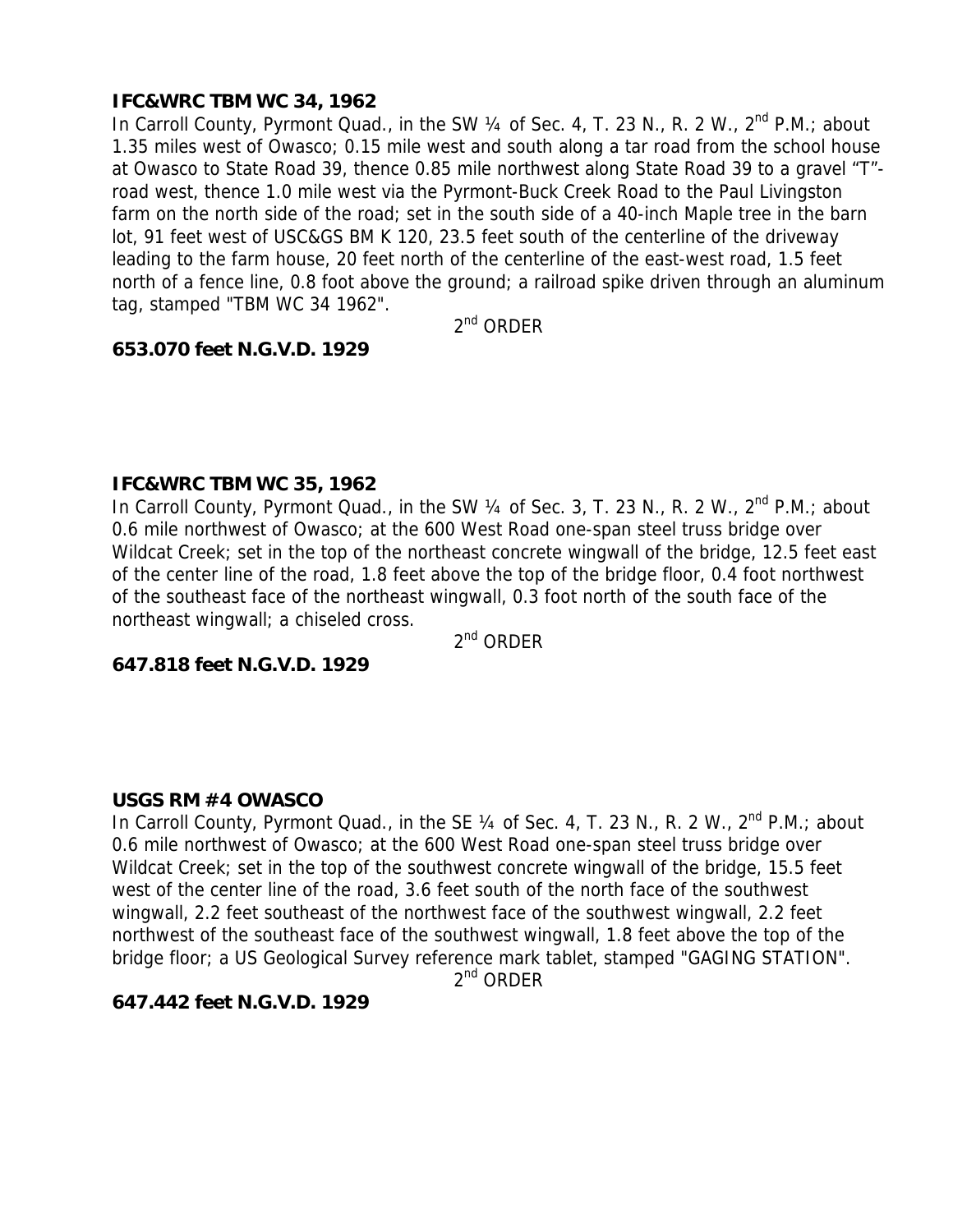**IFC&WRC TBM WC 34, 1962**

In Carroll County, Pyrmont Quad., in the SW ¼ of Sec. 4, T. 23 N., R. 2 W., 2nd P.M.; about 1.35 miles west of Owasco; 0.15 mile west and south along a tar road from the school house at Owasco to State Road 39, thence 0.85 mile northwest along State Road 39 to a gravel "T"-road west, thence 1.0 mile west via the Pyrmont-Buck Creek Road to the Paul Livingston farm on the north side of the road; set in the south side of a 40-inch Maple tree in the barn lot, 91 feet west of USC&GS BM K 120, 23.5 feet south of the centerline of the driveway leading to the farm house, 20 feet north of the centerline of the east-west road, 1.5 feet north of a fence line, 0.8 foot above the ground; a railroad spike driven through an aluminum tag, stamped "TBM WC 34 1962".

2nd ORDER

**653.070 feet N.G.V.D. 1929**

**IFC&WRC TBM WC 35, 1962**

In Carroll County, Pyrmont Quad., in the SW ¼ of Sec. 3, T. 23 N., R. 2 W., 2nd P.M.; about 0.6 mile northwest of Owasco; at the 600 West Road one-span steel truss bridge over Wildcat Creek; set in the top of the northeast concrete wingwall of the bridge, 12.5 feet east of the center line of the road, 1.8 feet above the top of the bridge floor, 0.4 foot northwest of the southeast face of the northeast wingwall, 0.3 foot north of the south face of the northeast wingwall; a chiseled cross.

2nd ORDER

**647.818 feet N.G.V.D. 1929**

**USGS RM #4 OWASCO**

In Carroll County, Pyrmont Quad., in the SE ¼ of Sec. 4, T. 23 N., R. 2 W., 2nd P.M.; about 0.6 mile northwest of Owasco; at the 600 West Road one-span steel truss bridge over Wildcat Creek; set in the top of the southwest concrete wingwall of the bridge, 15.5 feet west of the center line of the road, 3.6 feet south of the north face of the southwest wingwall, 2.2 feet southeast of the northwest face of the southwest wingwall, 2.2 feet northwest of the southeast face of the southwest wingwall, 1.8 feet above the top of the bridge floor; a US Geological Survey reference mark tablet, stamped "GAGING STATION".

2nd ORDER

**647.442 feet N.G.V.D. 1929**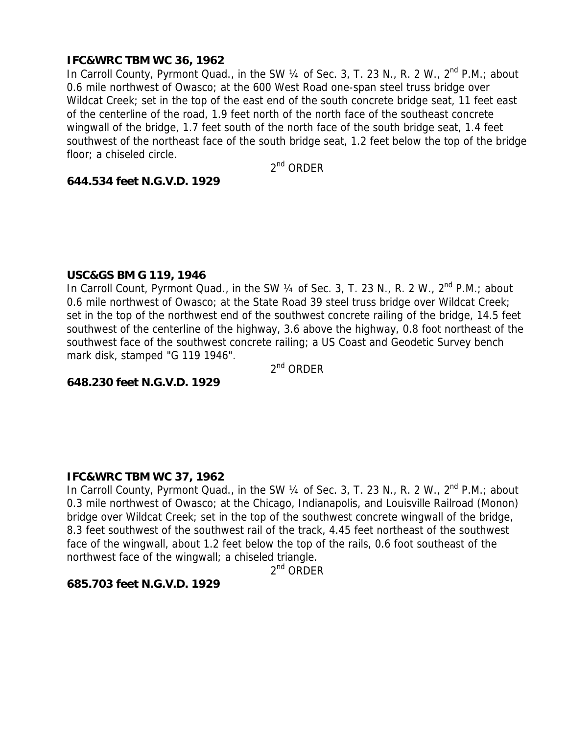**IFC&WRC TBM WC 36, 1962**

In Carroll County, Pyrmont Quad., in the SW ¼ of Sec. 3, T. 23 N., R. 2 W., 2nd P.M.; about 0.6 mile northwest of Owasco; at the 600 West Road one-span steel truss bridge over Wildcat Creek; set in the top of the east end of the south concrete bridge seat, 11 feet east of the centerline of the road, 1.9 feet north of the north face of the southeast concrete wingwall of the bridge, 1.7 feet south of the north face of the south bridge seat, 1.4 feet southwest of the northeast face of the south bridge seat, 1.2 feet below the top of the bridge floor; a chiseled circle.

2nd ORDER

**644.534 feet N.G.V.D. 1929**

**USC&GS BM G 119, 1946**

In Carroll Count, Pyrmont Quad., in the SW ¼ of Sec. 3, T. 23 N., R. 2 W., 2nd P.M.; about 0.6 mile northwest of Owasco; at the State Road 39 steel truss bridge over Wildcat Creek; set in the top of the northwest end of the southwest concrete railing of the bridge, 14.5 feet southwest of the centerline of the highway, 3.6 above the highway, 0.8 foot northeast of the southwest face of the southwest concrete railing; a US Coast and Geodetic Survey bench mark disk, stamped "G 119 1946".

2nd ORDER

**648.230 feet N.G.V.D. 1929**

**IFC&WRC TBM WC 37, 1962**

In Carroll County, Pyrmont Quad., in the SW ¼ of Sec. 3, T. 23 N., R. 2 W., 2nd P.M.; about 0.3 mile northwest of Owasco; at the Chicago, Indianapolis, and Louisville Railroad (Monon) bridge over Wildcat Creek; set in the top of the southwest concrete wingwall of the bridge, 8.3 feet southwest of the southwest rail of the track, 4.45 feet northeast of the southwest face of the wingwall, about 1.2 feet below the top of the rails, 0.6 foot southeast of the northwest face of the wingwall; a chiseled triangle.

2nd ORDER

**685.703 feet N.G.V.D. 1929**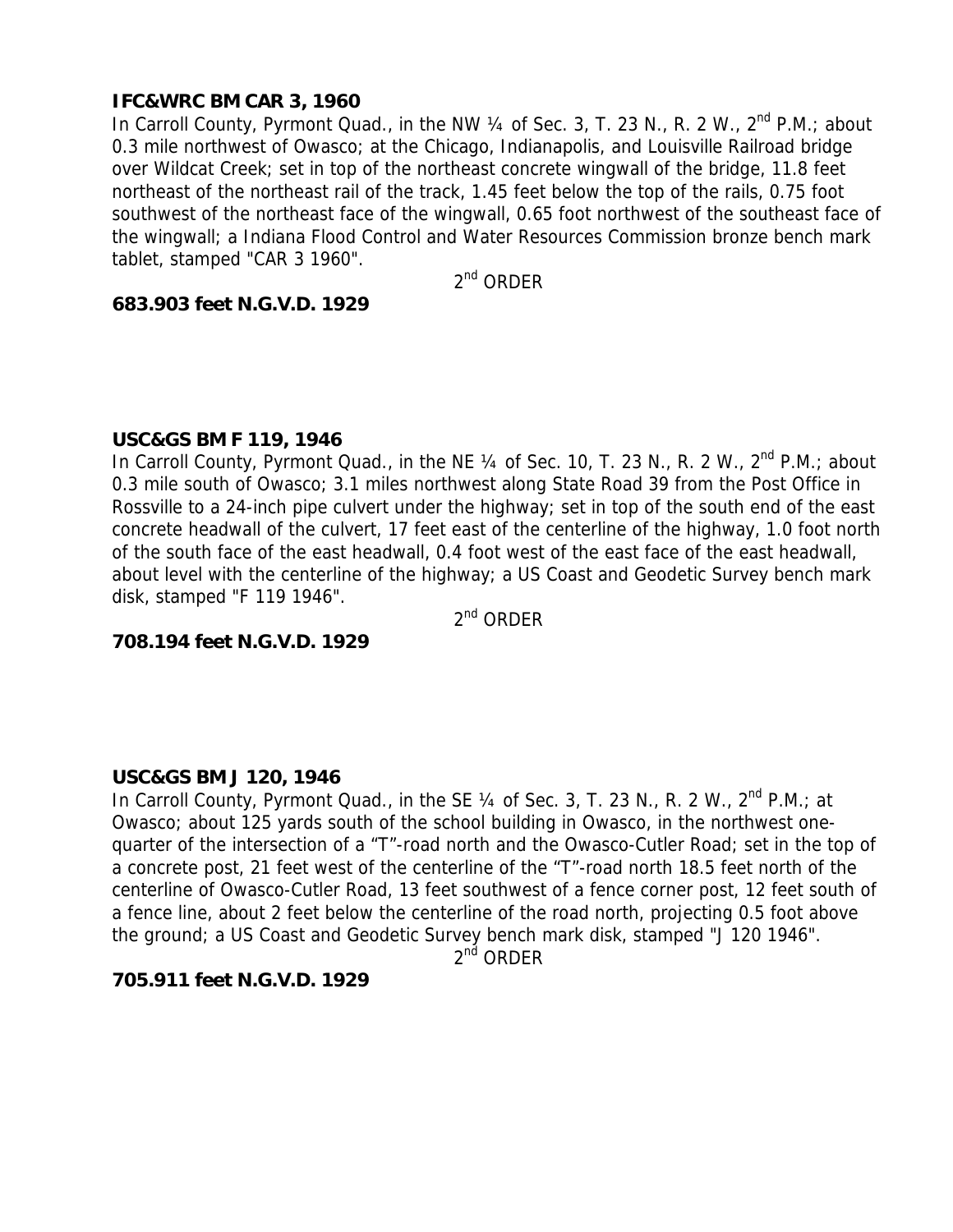**IFC&WRC BM CAR 3, 1960**

In Carroll County, Pyrmont Quad., in the NW ¼ of Sec. 3, T. 23 N., R. 2 W., 2nd P.M.; about 0.3 mile northwest of Owasco; at the Chicago, Indianapolis, and Louisville Railroad bridge over Wildcat Creek; set in top of the northeast concrete wingwall of the bridge, 11.8 feet northeast of the northeast rail of the track, 1.45 feet below the top of the rails, 0.75 foot southwest of the northeast face of the wingwall, 0.65 foot northwest of the southeast face of the wingwall; a Indiana Flood Control and Water Resources Commission bronze bench mark tablet, stamped "CAR 3 1960".

2nd ORDER

**683.903 feet N.G.V.D. 1929**

**USC&GS BM F 119, 1946**

In Carroll County, Pyrmont Quad., in the NE ¼ of Sec. 10, T. 23 N., R. 2 W., 2nd P.M.; about 0.3 mile south of Owasco; 3.1 miles northwest along State Road 39 from the Post Office in Rossville to a 24-inch pipe culvert under the highway; set in top of the south end of the east concrete headwall of the culvert, 17 feet east of the centerline of the highway, 1.0 foot north of the south face of the east headwall, 0.4 foot west of the east face of the east headwall, about level with the centerline of the highway; a US Coast and Geodetic Survey bench mark disk, stamped "F 119 1946".

2nd ORDER

**708.194 feet N.G.V.D. 1929**

**USC&GS BM J 120, 1946**

In Carroll County, Pyrmont Quad., in the SE ¼ of Sec. 3, T. 23 N., R. 2 W., 2nd P.M.; at Owasco; about 125 yards south of the school building in Owasco, in the northwest one-quarter of the intersection of a "T"-road north and the Owasco-Cutler Road; set in the top of a concrete post, 21 feet west of the centerline of the "T"-road north 18.5 feet north of the centerline of Owasco-Cutler Road, 13 feet southwest of a fence corner post, 12 feet south of a fence line, about 2 feet below the centerline of the road north, projecting 0.5 foot above the ground; a US Coast and Geodetic Survey bench mark disk, stamped "J 120 1946".

2nd ORDER

**705.911 feet N.G.V.D. 1929**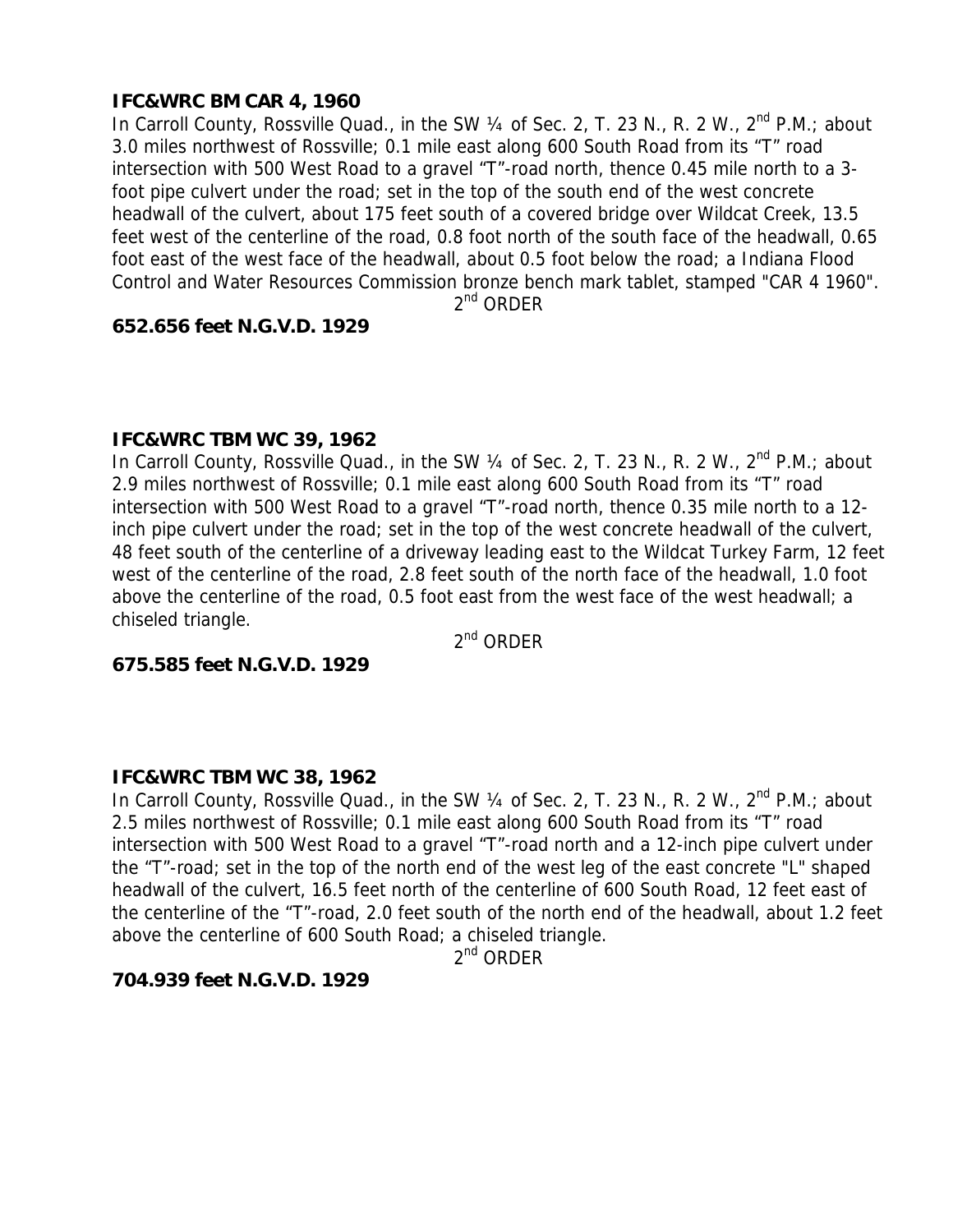**IFC&WRC BM CAR 4, 1960**

In Carroll County, Rossville Quad., in the SW ¼ of Sec. 2, T. 23 N., R. 2 W., 2nd P.M.; about 3.0 miles northwest of Rossville; 0.1 mile east along 600 South Road from its "T" road intersection with 500 West Road to a gravel "T"-road north, thence 0.45 mile north to a 3-foot pipe culvert under the road; set in the top of the south end of the west concrete headwall of the culvert, about 175 feet south of a covered bridge over Wildcat Creek, 13.5 feet west of the centerline of the road, 0.8 foot north of the south face of the headwall, 0.65 foot east of the west face of the headwall, about 0.5 foot below the road; a Indiana Flood Control and Water Resources Commission bronze bench mark tablet, stamped "CAR 4 1960".

2nd ORDER

**652.656 feet N.G.V.D. 1929**

**IFC&WRC TBM WC 39, 1962**

In Carroll County, Rossville Quad., in the SW ¼ of Sec. 2, T. 23 N., R. 2 W., 2nd P.M.; about 2.9 miles northwest of Rossville; 0.1 mile east along 600 South Road from its "T" road intersection with 500 West Road to a gravel "T"-road north, thence 0.35 mile north to a 12-inch pipe culvert under the road; set in the top of the west concrete headwall of the culvert, 48 feet south of the centerline of a driveway leading east to the Wildcat Turkey Farm, 12 feet west of the centerline of the road, 2.8 feet south of the north face of the headwall, 1.0 foot above the centerline of the road, 0.5 foot east from the west face of the west headwall; a chiseled triangle.

2nd ORDER

**675.585 feet N.G.V.D. 1929**

**IFC&WRC TBM WC 38, 1962**

In Carroll County, Rossville Quad., in the SW ¼ of Sec. 2, T. 23 N., R. 2 W., 2nd P.M.; about 2.5 miles northwest of Rossville; 0.1 mile east along 600 South Road from its "T" road intersection with 500 West Road to a gravel "T"-road north and a 12-inch pipe culvert under the "T"-road; set in the top of the north end of the west leg of the east concrete "L" shaped headwall of the culvert, 16.5 feet north of the centerline of 600 South Road, 12 feet east of the centerline of the "T"-road, 2.0 feet south of the north end of the headwall, about 1.2 feet above the centerline of 600 South Road; a chiseled triangle.

2nd ORDER

**704.939 feet N.G.V.D. 1929**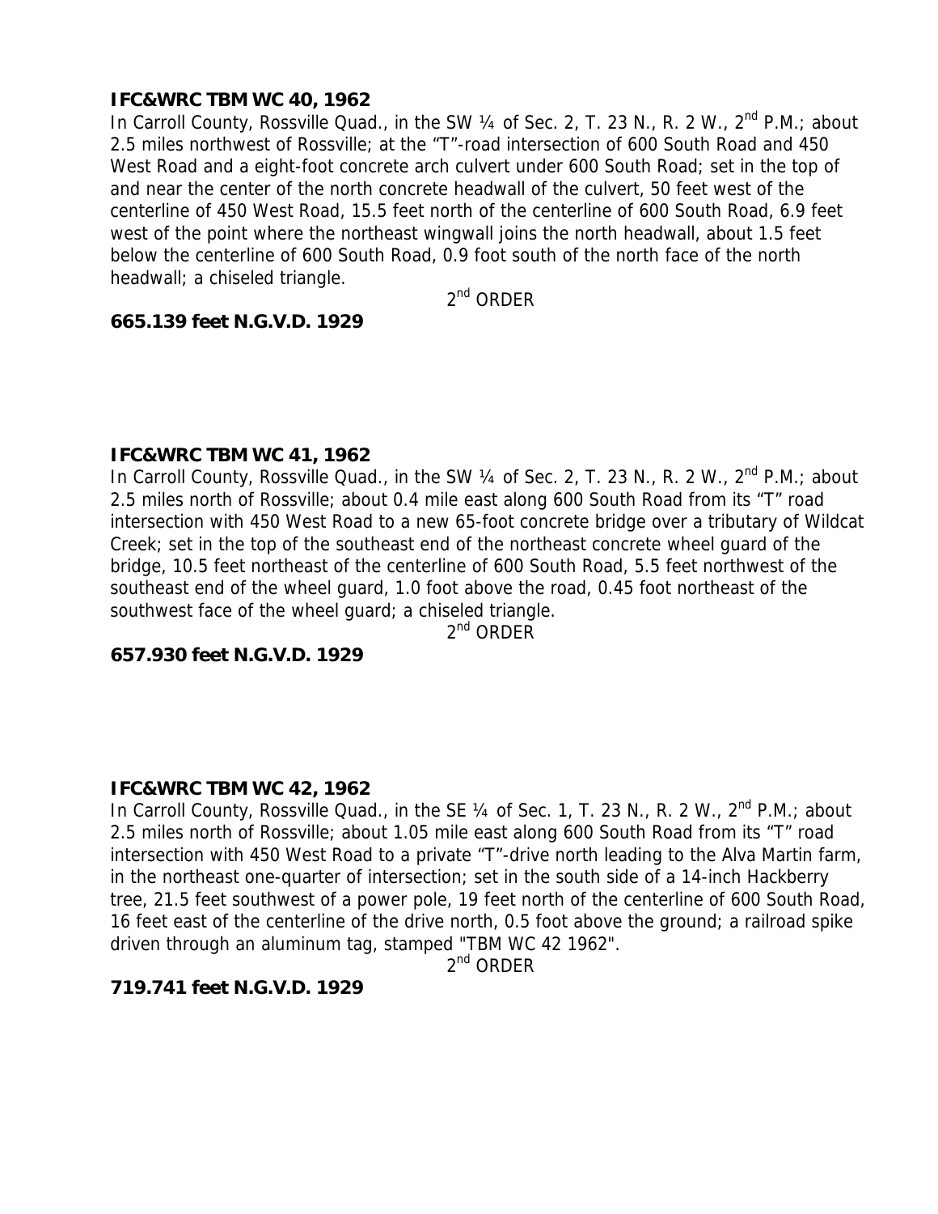**IFC&WRC TBM WC 40, 1962**

In Carroll County, Rossville Quad., in the SW ¼ of Sec. 2, T. 23 N., R. 2 W., 2nd P.M.; about 2.5 miles northwest of Rossville; at the "T"-road intersection of 600 South Road and 450 West Road and a eight-foot concrete arch culvert under 600 South Road; set in the top of and near the center of the north concrete headwall of the culvert, 50 feet west of the centerline of 450 West Road, 15.5 feet north of the centerline of 600 South Road, 6.9 feet west of the point where the northeast wingwall joins the north headwall, about 1.5 feet below the centerline of 600 South Road, 0.9 foot south of the north face of the north headwall; a chiseled triangle.

2nd ORDER

**665.139 feet N.G.V.D. 1929**

**IFC&WRC TBM WC 41, 1962**

In Carroll County, Rossville Quad., in the SW ¼ of Sec. 2, T. 23 N., R. 2 W., 2nd P.M.; about 2.5 miles north of Rossville; about 0.4 mile east along 600 South Road from its "T" road intersection with 450 West Road to a new 65-foot concrete bridge over a tributary of Wildcat Creek; set in the top of the southeast end of the northeast concrete wheel guard of the bridge, 10.5 feet northeast of the centerline of 600 South Road, 5.5 feet northwest of the southeast end of the wheel guard, 1.0 foot above the road, 0.45 foot northeast of the southwest face of the wheel guard; a chiseled triangle.

2nd ORDER

**657.930 feet N.G.V.D. 1929**

**IFC&WRC TBM WC 42, 1962**

In Carroll County, Rossville Quad., in the SE ¼ of Sec. 1, T. 23 N., R. 2 W., 2nd P.M.; about 2.5 miles north of Rossville; about 1.05 mile east along 600 South Road from its "T" road intersection with 450 West Road to a private "T"-drive north leading to the Alva Martin farm, in the northeast one-quarter of intersection; set in the south side of a 14-inch Hackberry tree, 21.5 feet southwest of a power pole, 19 feet north of the centerline of 600 South Road, 16 feet east of the centerline of the drive north, 0.5 foot above the ground; a railroad spike driven through an aluminum tag, stamped "TBM WC 42 1962".

2nd ORDER

**719.741 feet N.G.V.D. 1929**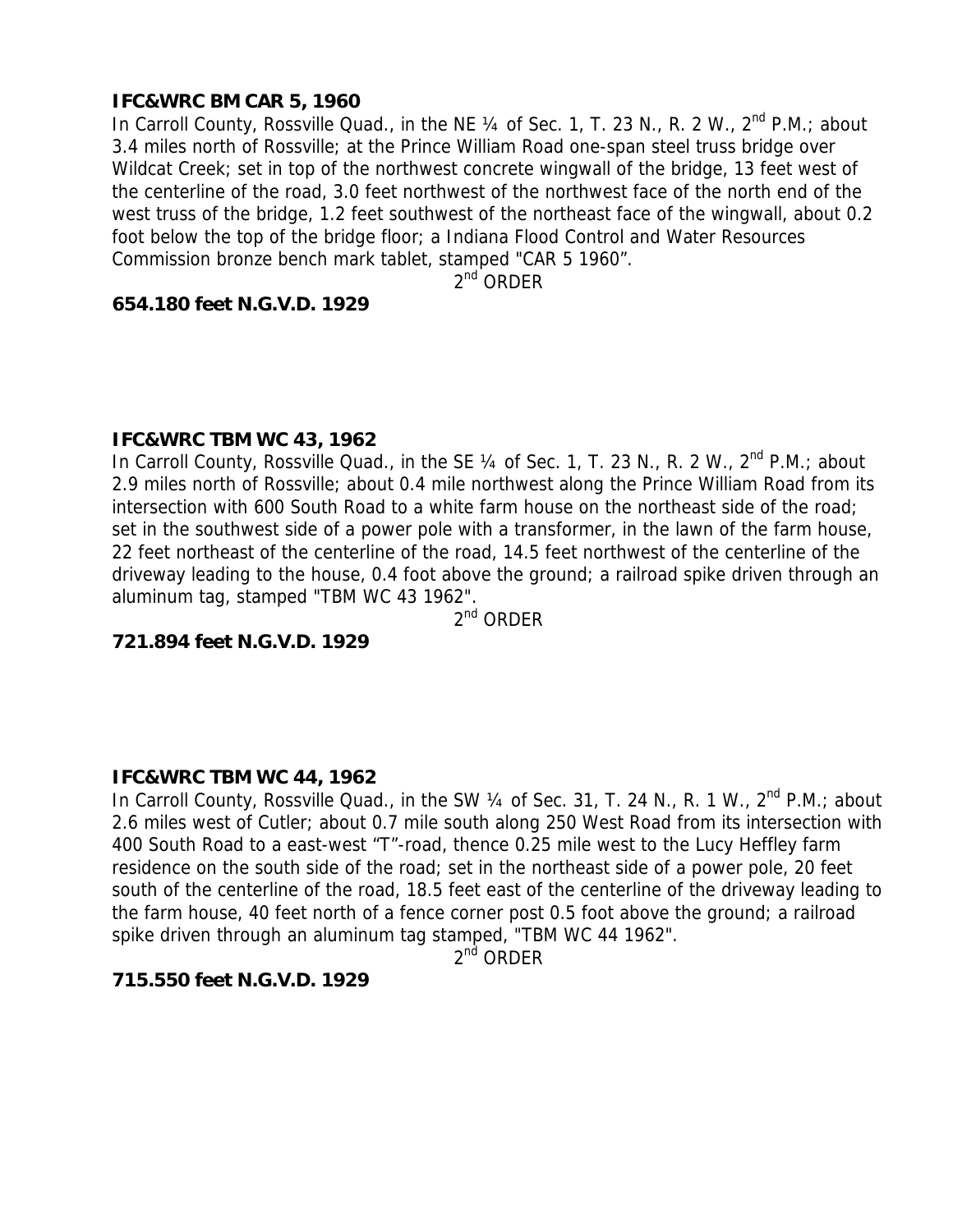**IFC&WRC BM CAR 5, 1960**

In Carroll County, Rossville Quad., in the NE ¼ of Sec. 1, T. 23 N., R. 2 W., 2nd P.M.; about 3.4 miles north of Rossville; at the Prince William Road one-span steel truss bridge over Wildcat Creek; set in top of the northwest concrete wingwall of the bridge, 13 feet west of the centerline of the road, 3.0 feet northwest of the northwest face of the north end of the west truss of the bridge, 1.2 feet southwest of the northeast face of the wingwall, about 0.2 foot below the top of the bridge floor; a Indiana Flood Control and Water Resources Commission bronze bench mark tablet, stamped "CAR 5 1960".

2nd ORDER

**654.180 feet N.G.V.D. 1929**

**IFC&WRC TBM WC 43, 1962**

In Carroll County, Rossville Quad., in the SE ¼ of Sec. 1, T. 23 N., R. 2 W., 2nd P.M.; about 2.9 miles north of Rossville; about 0.4 mile northwest along the Prince William Road from its intersection with 600 South Road to a white farm house on the northeast side of the road; set in the southwest side of a power pole with a transformer, in the lawn of the farm house, 22 feet northeast of the centerline of the road, 14.5 feet northwest of the centerline of the driveway leading to the house, 0.4 foot above the ground; a railroad spike driven through an aluminum tag, stamped "TBM WC 43 1962".

2nd ORDER

**721.894 feet N.G.V.D. 1929**

**IFC&WRC TBM WC 44, 1962**

In Carroll County, Rossville Quad., in the SW ¼ of Sec. 31, T. 24 N., R. 1 W., 2nd P.M.; about 2.6 miles west of Cutler; about 0.7 mile south along 250 West Road from its intersection with 400 South Road to a east-west "T"-road, thence 0.25 mile west to the Lucy Heffley farm residence on the south side of the road; set in the northeast side of a power pole, 20 feet south of the centerline of the road, 18.5 feet east of the centerline of the driveway leading to the farm house, 40 feet north of a fence corner post 0.5 foot above the ground; a railroad spike driven through an aluminum tag stamped, "TBM WC 44 1962".

2nd ORDER

**715.550 feet N.G.V.D. 1929**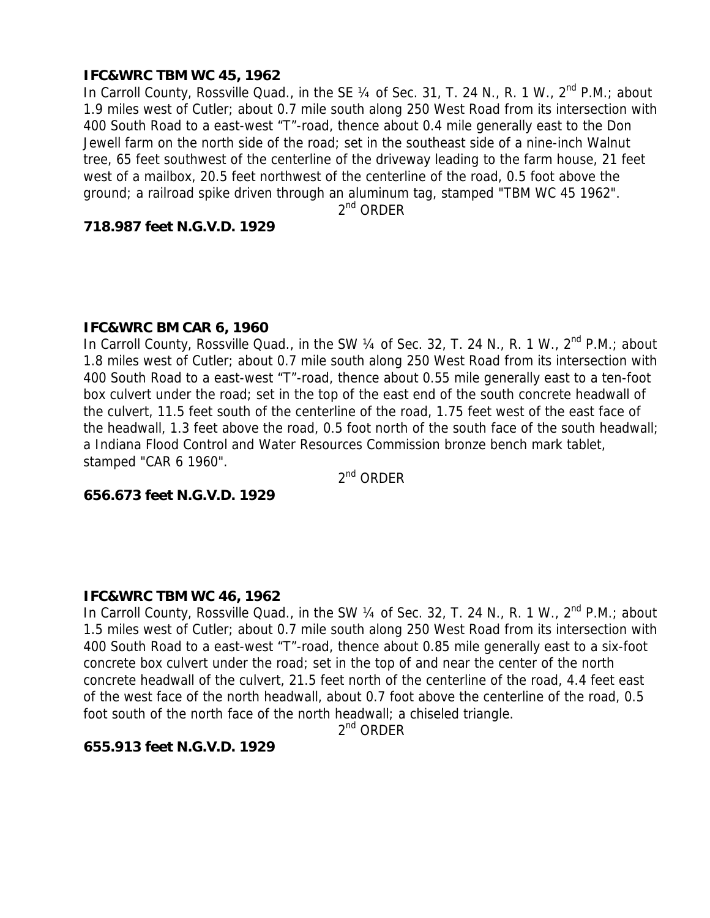**IFC&WRC TBM WC 45, 1962**

In Carroll County, Rossville Quad., in the SE ¼ of Sec. 31, T. 24 N., R. 1 W., 2nd P.M.; about 1.9 miles west of Cutler; about 0.7 mile south along 250 West Road from its intersection with 400 South Road to a east-west "T"-road, thence about 0.4 mile generally east to the Don Jewell farm on the north side of the road; set in the southeast side of a nine-inch Walnut tree, 65 feet southwest of the centerline of the driveway leading to the farm house, 21 feet west of a mailbox, 20.5 feet northwest of the centerline of the road, 0.5 foot above the ground; a railroad spike driven through an aluminum tag, stamped "TBM WC 45 1962".

2nd ORDER

**718.987 feet N.G.V.D. 1929**

**IFC&WRC BM CAR 6, 1960**

In Carroll County, Rossville Quad., in the SW ¼ of Sec. 32, T. 24 N., R. 1 W., 2nd P.M.; about 1.8 miles west of Cutler; about 0.7 mile south along 250 West Road from its intersection with 400 South Road to a east-west "T"-road, thence about 0.55 mile generally east to a ten-foot box culvert under the road; set in the top of the east end of the south concrete headwall of the culvert, 11.5 feet south of the centerline of the road, 1.75 feet west of the east face of the headwall, 1.3 feet above the road, 0.5 foot north of the south face of the south headwall; a Indiana Flood Control and Water Resources Commission bronze bench mark tablet, stamped "CAR 6 1960".

2nd ORDER

**656.673 feet N.G.V.D. 1929**

**IFC&WRC TBM WC 46, 1962**

In Carroll County, Rossville Quad., in the SW ¼ of Sec. 32, T. 24 N., R. 1 W., 2nd P.M.; about 1.5 miles west of Cutler; about 0.7 mile south along 250 West Road from its intersection with 400 South Road to a east-west "T"-road, thence about 0.85 mile generally east to a six-foot concrete box culvert under the road; set in the top of and near the center of the north concrete headwall of the culvert, 21.5 feet north of the centerline of the road, 4.4 feet east of the west face of the north headwall, about 0.7 foot above the centerline of the road, 0.5 foot south of the north face of the north headwall; a chiseled triangle.

2nd ORDER

**655.913 feet N.G.V.D. 1929**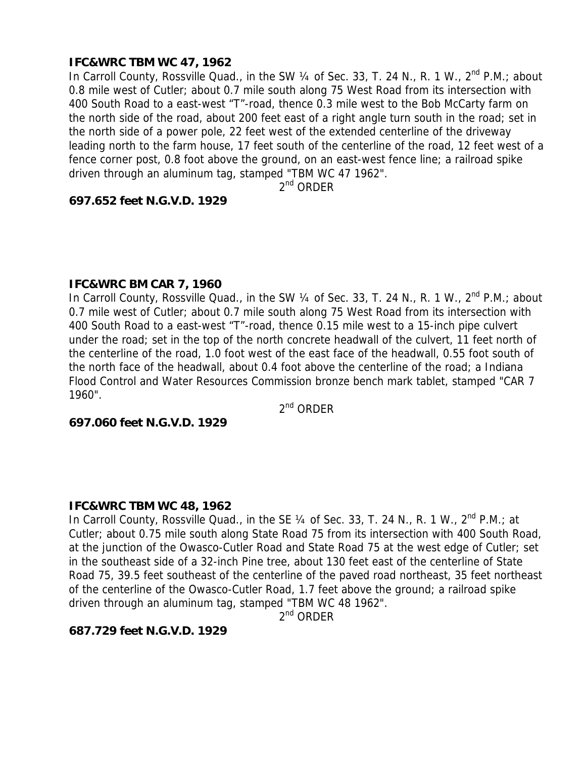**IFC&WRC TBM WC 47, 1962**

In Carroll County, Rossville Quad., in the SW ¼ of Sec. 33, T. 24 N., R. 1 W., 2nd P.M.; about 0.8 mile west of Cutler; about 0.7 mile south along 75 West Road from its intersection with 400 South Road to a east-west "T"-road, thence 0.3 mile west to the Bob McCarty farm on the north side of the road, about 200 feet east of a right angle turn south in the road; set in the north side of a power pole, 22 feet west of the extended centerline of the driveway leading north to the farm house, 17 feet south of the centerline of the road, 12 feet west of a fence corner post, 0.8 foot above the ground, on an east-west fence line; a railroad spike driven through an aluminum tag, stamped "TBM WC 47 1962".

2nd ORDER

**697.652 feet N.G.V.D. 1929**

**IFC&WRC BM CAR 7, 1960**

In Carroll County, Rossville Quad., in the SW ¼ of Sec. 33, T. 24 N., R. 1 W., 2nd P.M.; about 0.7 mile west of Cutler; about 0.7 mile south along 75 West Road from its intersection with 400 South Road to a east-west "T"-road, thence 0.15 mile west to a 15-inch pipe culvert under the road; set in the top of the north concrete headwall of the culvert, 11 feet north of the centerline of the road, 1.0 foot west of the east face of the headwall, 0.55 foot south of the north face of the headwall, about 0.4 foot above the centerline of the road; a Indiana Flood Control and Water Resources Commission bronze bench mark tablet, stamped "CAR 7 1960".

2nd ORDER

**697.060 feet N.G.V.D. 1929**

**IFC&WRC TBM WC 48, 1962**

In Carroll County, Rossville Quad., in the SE ¼ of Sec. 33, T. 24 N., R. 1 W., 2nd P.M.; at Cutler; about 0.75 mile south along State Road 75 from its intersection with 400 South Road, at the junction of the Owasco-Cutler Road and State Road 75 at the west edge of Cutler; set in the southeast side of a 32-inch Pine tree, about 130 feet east of the centerline of State Road 75, 39.5 feet southeast of the centerline of the paved road northeast, 35 feet northeast of the centerline of the Owasco-Cutler Road, 1.7 feet above the ground; a railroad spike driven through an aluminum tag, stamped "TBM WC 48 1962".

2nd ORDER

**687.729 feet N.G.V.D. 1929**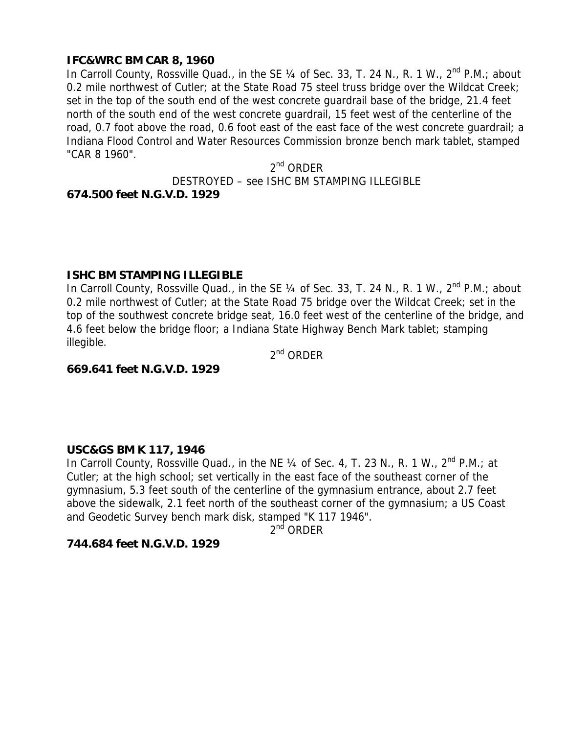**IFC&WRC BM CAR 8, 1960**

In Carroll County, Rossville Quad., in the SE ¼ of Sec. 33, T. 24 N., R. 1 W., 2nd P.M.; about 0.2 mile northwest of Cutler; at the State Road 75 steel truss bridge over the Wildcat Creek; set in the top of the south end of the west concrete guardrail base of the bridge, 21.4 feet north of the south end of the west concrete guardrail, 15 feet west of the centerline of the road, 0.7 foot above the road, 0.6 foot east of the east face of the west concrete guardrail; a Indiana Flood Control and Water Resources Commission bronze bench mark tablet, stamped "CAR 8 1960".

2nd ORDER

DESTROYED – see ISHC BM STAMPING ILLEGIBLE

**674.500 feet N.G.V.D. 1929**

**ISHC BM STAMPING ILLEGIBLE**

In Carroll County, Rossville Quad., in the SE ¼ of Sec. 33, T. 24 N., R. 1 W., 2nd P.M.; about 0.2 mile northwest of Cutler; at the State Road 75 bridge over the Wildcat Creek; set in the top of the southwest concrete bridge seat, 16.0 feet west of the centerline of the bridge, and 4.6 feet below the bridge floor; a Indiana State Highway Bench Mark tablet; stamping illegible.

2nd ORDER

**669.641 feet N.G.V.D. 1929**

**USC&GS BM K 117, 1946**

In Carroll County, Rossville Quad., in the NE ¼ of Sec. 4, T. 23 N., R. 1 W., 2nd P.M.; at Cutler; at the high school; set vertically in the east face of the southeast corner of the gymnasium, 5.3 feet south of the centerline of the gymnasium entrance, about 2.7 feet above the sidewalk, 2.1 feet north of the southeast corner of the gymnasium; a US Coast and Geodetic Survey bench mark disk, stamped "K 117 1946".

2nd ORDER

**744.684 feet N.G.V.D. 1929**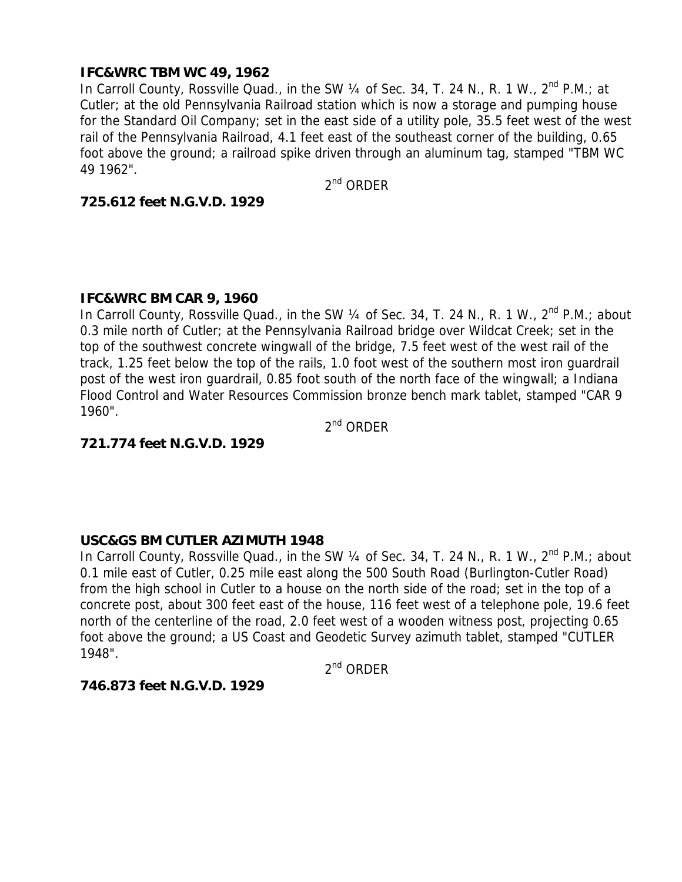**IFC&WRC TBM WC 49, 1962**

In Carroll County, Rossville Quad., in the SW ¼ of Sec. 34, T. 24 N., R. 1 W., 2nd P.M.; at Cutler; at the old Pennsylvania Railroad station which is now a storage and pumping house for the Standard Oil Company; set in the east side of a utility pole, 35.5 feet west of the west rail of the Pennsylvania Railroad, 4.1 feet east of the southeast corner of the building, 0.65 foot above the ground; a railroad spike driven through an aluminum tag, stamped "TBM WC 49 1962".

2nd ORDER

**725.612 feet N.G.V.D. 1929**

**IFC&WRC BM CAR 9, 1960**

In Carroll County, Rossville Quad., in the SW ¼ of Sec. 34, T. 24 N., R. 1 W., 2nd P.M.; about 0.3 mile north of Cutler; at the Pennsylvania Railroad bridge over Wildcat Creek; set in the top of the southwest concrete wingwall of the bridge, 7.5 feet west of the west rail of the track, 1.25 feet below the top of the rails, 1.0 foot west of the southern most iron guardrail post of the west iron guardrail, 0.85 foot south of the north face of the wingwall; a Indiana Flood Control and Water Resources Commission bronze bench mark tablet, stamped "CAR 9 1960".

2nd ORDER

**721.774 feet N.G.V.D. 1929**

**USC&GS BM CUTLER AZIMUTH 1948**

In Carroll County, Rossville Quad., in the SW ¼ of Sec. 34, T. 24 N., R. 1 W., 2nd P.M.; about 0.1 mile east of Cutler, 0.25 mile east along the 500 South Road (Burlington-Cutler Road) from the high school in Cutler to a house on the north side of the road; set in the top of a concrete post, about 300 feet east of the house, 116 feet west of a telephone pole, 19.6 feet north of the centerline of the road, 2.0 feet west of a wooden witness post, projecting 0.65 foot above the ground; a US Coast and Geodetic Survey azimuth tablet, stamped "CUTLER 1948".

2nd ORDER

**746.873 feet N.G.V.D. 1929**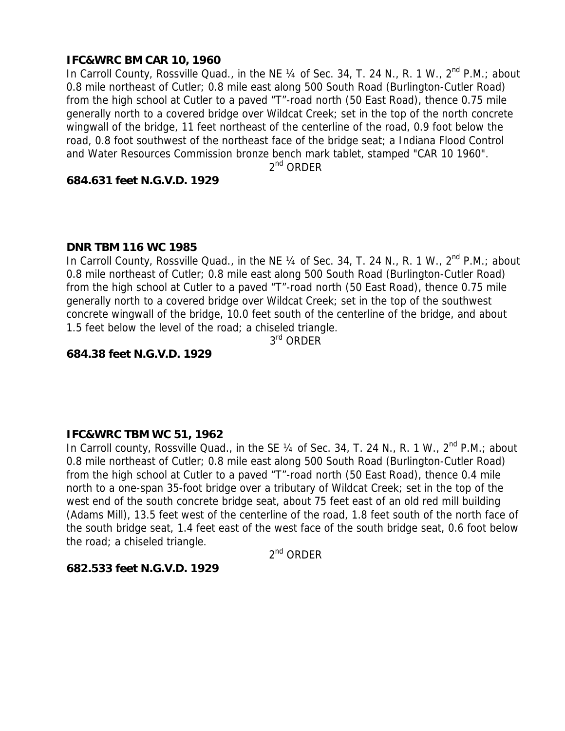**IFC&WRC BM CAR 10, 1960**

In Carroll County, Rossville Quad., in the NE ¼ of Sec. 34, T. 24 N., R. 1 W., 2nd P.M.; about 0.8 mile northeast of Cutler; 0.8 mile east along 500 South Road (Burlington-Cutler Road) from the high school at Cutler to a paved "T"-road north (50 East Road), thence 0.75 mile generally north to a covered bridge over Wildcat Creek; set in the top of the north concrete wingwall of the bridge, 11 feet northeast of the centerline of the road, 0.9 foot below the road, 0.8 foot southwest of the northeast face of the bridge seat; a Indiana Flood Control and Water Resources Commission bronze bench mark tablet, stamped "CAR 10 1960".

2nd ORDER

**684.631 feet N.G.V.D. 1929**

**DNR TBM 116 WC 1985**

In Carroll County, Rossville Quad., in the NE ¼ of Sec. 34, T. 24 N., R. 1 W., 2nd P.M.; about 0.8 mile northeast of Cutler; 0.8 mile east along 500 South Road (Burlington-Cutler Road) from the high school at Cutler to a paved "T"-road north (50 East Road), thence 0.75 mile generally north to a covered bridge over Wildcat Creek; set in the top of the southwest concrete wingwall of the bridge, 10.0 feet south of the centerline of the bridge, and about 1.5 feet below the level of the road; a chiseled triangle.

3rd ORDER

**684.38 feet N.G.V.D. 1929**

**IFC&WRC TBM WC 51, 1962**

In Carroll county, Rossville Quad., in the SE ¼ of Sec. 34, T. 24 N., R. 1 W., 2nd P.M.; about 0.8 mile northeast of Cutler; 0.8 mile east along 500 South Road (Burlington-Cutler Road) from the high school at Cutler to a paved "T"-road north (50 East Road), thence 0.4 mile north to a one-span 35-foot bridge over a tributary of Wildcat Creek; set in the top of the west end of the south concrete bridge seat, about 75 feet east of an old red mill building (Adams Mill), 13.5 feet west of the centerline of the road, 1.8 feet south of the north face of the south bridge seat, 1.4 feet east of the west face of the south bridge seat, 0.6 foot below the road; a chiseled triangle.

2nd ORDER

**682.533 feet N.G.V.D. 1929**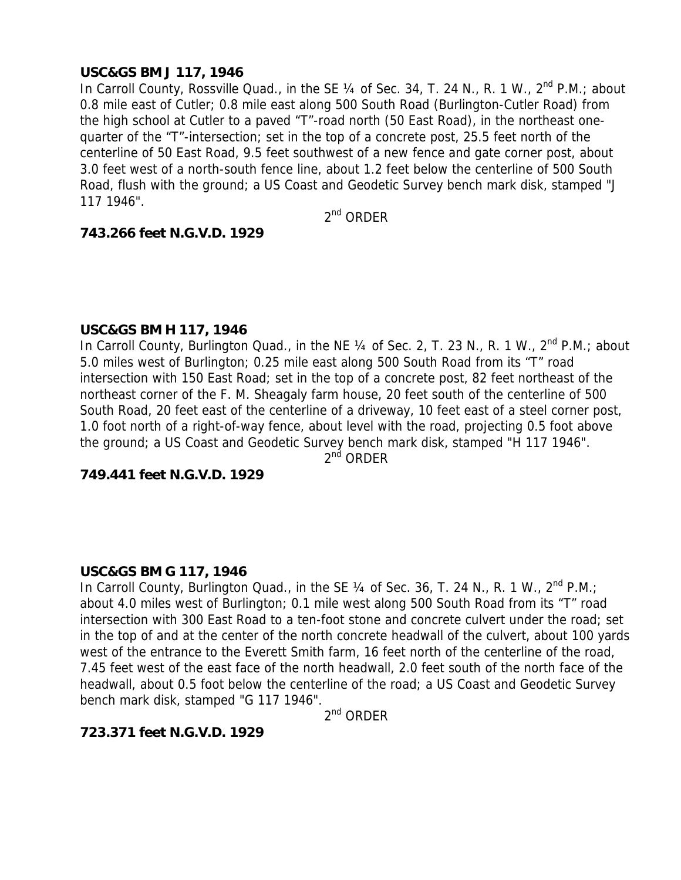**USC&GS BM J 117, 1946**

In Carroll County, Rossville Quad., in the SE ¼ of Sec. 34, T. 24 N., R. 1 W., 2nd P.M.; about 0.8 mile east of Cutler; 0.8 mile east along 500 South Road (Burlington-Cutler Road) from the high school at Cutler to a paved "T"-road north (50 East Road), in the northeast one-quarter of the "T"-intersection; set in the top of a concrete post, 25.5 feet north of the centerline of 50 East Road, 9.5 feet southwest of a new fence and gate corner post, about 3.0 feet west of a north-south fence line, about 1.2 feet below the centerline of 500 South Road, flush with the ground; a US Coast and Geodetic Survey bench mark disk, stamped "J 117 1946".

2nd ORDER

**743.266 feet N.G.V.D. 1929**

**USC&GS BM H 117, 1946**

In Carroll County, Burlington Quad., in the NE ¼ of Sec. 2, T. 23 N., R. 1 W., 2nd P.M.; about 5.0 miles west of Burlington; 0.25 mile east along 500 South Road from its "T" road intersection with 150 East Road; set in the top of a concrete post, 82 feet northeast of the northeast corner of the F. M. Sheagaly farm house, 20 feet south of the centerline of 500 South Road, 20 feet east of the centerline of a driveway, 10 feet east of a steel corner post, 1.0 foot north of a right-of-way fence, about level with the road, projecting 0.5 foot above the ground; a US Coast and Geodetic Survey bench mark disk, stamped "H 117 1946".

2nd ORDER

**749.441 feet N.G.V.D. 1929**

**USC&GS BM G 117, 1946**

In Carroll County, Burlington Quad., in the SE ¼ of Sec. 36, T. 24 N., R. 1 W., 2nd P.M.; about 4.0 miles west of Burlington; 0.1 mile west along 500 South Road from its "T" road intersection with 300 East Road to a ten-foot stone and concrete culvert under the road; set in the top of and at the center of the north concrete headwall of the culvert, about 100 yards west of the entrance to the Everett Smith farm, 16 feet north of the centerline of the road, 7.45 feet west of the east face of the north headwall, 2.0 feet south of the north face of the headwall, about 0.5 foot below the centerline of the road; a US Coast and Geodetic Survey bench mark disk, stamped "G 117 1946".

2nd ORDER

**723.371 feet N.G.V.D. 1929**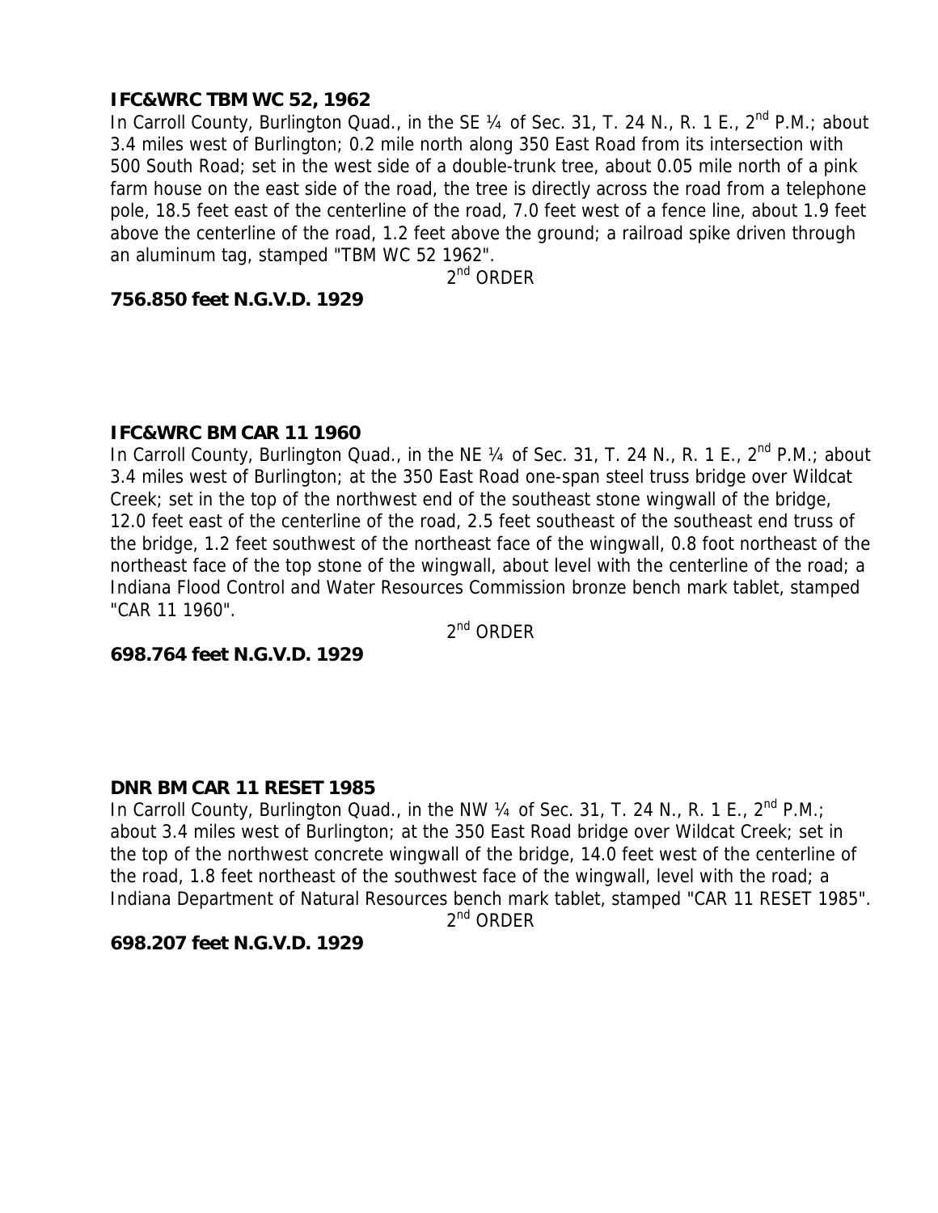**IFC&WRC TBM WC 52, 1962**

In Carroll County, Burlington Quad., in the SE ¼ of Sec. 31, T. 24 N., R. 1 E., 2nd P.M.; about 3.4 miles west of Burlington; 0.2 mile north along 350 East Road from its intersection with 500 South Road; set in the west side of a double-trunk tree, about 0.05 mile north of a pink farm house on the east side of the road, the tree is directly across the road from a telephone pole, 18.5 feet east of the centerline of the road, 7.0 feet west of a fence line, about 1.9 feet above the centerline of the road, 1.2 feet above the ground; a railroad spike driven through an aluminum tag, stamped "TBM WC 52 1962".

2nd ORDER

**756.850 feet N.G.V.D. 1929**

**IFC&WRC BM CAR 11 1960**

In Carroll County, Burlington Quad., in the NE ¼ of Sec. 31, T. 24 N., R. 1 E., 2nd P.M.; about 3.4 miles west of Burlington; at the 350 East Road one-span steel truss bridge over Wildcat Creek; set in the top of the northwest end of the southeast stone wingwall of the bridge, 12.0 feet east of the centerline of the road, 2.5 feet southeast of the southeast end truss of the bridge, 1.2 feet southwest of the northeast face of the wingwall, 0.8 foot northeast of the northeast face of the top stone of the wingwall, about level with the centerline of the road; a Indiana Flood Control and Water Resources Commission bronze bench mark tablet, stamped "CAR 11 1960".

2nd ORDER

**698.764 feet N.G.V.D. 1929**

**DNR BM CAR 11 RESET 1985**

In Carroll County, Burlington Quad., in the NW ¼ of Sec. 31, T. 24 N., R. 1 E., 2nd P.M.; about 3.4 miles west of Burlington; at the 350 East Road bridge over Wildcat Creek; set in the top of the northwest concrete wingwall of the bridge, 14.0 feet west of the centerline of the road, 1.8 feet northeast of the southwest face of the wingwall, level with the road; a Indiana Department of Natural Resources bench mark tablet, stamped "CAR 11 RESET 1985".

2nd ORDER

**698.207 feet N.G.V.D. 1929**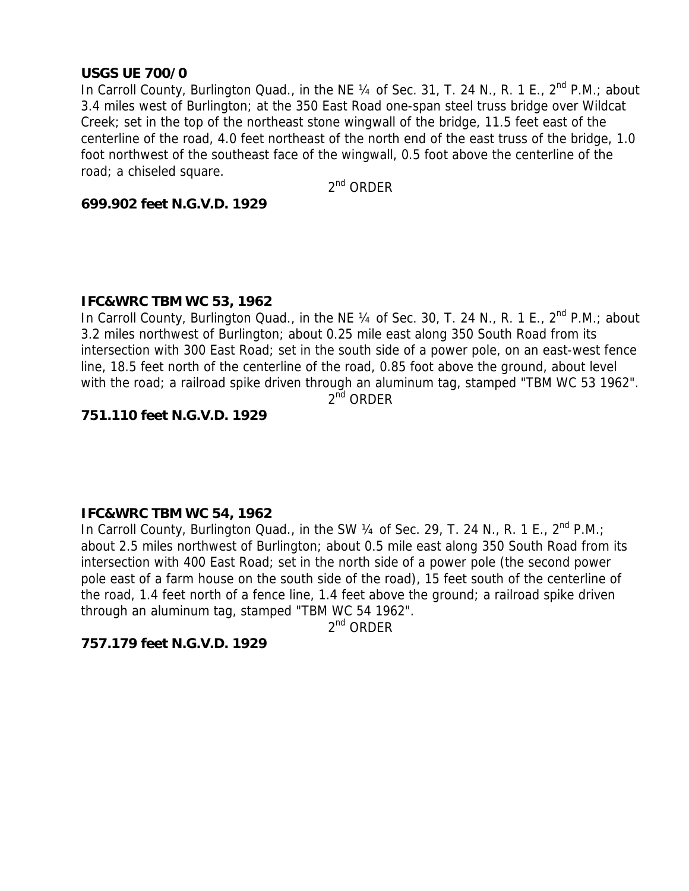**USGS UE 700/0**

In Carroll County, Burlington Quad., in the NE ¼ of Sec. 31, T. 24 N., R. 1 E., 2nd P.M.; about 3.4 miles west of Burlington; at the 350 East Road one-span steel truss bridge over Wildcat Creek; set in the top of the northeast stone wingwall of the bridge, 11.5 feet east of the centerline of the road, 4.0 feet northeast of the north end of the east truss of the bridge, 1.0 foot northwest of the southeast face of the wingwall, 0.5 foot above the centerline of the road; a chiseled square.

2nd ORDER

**699.902 feet N.G.V.D. 1929**

**IFC&WRC TBM WC 53, 1962**

In Carroll County, Burlington Quad., in the NE ¼ of Sec. 30, T. 24 N., R. 1 E., 2nd P.M.; about 3.2 miles northwest of Burlington; about 0.25 mile east along 350 South Road from its intersection with 300 East Road; set in the south side of a power pole, on an east-west fence line, 18.5 feet north of the centerline of the road, 0.85 foot above the ground, about level with the road; a railroad spike driven through an aluminum tag, stamped "TBM WC 53 1962".

2nd ORDER

**751.110 feet N.G.V.D. 1929**

**IFC&WRC TBM WC 54, 1962**

In Carroll County, Burlington Quad., in the SW ¼ of Sec. 29, T. 24 N., R. 1 E., 2nd P.M.; about 2.5 miles northwest of Burlington; about 0.5 mile east along 350 South Road from its intersection with 400 East Road; set in the north side of a power pole (the second power pole east of a farm house on the south side of the road), 15 feet south of the centerline of the road, 1.4 feet north of a fence line, 1.4 feet above the ground; a railroad spike driven through an aluminum tag, stamped "TBM WC 54 1962".

2nd ORDER

**757.179 feet N.G.V.D. 1929**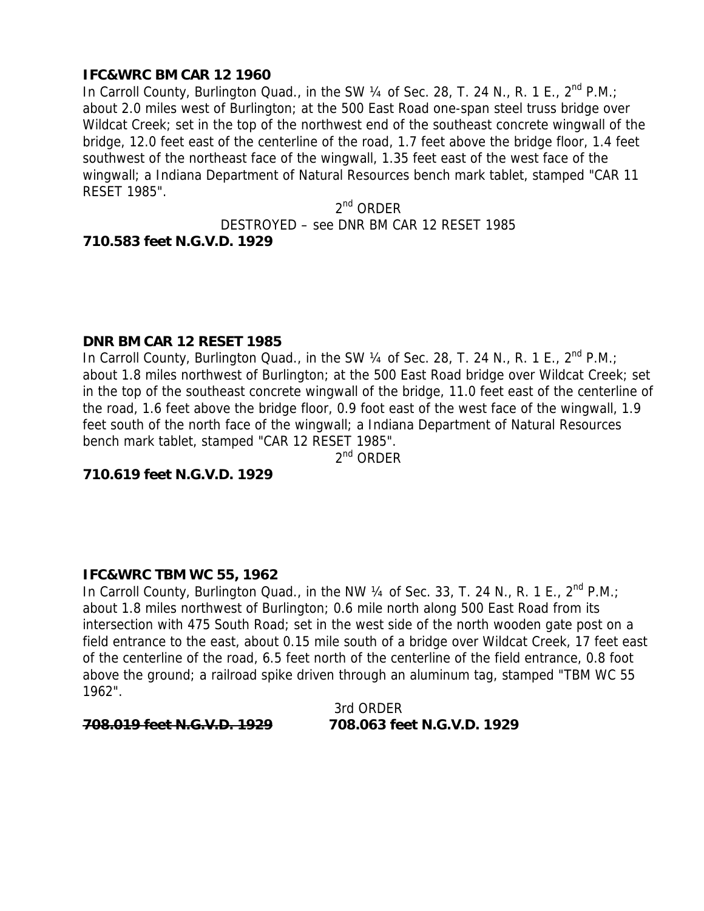**IFC&WRC BM CAR 12 1960**

In Carroll County, Burlington Quad., in the SW ¼ of Sec. 28, T. 24 N., R. 1 E., 2nd P.M.; about 2.0 miles west of Burlington; at the 500 East Road one-span steel truss bridge over Wildcat Creek; set in the top of the northwest end of the southeast concrete wingwall of the bridge, 12.0 feet east of the centerline of the road, 1.7 feet above the bridge floor, 1.4 feet southwest of the northeast face of the wingwall, 1.35 feet east of the west face of the wingwall; a Indiana Department of Natural Resources bench mark tablet, stamped "CAR 11 RESET 1985".

2nd ORDER

DESTROYED – see DNR BM CAR 12 RESET 1985

**710.583 feet N.G.V.D. 1929**

**DNR BM CAR 12 RESET 1985**

In Carroll County, Burlington Quad., in the SW ¼ of Sec. 28, T. 24 N., R. 1 E., 2nd P.M.; about 1.8 miles northwest of Burlington; at the 500 East Road bridge over Wildcat Creek; set in the top of the southeast concrete wingwall of the bridge, 11.0 feet east of the centerline of the road, 1.6 feet above the bridge floor, 0.9 foot east of the west face of the wingwall, 1.9 feet south of the north face of the wingwall; a Indiana Department of Natural Resources bench mark tablet, stamped "CAR 12 RESET 1985".

2nd ORDER

**710.619 feet N.G.V.D. 1929**

**IFC&WRC TBM WC 55, 1962**

In Carroll County, Burlington Quad., in the NW ¼ of Sec. 33, T. 24 N., R. 1 E., 2nd P.M.; about 1.8 miles northwest of Burlington; 0.6 mile north along 500 East Road from its intersection with 475 South Road; set in the west side of the north wooden gate post on a field entrance to the east, about 0.15 mile south of a bridge over Wildcat Creek, 17 feet east of the centerline of the road, 6.5 feet north of the centerline of the field entrance, 0.8 foot above the ground; a railroad spike driven through an aluminum tag, stamped "TBM WC 55 1962".

3rd ORDER

~~**708.019 feet N.G.V.D. 1929**~~ **708.063 feet N.G.V.D. 1929**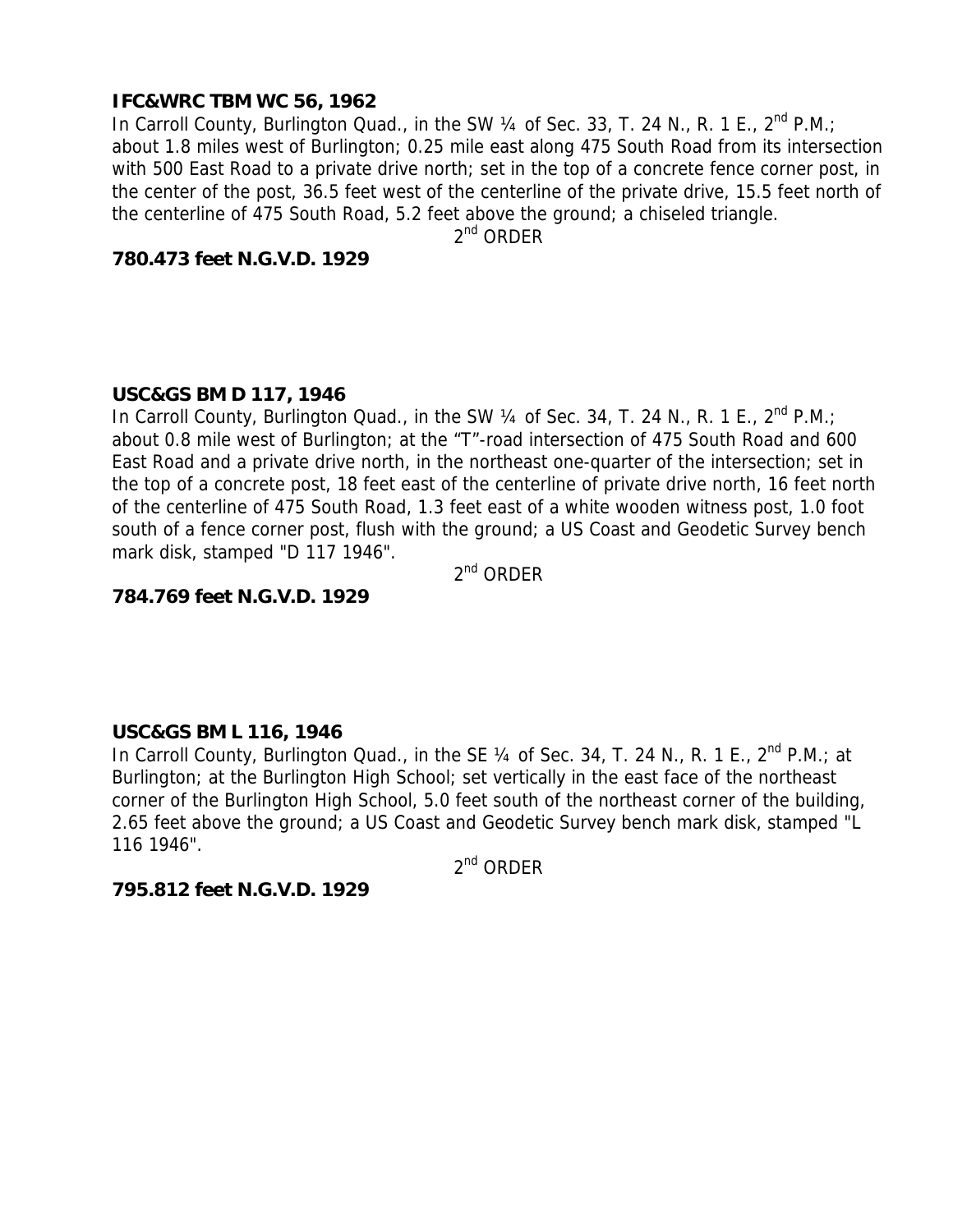**IFC&WRC TBM WC 56, 1962**

In Carroll County, Burlington Quad., in the SW ¼ of Sec. 33, T. 24 N., R. 1 E., 2nd P.M.; about 1.8 miles west of Burlington; 0.25 mile east along 475 South Road from its intersection with 500 East Road to a private drive north; set in the top of a concrete fence corner post, in the center of the post, 36.5 feet west of the centerline of the private drive, 15.5 feet north of the centerline of 475 South Road, 5.2 feet above the ground; a chiseled triangle.

2nd ORDER

**780.473 feet N.G.V.D. 1929**

**USC&GS BM D 117, 1946**

In Carroll County, Burlington Quad., in the SW ¼ of Sec. 34, T. 24 N., R. 1 E., 2nd P.M.; about 0.8 mile west of Burlington; at the "T"-road intersection of 475 South Road and 600 East Road and a private drive north, in the northeast one-quarter of the intersection; set in the top of a concrete post, 18 feet east of the centerline of private drive north, 16 feet north of the centerline of 475 South Road, 1.3 feet east of a white wooden witness post, 1.0 foot south of a fence corner post, flush with the ground; a US Coast and Geodetic Survey bench mark disk, stamped "D 117 1946".

2nd ORDER

**784.769 feet N.G.V.D. 1929**

**USC&GS BM L 116, 1946**

In Carroll County, Burlington Quad., in the SE ¼ of Sec. 34, T. 24 N., R. 1 E., 2nd P.M.; at Burlington; at the Burlington High School; set vertically in the east face of the northeast corner of the Burlington High School, 5.0 feet south of the northeast corner of the building, 2.65 feet above the ground; a US Coast and Geodetic Survey bench mark disk, stamped "L 116 1946".

2nd ORDER

**795.812 feet N.G.V.D. 1929**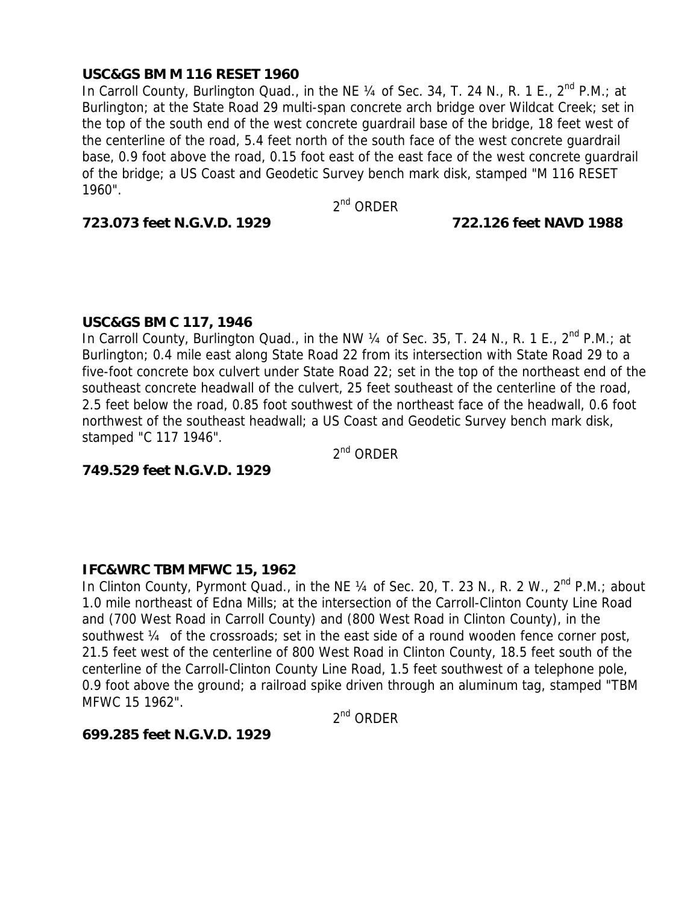**USC&GS BM M 116 RESET 1960**

In Carroll County, Burlington Quad., in the NE ¼ of Sec. 34, T. 24 N., R. 1 E., 2nd P.M.; at Burlington; at the State Road 29 multi-span concrete arch bridge over Wildcat Creek; set in the top of the south end of the west concrete guardrail base of the bridge, 18 feet west of the centerline of the road, 5.4 feet north of the south face of the west concrete guardrail base, 0.9 foot above the road, 0.15 foot east of the east face of the west concrete guardrail of the bridge; a US Coast and Geodetic Survey bench mark disk, stamped "M 116 RESET 1960".

2nd ORDER

**723.073 feet N.G.V.D. 1929** **722.126 feet NAVD 1988**

**USC&GS BM C 117, 1946**

In Carroll County, Burlington Quad., in the NW ¼ of Sec. 35, T. 24 N., R. 1 E., 2nd P.M.; at Burlington; 0.4 mile east along State Road 22 from its intersection with State Road 29 to a five-foot concrete box culvert under State Road 22; set in the top of the northeast end of the southeast concrete headwall of the culvert, 25 feet southeast of the centerline of the road, 2.5 feet below the road, 0.85 foot southwest of the northeast face of the headwall, 0.6 foot northwest of the southeast headwall; a US Coast and Geodetic Survey bench mark disk, stamped "C 117 1946".

2nd ORDER

**749.529 feet N.G.V.D. 1929**

**IFC&WRC TBM MFWC 15, 1962**

In Clinton County, Pyrmont Quad., in the NE ¼ of Sec. 20, T. 23 N., R. 2 W., 2nd P.M.; about 1.0 mile northeast of Edna Mills; at the intersection of the Carroll-Clinton County Line Road and (700 West Road in Carroll County) and (800 West Road in Clinton County), in the southwest ¼ of the crossroads; set in the east side of a round wooden fence corner post, 21.5 feet west of the centerline of 800 West Road in Clinton County, 18.5 feet south of the centerline of the Carroll-Clinton County Line Road, 1.5 feet southwest of a telephone pole, 0.9 foot above the ground; a railroad spike driven through an aluminum tag, stamped "TBM MFWC 15 1962".

2nd ORDER

**699.285 feet N.G.V.D. 1929**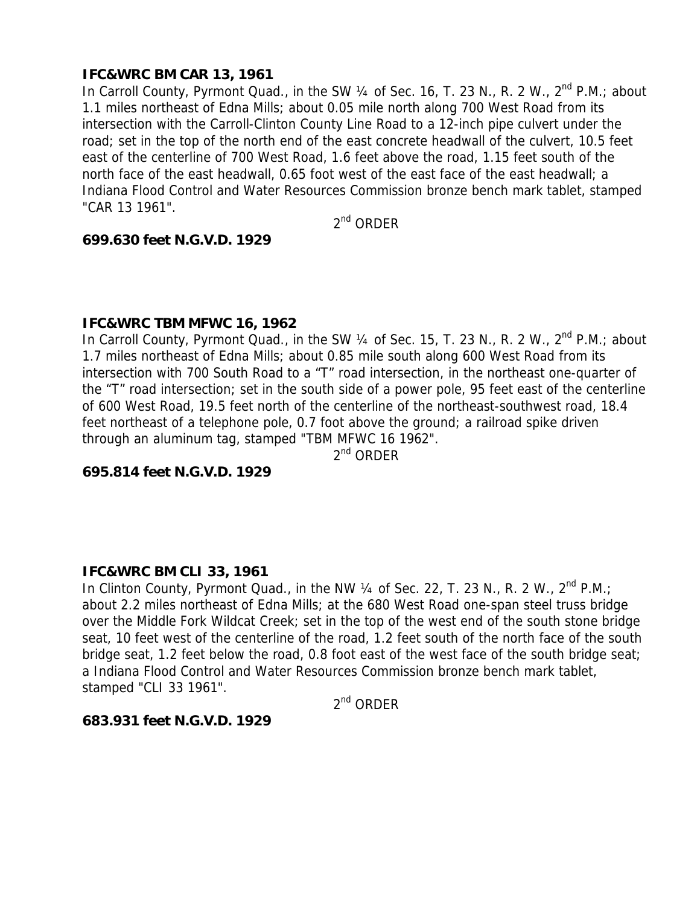**IFC&WRC BM CAR 13, 1961**

In Carroll County, Pyrmont Quad., in the SW ¼ of Sec. 16, T. 23 N., R. 2 W., 2nd P.M.; about 1.1 miles northeast of Edna Mills; about 0.05 mile north along 700 West Road from its intersection with the Carroll-Clinton County Line Road to a 12-inch pipe culvert under the road; set in the top of the north end of the east concrete headwall of the culvert, 10.5 feet east of the centerline of 700 West Road, 1.6 feet above the road, 1.15 feet south of the north face of the east headwall, 0.65 foot west of the east face of the east headwall; a Indiana Flood Control and Water Resources Commission bronze bench mark tablet, stamped "CAR 13 1961".

2nd ORDER

**699.630 feet N.G.V.D. 1929**

**IFC&WRC TBM MFWC 16, 1962**

In Carroll County, Pyrmont Quad., in the SW ¼ of Sec. 15, T. 23 N., R. 2 W., 2nd P.M.; about 1.7 miles northeast of Edna Mills; about 0.85 mile south along 600 West Road from its intersection with 700 South Road to a "T" road intersection, in the northeast one-quarter of the "T" road intersection; set in the south side of a power pole, 95 feet east of the centerline of 600 West Road, 19.5 feet north of the centerline of the northeast-southwest road, 18.4 feet northeast of a telephone pole, 0.7 foot above the ground; a railroad spike driven through an aluminum tag, stamped "TBM MFWC 16 1962".

2nd ORDER

**695.814 feet N.G.V.D. 1929**

**IFC&WRC BM CLI 33, 1961**

In Clinton County, Pyrmont Quad., in the NW ¼ of Sec. 22, T. 23 N., R. 2 W., 2nd P.M.; about 2.2 miles northeast of Edna Mills; at the 680 West Road one-span steel truss bridge over the Middle Fork Wildcat Creek; set in the top of the west end of the south stone bridge seat, 10 feet west of the centerline of the road, 1.2 feet south of the north face of the south bridge seat, 1.2 feet below the road, 0.8 foot east of the west face of the south bridge seat; a Indiana Flood Control and Water Resources Commission bronze bench mark tablet, stamped "CLI 33 1961".

2nd ORDER

**683.931 feet N.G.V.D. 1929**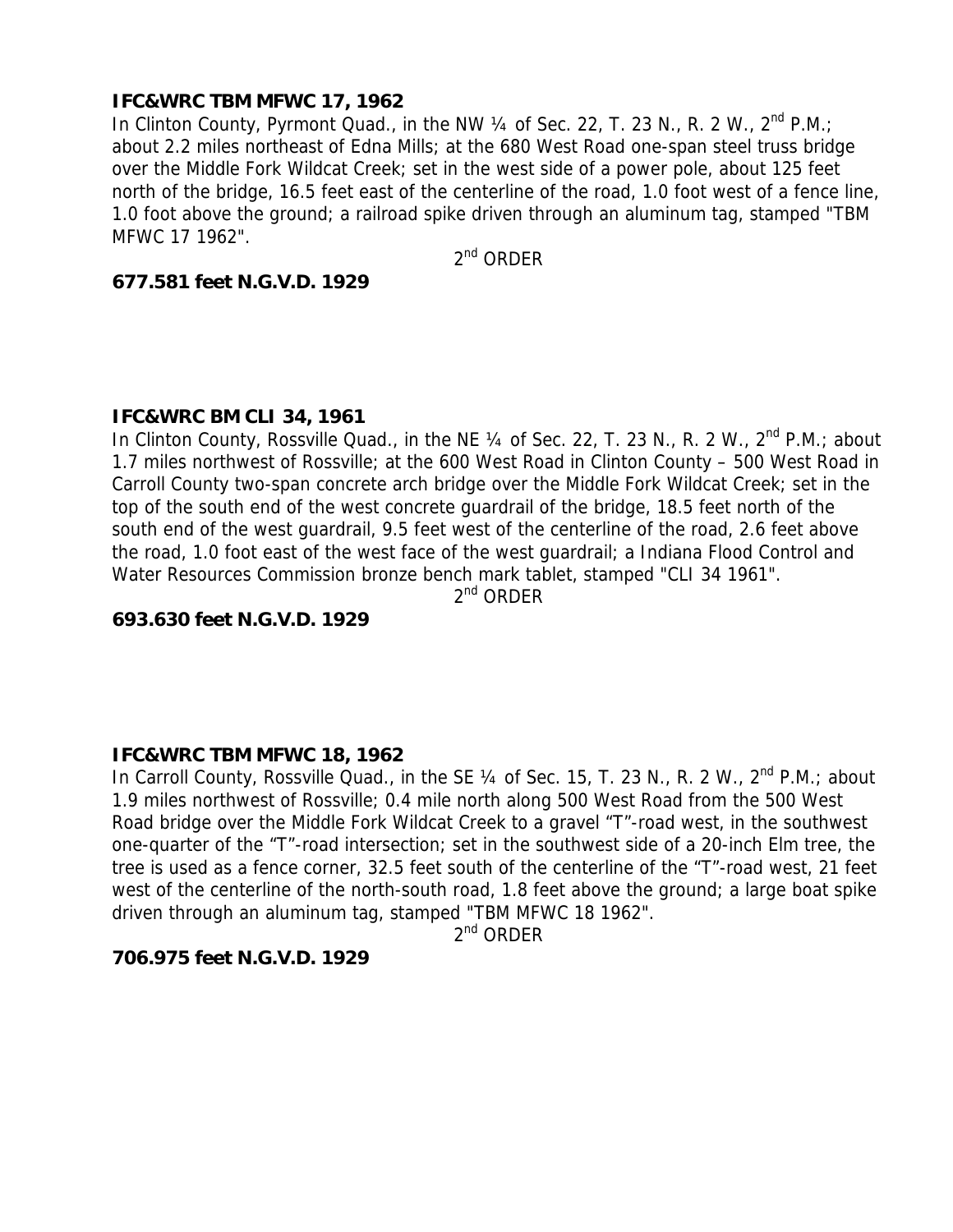**IFC&WRC TBM MFWC 17, 1962**

In Clinton County, Pyrmont Quad., in the NW ¼ of Sec. 22, T. 23 N., R. 2 W., 2nd P.M.; about 2.2 miles northeast of Edna Mills; at the 680 West Road one-span steel truss bridge over the Middle Fork Wildcat Creek; set in the west side of a power pole, about 125 feet north of the bridge, 16.5 feet east of the centerline of the road, 1.0 foot west of a fence line, 1.0 foot above the ground; a railroad spike driven through an aluminum tag, stamped "TBM MFWC 17 1962".

2nd ORDER

**677.581 feet N.G.V.D. 1929**

**IFC&WRC BM CLI 34, 1961**

In Clinton County, Rossville Quad., in the NE ¼ of Sec. 22, T. 23 N., R. 2 W., 2nd P.M.; about 1.7 miles northwest of Rossville; at the 600 West Road in Clinton County – 500 West Road in Carroll County two-span concrete arch bridge over the Middle Fork Wildcat Creek; set in the top of the south end of the west concrete guardrail of the bridge, 18.5 feet north of the south end of the west guardrail, 9.5 feet west of the centerline of the road, 2.6 feet above the road, 1.0 foot east of the west face of the west guardrail; a Indiana Flood Control and Water Resources Commission bronze bench mark tablet, stamped "CLI 34 1961".

2nd ORDER

**693.630 feet N.G.V.D. 1929**

**IFC&WRC TBM MFWC 18, 1962**

In Carroll County, Rossville Quad., in the SE ¼ of Sec. 15, T. 23 N., R. 2 W., 2nd P.M.; about 1.9 miles northwest of Rossville; 0.4 mile north along 500 West Road from the 500 West Road bridge over the Middle Fork Wildcat Creek to a gravel "T"-road west, in the southwest one-quarter of the "T"-road intersection; set in the southwest side of a 20-inch Elm tree, the tree is used as a fence corner, 32.5 feet south of the centerline of the "T"-road west, 21 feet west of the centerline of the north-south road, 1.8 feet above the ground; a large boat spike driven through an aluminum tag, stamped "TBM MFWC 18 1962".

2nd ORDER

**706.975 feet N.G.V.D. 1929**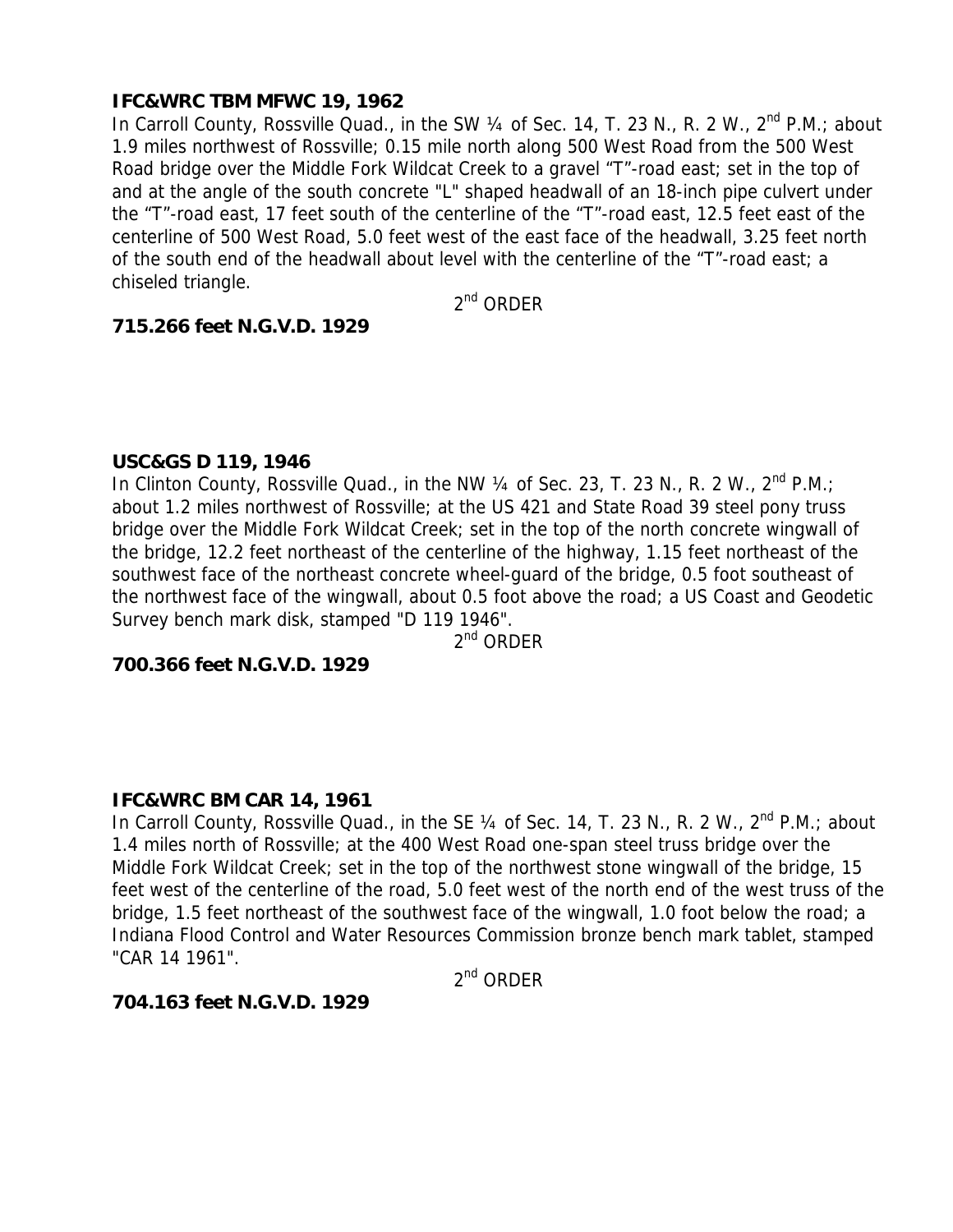**IFC&WRC TBM MFWC 19, 1962**

In Carroll County, Rossville Quad., in the SW ¼ of Sec. 14, T. 23 N., R. 2 W., 2nd P.M.; about 1.9 miles northwest of Rossville; 0.15 mile north along 500 West Road from the 500 West Road bridge over the Middle Fork Wildcat Creek to a gravel "T"-road east; set in the top of and at the angle of the south concrete "L" shaped headwall of an 18-inch pipe culvert under the "T"-road east, 17 feet south of the centerline of the "T"-road east, 12.5 feet east of the centerline of 500 West Road, 5.0 feet west of the east face of the headwall, 3.25 feet north of the south end of the headwall about level with the centerline of the "T"-road east; a chiseled triangle.

2nd ORDER

**715.266 feet N.G.V.D. 1929**

**USC&GS D 119, 1946**

In Clinton County, Rossville Quad., in the NW ¼ of Sec. 23, T. 23 N., R. 2 W., 2nd P.M.; about 1.2 miles northwest of Rossville; at the US 421 and State Road 39 steel pony truss bridge over the Middle Fork Wildcat Creek; set in the top of the north concrete wingwall of the bridge, 12.2 feet northeast of the centerline of the highway, 1.15 feet northeast of the southwest face of the northeast concrete wheel-guard of the bridge, 0.5 foot southeast of the northwest face of the wingwall, about 0.5 foot above the road; a US Coast and Geodetic Survey bench mark disk, stamped "D 119 1946".

2nd ORDER

**700.366 feet N.G.V.D. 1929**

**IFC&WRC BM CAR 14, 1961**

In Carroll County, Rossville Quad., in the SE ¼ of Sec. 14, T. 23 N., R. 2 W., 2nd P.M.; about 1.4 miles north of Rossville; at the 400 West Road one-span steel truss bridge over the Middle Fork Wildcat Creek; set in the top of the northwest stone wingwall of the bridge, 15 feet west of the centerline of the road, 5.0 feet west of the north end of the west truss of the bridge, 1.5 feet northeast of the southwest face of the wingwall, 1.0 foot below the road; a Indiana Flood Control and Water Resources Commission bronze bench mark tablet, stamped "CAR 14 1961".

2nd ORDER

**704.163 feet N.G.V.D. 1929**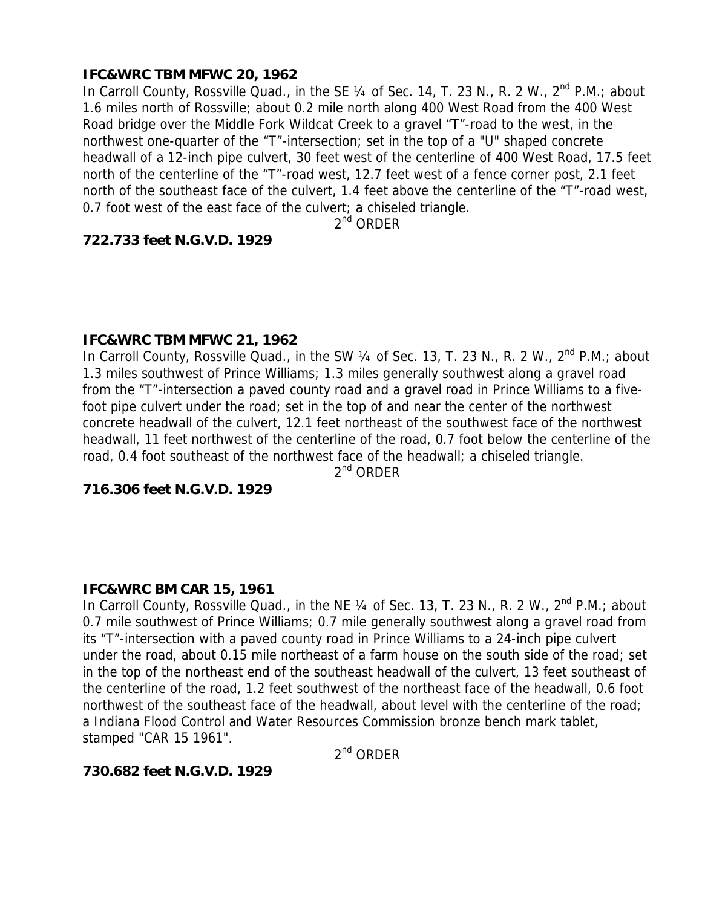**IFC&WRC TBM MFWC 20, 1962**

In Carroll County, Rossville Quad., in the SE ¼ of Sec. 14, T. 23 N., R. 2 W., 2nd P.M.; about 1.6 miles north of Rossville; about 0.2 mile north along 400 West Road from the 400 West Road bridge over the Middle Fork Wildcat Creek to a gravel "T"-road to the west, in the northwest one-quarter of the "T"-intersection; set in the top of a "U" shaped concrete headwall of a 12-inch pipe culvert, 30 feet west of the centerline of 400 West Road, 17.5 feet north of the centerline of the "T"-road west, 12.7 feet west of a fence corner post, 2.1 feet north of the southeast face of the culvert, 1.4 feet above the centerline of the "T"-road west, 0.7 foot west of the east face of the culvert; a chiseled triangle.

2nd ORDER

**722.733 feet N.G.V.D. 1929**

**IFC&WRC TBM MFWC 21, 1962**

In Carroll County, Rossville Quad., in the SW ¼ of Sec. 13, T. 23 N., R. 2 W., 2nd P.M.; about 1.3 miles southwest of Prince Williams; 1.3 miles generally southwest along a gravel road from the "T"-intersection a paved county road and a gravel road in Prince Williams to a five-foot pipe culvert under the road; set in the top of and near the center of the northwest concrete headwall of the culvert, 12.1 feet northeast of the southwest face of the northwest headwall, 11 feet northwest of the centerline of the road, 0.7 foot below the centerline of the road, 0.4 foot southeast of the northwest face of the headwall; a chiseled triangle.

2nd ORDER

**716.306 feet N.G.V.D. 1929**

**IFC&WRC BM CAR 15, 1961**

In Carroll County, Rossville Quad., in the NE ¼ of Sec. 13, T. 23 N., R. 2 W., 2nd P.M.; about 0.7 mile southwest of Prince Williams; 0.7 mile generally southwest along a gravel road from its "T"-intersection with a paved county road in Prince Williams to a 24-inch pipe culvert under the road, about 0.15 mile northeast of a farm house on the south side of the road; set in the top of the northeast end of the southeast headwall of the culvert, 13 feet southeast of the centerline of the road, 1.2 feet southwest of the northeast face of the headwall, 0.6 foot northwest of the southeast face of the headwall, about level with the centerline of the road; a Indiana Flood Control and Water Resources Commission bronze bench mark tablet, stamped "CAR 15 1961".

2nd ORDER

**730.682 feet N.G.V.D. 1929**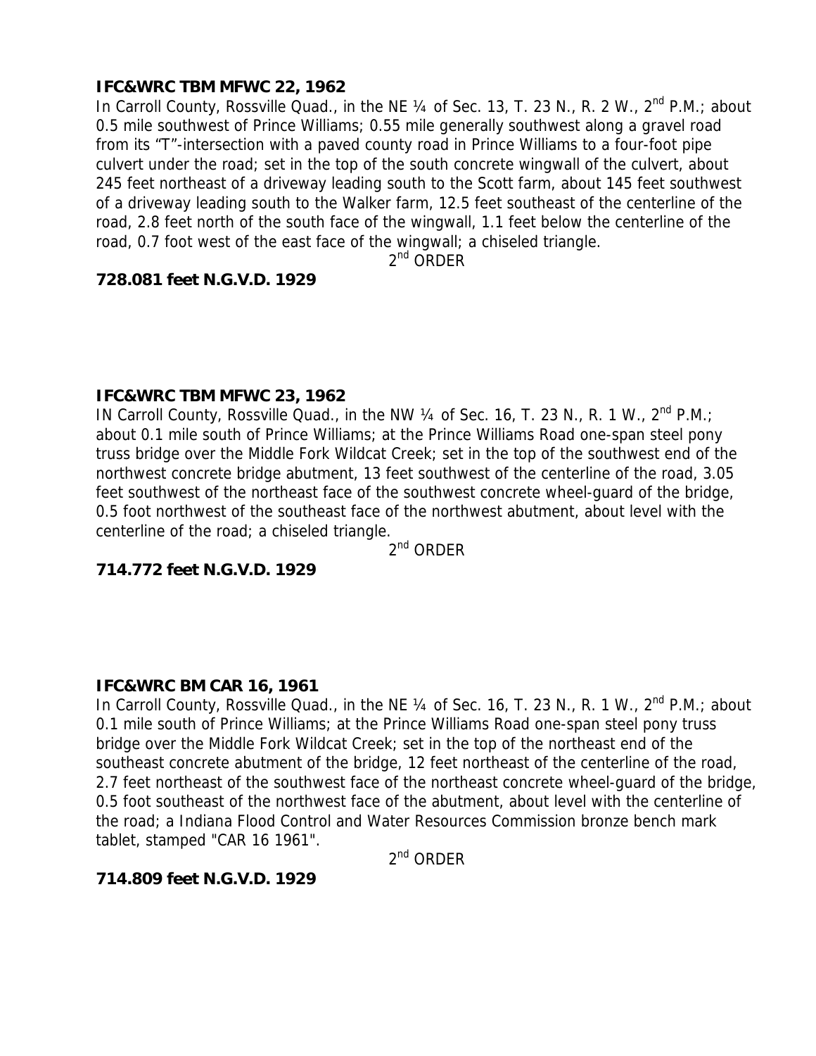**IFC&WRC TBM MFWC 22, 1962**

In Carroll County, Rossville Quad., in the NE ¼ of Sec. 13, T. 23 N., R. 2 W., 2nd P.M.; about 0.5 mile southwest of Prince Williams; 0.55 mile generally southwest along a gravel road from its "T"-intersection with a paved county road in Prince Williams to a four-foot pipe culvert under the road; set in the top of the south concrete wingwall of the culvert, about 245 feet northeast of a driveway leading south to the Scott farm, about 145 feet southwest of a driveway leading south to the Walker farm, 12.5 feet southeast of the centerline of the road, 2.8 feet north of the south face of the wingwall, 1.1 feet below the centerline of the road, 0.7 foot west of the east face of the wingwall; a chiseled triangle.

2nd ORDER

**728.081 feet N.G.V.D. 1929**

**IFC&WRC TBM MFWC 23, 1962**

IN Carroll County, Rossville Quad., in the NW ¼ of Sec. 16, T. 23 N., R. 1 W., 2nd P.M.; about 0.1 mile south of Prince Williams; at the Prince Williams Road one-span steel pony truss bridge over the Middle Fork Wildcat Creek; set in the top of the southwest end of the northwest concrete bridge abutment, 13 feet southwest of the centerline of the road, 3.05 feet southwest of the northeast face of the southwest concrete wheel-guard of the bridge, 0.5 foot northwest of the southeast face of the northwest abutment, about level with the centerline of the road; a chiseled triangle.

2nd ORDER

**714.772 feet N.G.V.D. 1929**

**IFC&WRC BM CAR 16, 1961**

In Carroll County, Rossville Quad., in the NE ¼ of Sec. 16, T. 23 N., R. 1 W., 2nd P.M.; about 0.1 mile south of Prince Williams; at the Prince Williams Road one-span steel pony truss bridge over the Middle Fork Wildcat Creek; set in the top of the northeast end of the southeast concrete abutment of the bridge, 12 feet northeast of the centerline of the road, 2.7 feet northeast of the southwest face of the northeast concrete wheel-guard of the bridge, 0.5 foot southeast of the northwest face of the abutment, about level with the centerline of the road; a Indiana Flood Control and Water Resources Commission bronze bench mark tablet, stamped "CAR 16 1961".

2nd ORDER

**714.809 feet N.G.V.D. 1929**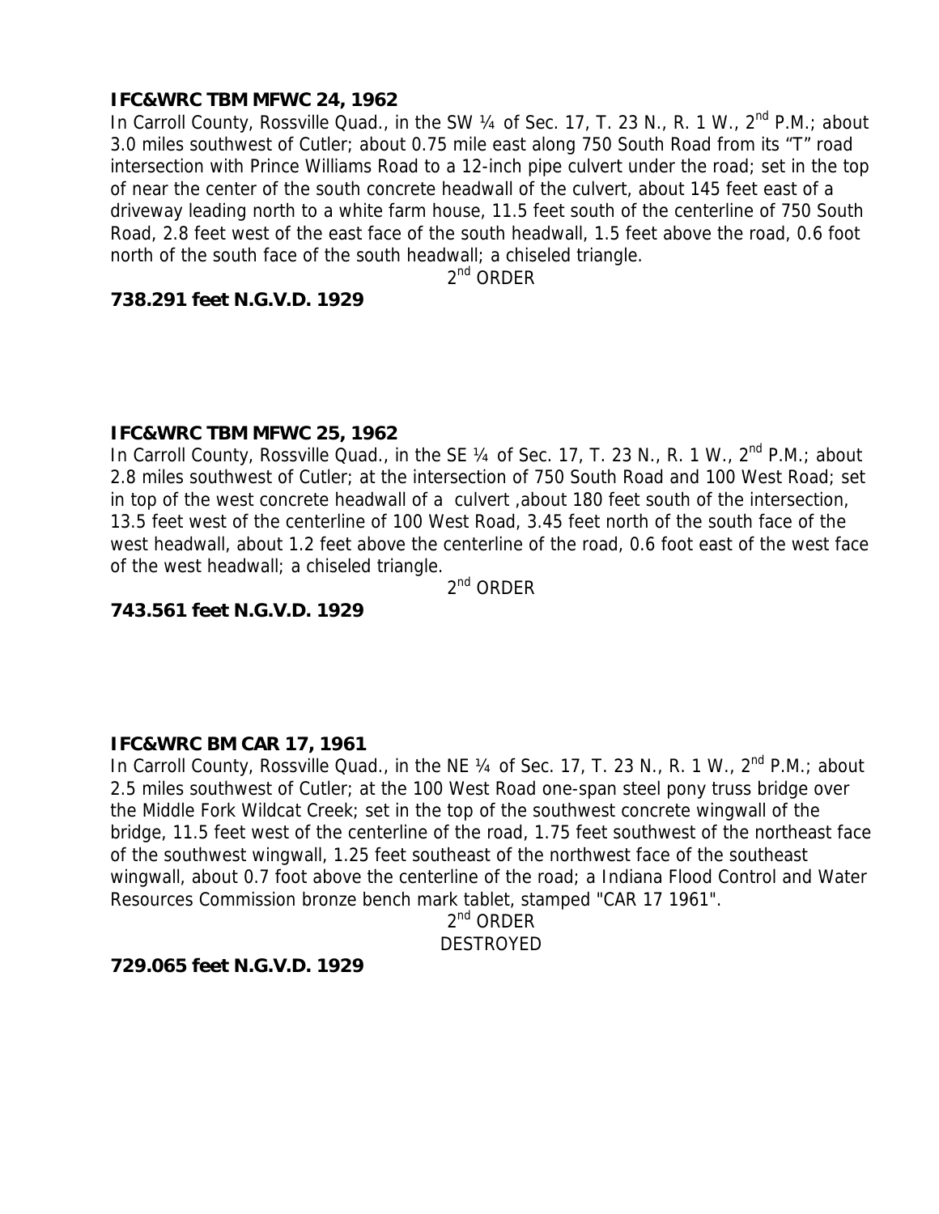**IFC&WRC TBM MFWC 24, 1962**

In Carroll County, Rossville Quad., in the SW ¼ of Sec. 17, T. 23 N., R. 1 W., 2nd P.M.; about 3.0 miles southwest of Cutler; about 0.75 mile east along 750 South Road from its "T" road intersection with Prince Williams Road to a 12-inch pipe culvert under the road; set in the top of near the center of the south concrete headwall of the culvert, about 145 feet east of a driveway leading north to a white farm house, 11.5 feet south of the centerline of 750 South Road, 2.8 feet west of the east face of the south headwall, 1.5 feet above the road, 0.6 foot north of the south face of the south headwall; a chiseled triangle.

2nd ORDER

**738.291 feet N.G.V.D. 1929**

**IFC&WRC TBM MFWC 25, 1962**

In Carroll County, Rossville Quad., in the SE ¼ of Sec. 17, T. 23 N., R. 1 W., 2nd P.M.; about 2.8 miles southwest of Cutler; at the intersection of 750 South Road and 100 West Road; set in top of the west concrete headwall of a culvert ,about 180 feet south of the intersection, 13.5 feet west of the centerline of 100 West Road, 3.45 feet north of the south face of the west headwall, about 1.2 feet above the centerline of the road, 0.6 foot east of the west face of the west headwall; a chiseled triangle.

2nd ORDER

**743.561 feet N.G.V.D. 1929**

**IFC&WRC BM CAR 17, 1961**

In Carroll County, Rossville Quad., in the NE ¼ of Sec. 17, T. 23 N., R. 1 W., 2nd P.M.; about 2.5 miles southwest of Cutler; at the 100 West Road one-span steel pony truss bridge over the Middle Fork Wildcat Creek; set in the top of the southwest concrete wingwall of the bridge, 11.5 feet west of the centerline of the road, 1.75 feet southwest of the northeast face of the southwest wingwall, 1.25 feet southeast of the northwest face of the southeast wingwall, about 0.7 foot above the centerline of the road; a Indiana Flood Control and Water Resources Commission bronze bench mark tablet, stamped "CAR 17 1961".

2nd ORDER

DESTROYED

**729.065 feet N.G.V.D. 1929**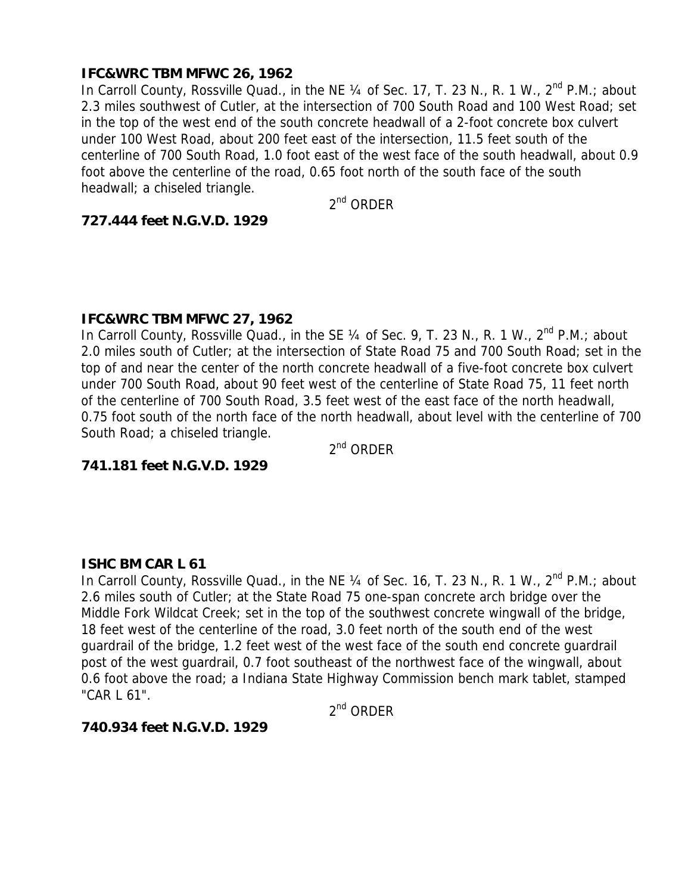**IFC&WRC TBM MFWC 26, 1962**

In Carroll County, Rossville Quad., in the NE ¼ of Sec. 17, T. 23 N., R. 1 W., 2nd P.M.; about 2.3 miles southwest of Cutler, at the intersection of 700 South Road and 100 West Road; set in the top of the west end of the south concrete headwall of a 2-foot concrete box culvert under 100 West Road, about 200 feet east of the intersection, 11.5 feet south of the centerline of 700 South Road, 1.0 foot east of the west face of the south headwall, about 0.9 foot above the centerline of the road, 0.65 foot north of the south face of the south headwall; a chiseled triangle.

2nd ORDER

**727.444 feet N.G.V.D. 1929**

**IFC&WRC TBM MFWC 27, 1962**

In Carroll County, Rossville Quad., in the SE ¼ of Sec. 9, T. 23 N., R. 1 W., 2nd P.M.; about 2.0 miles south of Cutler; at the intersection of State Road 75 and 700 South Road; set in the top of and near the center of the north concrete headwall of a five-foot concrete box culvert under 700 South Road, about 90 feet west of the centerline of State Road 75, 11 feet north of the centerline of 700 South Road, 3.5 feet west of the east face of the north headwall, 0.75 foot south of the north face of the north headwall, about level with the centerline of 700 South Road; a chiseled triangle.

2nd ORDER

**741.181 feet N.G.V.D. 1929**

**ISHC BM CAR L 61**

In Carroll County, Rossville Quad., in the NE ¼ of Sec. 16, T. 23 N., R. 1 W., 2nd P.M.; about 2.6 miles south of Cutler; at the State Road 75 one-span concrete arch bridge over the Middle Fork Wildcat Creek; set in the top of the southwest concrete wingwall of the bridge, 18 feet west of the centerline of the road, 3.0 feet north of the south end of the west guardrail of the bridge, 1.2 feet west of the west face of the south end concrete guardrail post of the west guardrail, 0.7 foot southeast of the northwest face of the wingwall, about 0.6 foot above the road; a Indiana State Highway Commission bench mark tablet, stamped "CAR L 61".

2nd ORDER

**740.934 feet N.G.V.D. 1929**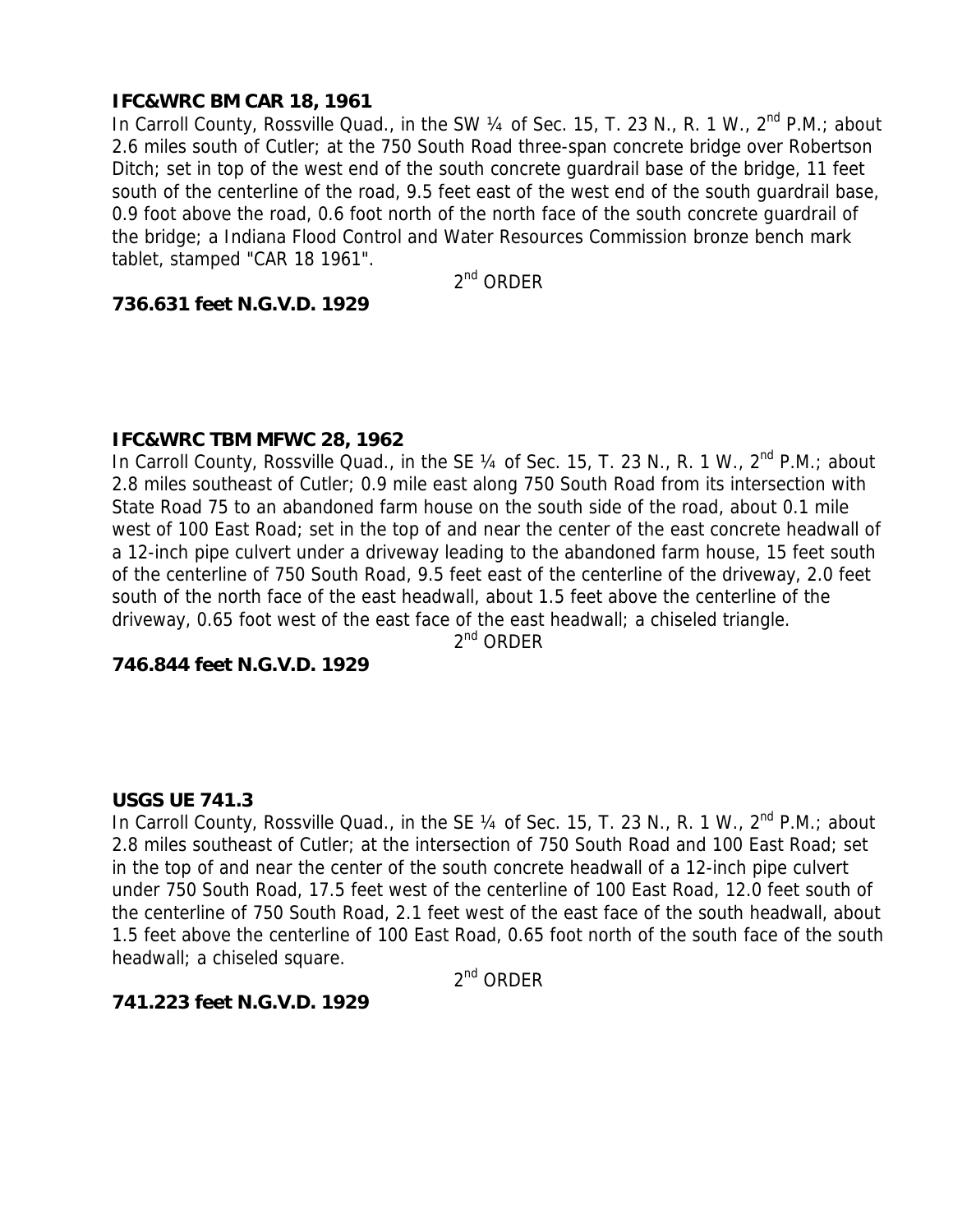**IFC&WRC BM CAR 18, 1961**

In Carroll County, Rossville Quad., in the SW ¼ of Sec. 15, T. 23 N., R. 1 W., 2nd P.M.; about 2.6 miles south of Cutler; at the 750 South Road three-span concrete bridge over Robertson Ditch; set in top of the west end of the south concrete guardrail base of the bridge, 11 feet south of the centerline of the road, 9.5 feet east of the west end of the south guardrail base, 0.9 foot above the road, 0.6 foot north of the north face of the south concrete guardrail of the bridge; a Indiana Flood Control and Water Resources Commission bronze bench mark tablet, stamped "CAR 18 1961".

2nd ORDER

**736.631 feet N.G.V.D. 1929**

**IFC&WRC TBM MFWC 28, 1962**

In Carroll County, Rossville Quad., in the SE ¼ of Sec. 15, T. 23 N., R. 1 W., 2nd P.M.; about 2.8 miles southeast of Cutler; 0.9 mile east along 750 South Road from its intersection with State Road 75 to an abandoned farm house on the south side of the road, about 0.1 mile west of 100 East Road; set in the top of and near the center of the east concrete headwall of a 12-inch pipe culvert under a driveway leading to the abandoned farm house, 15 feet south of the centerline of 750 South Road, 9.5 feet east of the centerline of the driveway, 2.0 feet south of the north face of the east headwall, about 1.5 feet above the centerline of the driveway, 0.65 foot west of the east face of the east headwall; a chiseled triangle.

2nd ORDER

**746.844 feet N.G.V.D. 1929**

**USGS UE 741.3**

In Carroll County, Rossville Quad., in the SE ¼ of Sec. 15, T. 23 N., R. 1 W., 2nd P.M.; about 2.8 miles southeast of Cutler; at the intersection of 750 South Road and 100 East Road; set in the top of and near the center of the south concrete headwall of a 12-inch pipe culvert under 750 South Road, 17.5 feet west of the centerline of 100 East Road, 12.0 feet south of the centerline of 750 South Road, 2.1 feet west of the east face of the south headwall, about 1.5 feet above the centerline of 100 East Road, 0.65 foot north of the south face of the south headwall; a chiseled square.

2nd ORDER

**741.223 feet N.G.V.D. 1929**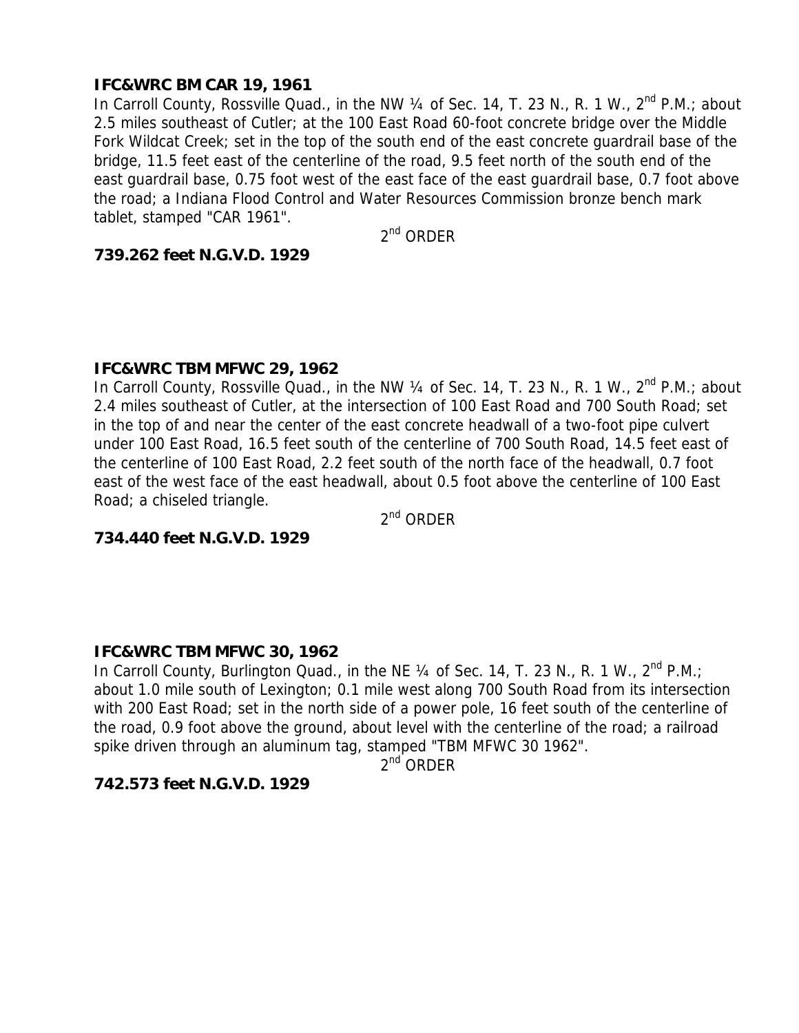**IFC&WRC BM CAR 19, 1961**

In Carroll County, Rossville Quad., in the NW ¼ of Sec. 14, T. 23 N., R. 1 W., 2nd P.M.; about 2.5 miles southeast of Cutler; at the 100 East Road 60-foot concrete bridge over the Middle Fork Wildcat Creek; set in the top of the south end of the east concrete guardrail base of the bridge, 11.5 feet east of the centerline of the road, 9.5 feet north of the south end of the east guardrail base, 0.75 foot west of the east face of the east guardrail base, 0.7 foot above the road; a Indiana Flood Control and Water Resources Commission bronze bench mark tablet, stamped "CAR 1961".

2nd ORDER

**739.262 feet N.G.V.D. 1929**

**IFC&WRC TBM MFWC 29, 1962**

In Carroll County, Rossville Quad., in the NW ¼ of Sec. 14, T. 23 N., R. 1 W., 2nd P.M.; about 2.4 miles southeast of Cutler, at the intersection of 100 East Road and 700 South Road; set in the top of and near the center of the east concrete headwall of a two-foot pipe culvert under 100 East Road, 16.5 feet south of the centerline of 700 South Road, 14.5 feet east of the centerline of 100 East Road, 2.2 feet south of the north face of the headwall, 0.7 foot east of the west face of the east headwall, about 0.5 foot above the centerline of 100 East Road; a chiseled triangle.

2nd ORDER

**734.440 feet N.G.V.D. 1929**

**IFC&WRC TBM MFWC 30, 1962**

In Carroll County, Burlington Quad., in the NE ¼ of Sec. 14, T. 23 N., R. 1 W., 2nd P.M.; about 1.0 mile south of Lexington; 0.1 mile west along 700 South Road from its intersection with 200 East Road; set in the north side of a power pole, 16 feet south of the centerline of the road, 0.9 foot above the ground, about level with the centerline of the road; a railroad spike driven through an aluminum tag, stamped "TBM MFWC 30 1962".

2nd ORDER

**742.573 feet N.G.V.D. 1929**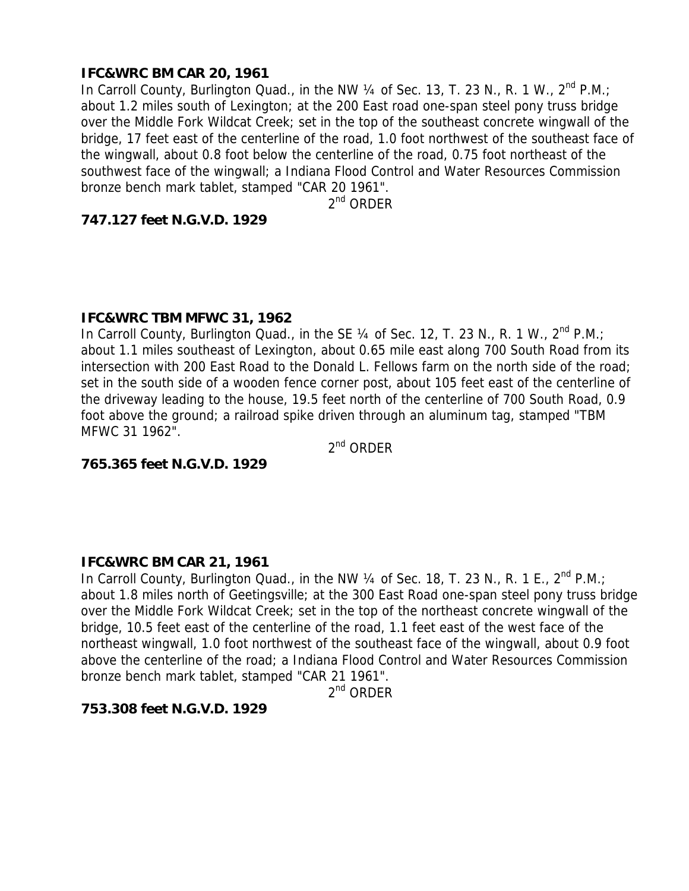**IFC&WRC BM CAR 20, 1961**

In Carroll County, Burlington Quad., in the NW ¼ of Sec. 13, T. 23 N., R. 1 W., 2nd P.M.; about 1.2 miles south of Lexington; at the 200 East road one-span steel pony truss bridge over the Middle Fork Wildcat Creek; set in the top of the southeast concrete wingwall of the bridge, 17 feet east of the centerline of the road, 1.0 foot northwest of the southeast face of the wingwall, about 0.8 foot below the centerline of the road, 0.75 foot northeast of the southwest face of the wingwall; a Indiana Flood Control and Water Resources Commission bronze bench mark tablet, stamped "CAR 20 1961".

2nd ORDER

**747.127 feet N.G.V.D. 1929**

**IFC&WRC TBM MFWC 31, 1962**

In Carroll County, Burlington Quad., in the SE ¼ of Sec. 12, T. 23 N., R. 1 W., 2nd P.M.; about 1.1 miles southeast of Lexington, about 0.65 mile east along 700 South Road from its intersection with 200 East Road to the Donald L. Fellows farm on the north side of the road; set in the south side of a wooden fence corner post, about 105 feet east of the centerline of the driveway leading to the house, 19.5 feet north of the centerline of 700 South Road, 0.9 foot above the ground; a railroad spike driven through an aluminum tag, stamped "TBM MFWC 31 1962".

2nd ORDER

**765.365 feet N.G.V.D. 1929**

**IFC&WRC BM CAR 21, 1961**

In Carroll County, Burlington Quad., in the NW ¼ of Sec. 18, T. 23 N., R. 1 E., 2nd P.M.; about 1.8 miles north of Geetingsville; at the 300 East Road one-span steel pony truss bridge over the Middle Fork Wildcat Creek; set in the top of the northeast concrete wingwall of the bridge, 10.5 feet east of the centerline of the road, 1.1 feet east of the west face of the northeast wingwall, 1.0 foot northwest of the southeast face of the wingwall, about 0.9 foot above the centerline of the road; a Indiana Flood Control and Water Resources Commission bronze bench mark tablet, stamped "CAR 21 1961".

2nd ORDER

**753.308 feet N.G.V.D. 1929**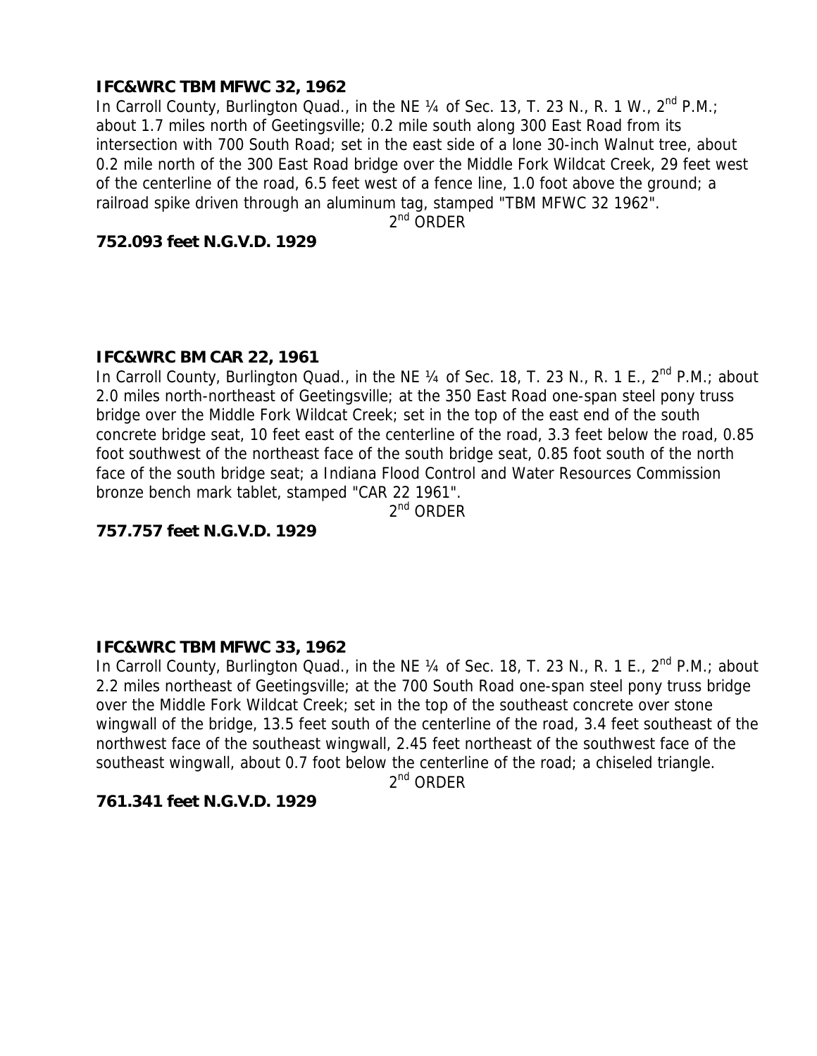**IFC&WRC TBM MFWC 32, 1962**

In Carroll County, Burlington Quad., in the NE ¼ of Sec. 13, T. 23 N., R. 1 W., 2nd P.M.; about 1.7 miles north of Geetingsville; 0.2 mile south along 300 East Road from its intersection with 700 South Road; set in the east side of a lone 30-inch Walnut tree, about 0.2 mile north of the 300 East Road bridge over the Middle Fork Wildcat Creek, 29 feet west of the centerline of the road, 6.5 feet west of a fence line, 1.0 foot above the ground; a railroad spike driven through an aluminum tag, stamped "TBM MFWC 32 1962".

2nd ORDER

**752.093 feet N.G.V.D. 1929**

**IFC&WRC BM CAR 22, 1961**

In Carroll County, Burlington Quad., in the NE ¼ of Sec. 18, T. 23 N., R. 1 E., 2nd P.M.; about 2.0 miles north-northeast of Geetingsville; at the 350 East Road one-span steel pony truss bridge over the Middle Fork Wildcat Creek; set in the top of the east end of the south concrete bridge seat, 10 feet east of the centerline of the road, 3.3 feet below the road, 0.85 foot southwest of the northeast face of the south bridge seat, 0.85 foot south of the north face of the south bridge seat; a Indiana Flood Control and Water Resources Commission bronze bench mark tablet, stamped "CAR 22 1961".

2nd ORDER

**757.757 feet N.G.V.D. 1929**

**IFC&WRC TBM MFWC 33, 1962**

In Carroll County, Burlington Quad., in the NE ¼ of Sec. 18, T. 23 N., R. 1 E., 2nd P.M.; about 2.2 miles northeast of Geetingsville; at the 700 South Road one-span steel pony truss bridge over the Middle Fork Wildcat Creek; set in the top of the southeast concrete over stone wingwall of the bridge, 13.5 feet south of the centerline of the road, 3.4 feet southeast of the northwest face of the southeast wingwall, 2.45 feet northeast of the southwest face of the southeast wingwall, about 0.7 foot below the centerline of the road; a chiseled triangle.

2nd ORDER

**761.341 feet N.G.V.D. 1929**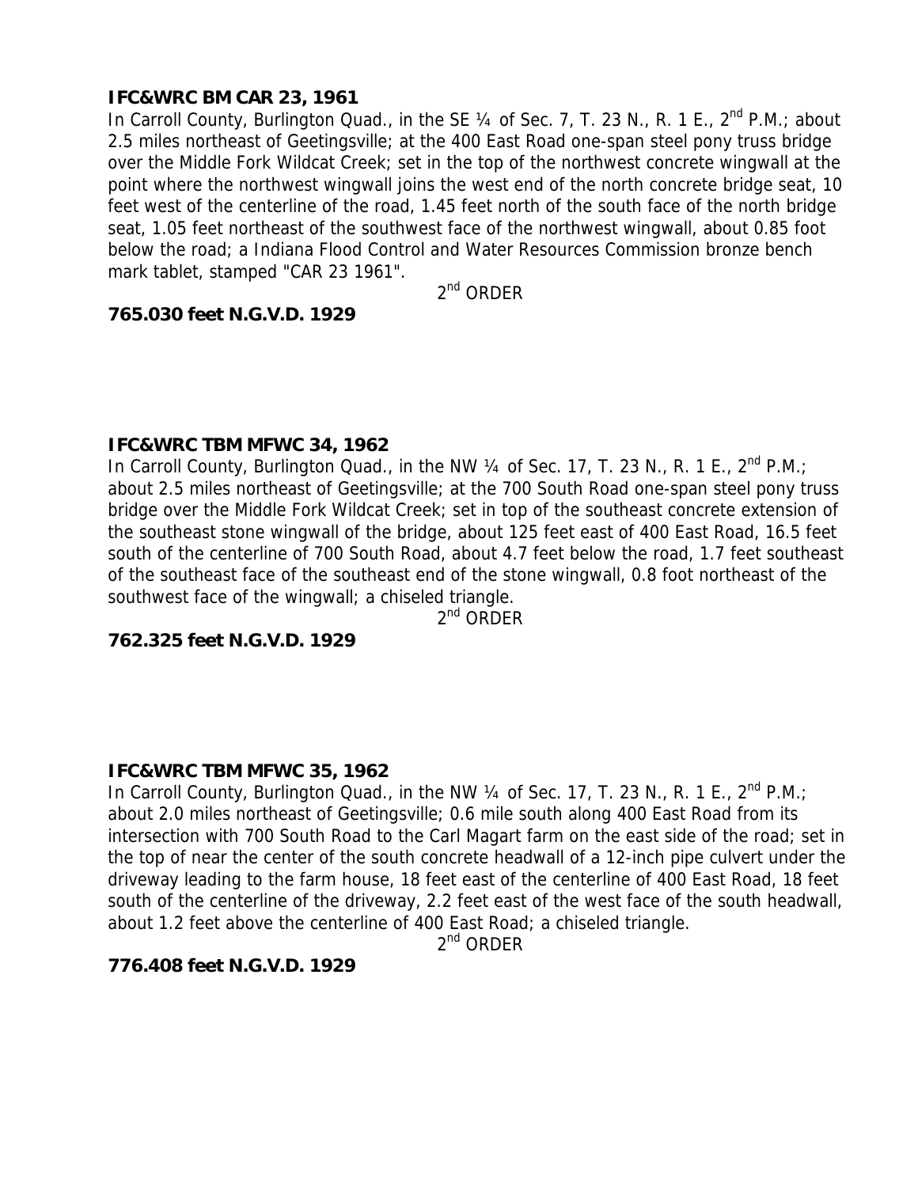**IFC&WRC BM CAR 23, 1961**

In Carroll County, Burlington Quad., in the SE ¼ of Sec. 7, T. 23 N., R. 1 E., 2nd P.M.; about 2.5 miles northeast of Geetingsville; at the 400 East Road one-span steel pony truss bridge over the Middle Fork Wildcat Creek; set in the top of the northwest concrete wingwall at the point where the northwest wingwall joins the west end of the north concrete bridge seat, 10 feet west of the centerline of the road, 1.45 feet north of the south face of the north bridge seat, 1.05 feet northeast of the southwest face of the northwest wingwall, about 0.85 foot below the road; a Indiana Flood Control and Water Resources Commission bronze bench mark tablet, stamped "CAR 23 1961".

2nd ORDER

**765.030 feet N.G.V.D. 1929**

**IFC&WRC TBM MFWC 34, 1962**

In Carroll County, Burlington Quad., in the NW ¼ of Sec. 17, T. 23 N., R. 1 E., 2nd P.M.; about 2.5 miles northeast of Geetingsville; at the 700 South Road one-span steel pony truss bridge over the Middle Fork Wildcat Creek; set in top of the southeast concrete extension of the southeast stone wingwall of the bridge, about 125 feet east of 400 East Road, 16.5 feet south of the centerline of 700 South Road, about 4.7 feet below the road, 1.7 feet southeast of the southeast face of the southeast end of the stone wingwall, 0.8 foot northeast of the southwest face of the wingwall; a chiseled triangle.

2nd ORDER

**762.325 feet N.G.V.D. 1929**

**IFC&WRC TBM MFWC 35, 1962**

In Carroll County, Burlington Quad., in the NW ¼ of Sec. 17, T. 23 N., R. 1 E., 2nd P.M.; about 2.0 miles northeast of Geetingsville; 0.6 mile south along 400 East Road from its intersection with 700 South Road to the Carl Magart farm on the east side of the road; set in the top of near the center of the south concrete headwall of a 12-inch pipe culvert under the driveway leading to the farm house, 18 feet east of the centerline of 400 East Road, 18 feet south of the centerline of the driveway, 2.2 feet east of the west face of the south headwall, about 1.2 feet above the centerline of 400 East Road; a chiseled triangle.

2nd ORDER

**776.408 feet N.G.V.D. 1929**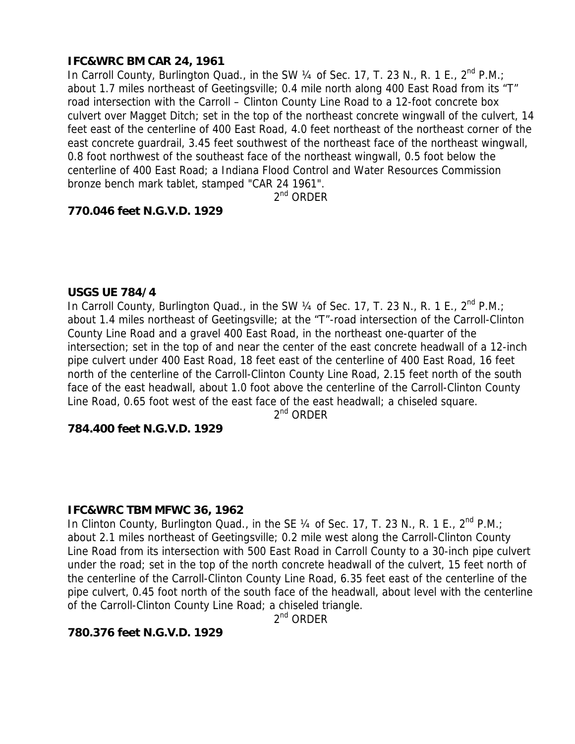**IFC&WRC BM CAR 24, 1961**

In Carroll County, Burlington Quad., in the SW ¼ of Sec. 17, T. 23 N., R. 1 E., 2nd P.M.; about 1.7 miles northeast of Geetingsville; 0.4 mile north along 400 East Road from its "T" road intersection with the Carroll – Clinton County Line Road to a 12-foot concrete box culvert over Magget Ditch; set in the top of the northeast concrete wingwall of the culvert, 14 feet east of the centerline of 400 East Road, 4.0 feet northeast of the northeast corner of the east concrete guardrail, 3.45 feet southwest of the northeast face of the northeast wingwall, 0.8 foot northwest of the southeast face of the northeast wingwall, 0.5 foot below the centerline of 400 East Road; a Indiana Flood Control and Water Resources Commission bronze bench mark tablet, stamped "CAR 24 1961".

2nd ORDER

**770.046 feet N.G.V.D. 1929**

**USGS UE 784/4**

In Carroll County, Burlington Quad., in the SW ¼ of Sec. 17, T. 23 N., R. 1 E., 2nd P.M.; about 1.4 miles northeast of Geetingsville; at the "T"-road intersection of the Carroll-Clinton County Line Road and a gravel 400 East Road, in the northeast one-quarter of the intersection; set in the top of and near the center of the east concrete headwall of a 12-inch pipe culvert under 400 East Road, 18 feet east of the centerline of 400 East Road, 16 feet north of the centerline of the Carroll-Clinton County Line Road, 2.15 feet north of the south face of the east headwall, about 1.0 foot above the centerline of the Carroll-Clinton County Line Road, 0.65 foot west of the east face of the east headwall; a chiseled square.

2nd ORDER

**784.400 feet N.G.V.D. 1929**

**IFC&WRC TBM MFWC 36, 1962**

In Clinton County, Burlington Quad., in the SE ¼ of Sec. 17, T. 23 N., R. 1 E., 2nd P.M.; about 2.1 miles northeast of Geetingsville; 0.2 mile west along the Carroll-Clinton County Line Road from its intersection with 500 East Road in Carroll County to a 30-inch pipe culvert under the road; set in the top of the north concrete headwall of the culvert, 15 feet north of the centerline of the Carroll-Clinton County Line Road, 6.35 feet east of the centerline of the pipe culvert, 0.45 foot north of the south face of the headwall, about level with the centerline of the Carroll-Clinton County Line Road; a chiseled triangle.

2nd ORDER

**780.376 feet N.G.V.D. 1929**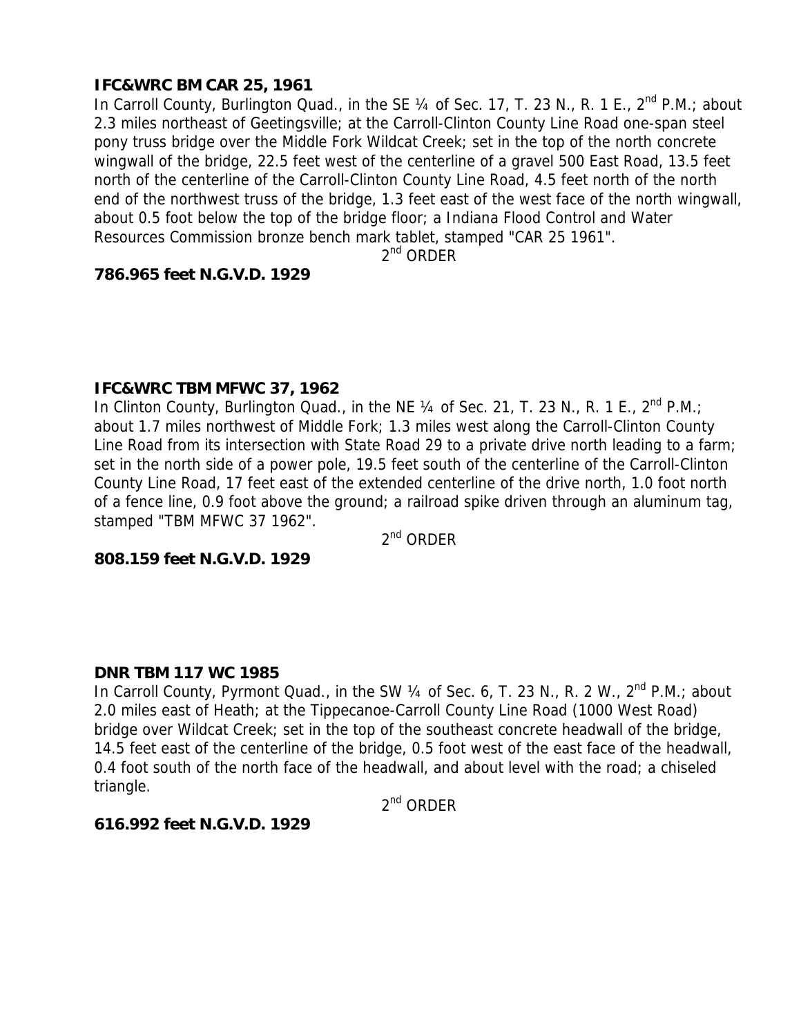**IFC&WRC BM CAR 25, 1961**

In Carroll County, Burlington Quad., in the SE ¼ of Sec. 17, T. 23 N., R. 1 E., 2nd P.M.; about 2.3 miles northeast of Geetingsville; at the Carroll-Clinton County Line Road one-span steel pony truss bridge over the Middle Fork Wildcat Creek; set in the top of the north concrete wingwall of the bridge, 22.5 feet west of the centerline of a gravel 500 East Road, 13.5 feet north of the centerline of the Carroll-Clinton County Line Road, 4.5 feet north of the north end of the northwest truss of the bridge, 1.3 feet east of the west face of the north wingwall, about 0.5 foot below the top of the bridge floor; a Indiana Flood Control and Water Resources Commission bronze bench mark tablet, stamped "CAR 25 1961".

2nd ORDER

**786.965 feet N.G.V.D. 1929**

**IFC&WRC TBM MFWC 37, 1962**

In Clinton County, Burlington Quad., in the NE ¼ of Sec. 21, T. 23 N., R. 1 E., 2nd P.M.; about 1.7 miles northwest of Middle Fork; 1.3 miles west along the Carroll-Clinton County Line Road from its intersection with State Road 29 to a private drive north leading to a farm; set in the north side of a power pole, 19.5 feet south of the centerline of the Carroll-Clinton County Line Road, 17 feet east of the extended centerline of the drive north, 1.0 foot north of a fence line, 0.9 foot above the ground; a railroad spike driven through an aluminum tag, stamped "TBM MFWC 37 1962".

2nd ORDER

**808.159 feet N.G.V.D. 1929**

**DNR TBM 117 WC 1985**

In Carroll County, Pyrmont Quad., in the SW ¼ of Sec. 6, T. 23 N., R. 2 W., 2nd P.M.; about 2.0 miles east of Heath; at the Tippecanoe-Carroll County Line Road (1000 West Road) bridge over Wildcat Creek; set in the top of the southeast concrete headwall of the bridge, 14.5 feet east of the centerline of the bridge, 0.5 foot west of the east face of the headwall, 0.4 foot south of the north face of the headwall, and about level with the road; a chiseled triangle.

2nd ORDER

**616.992 feet N.G.V.D. 1929**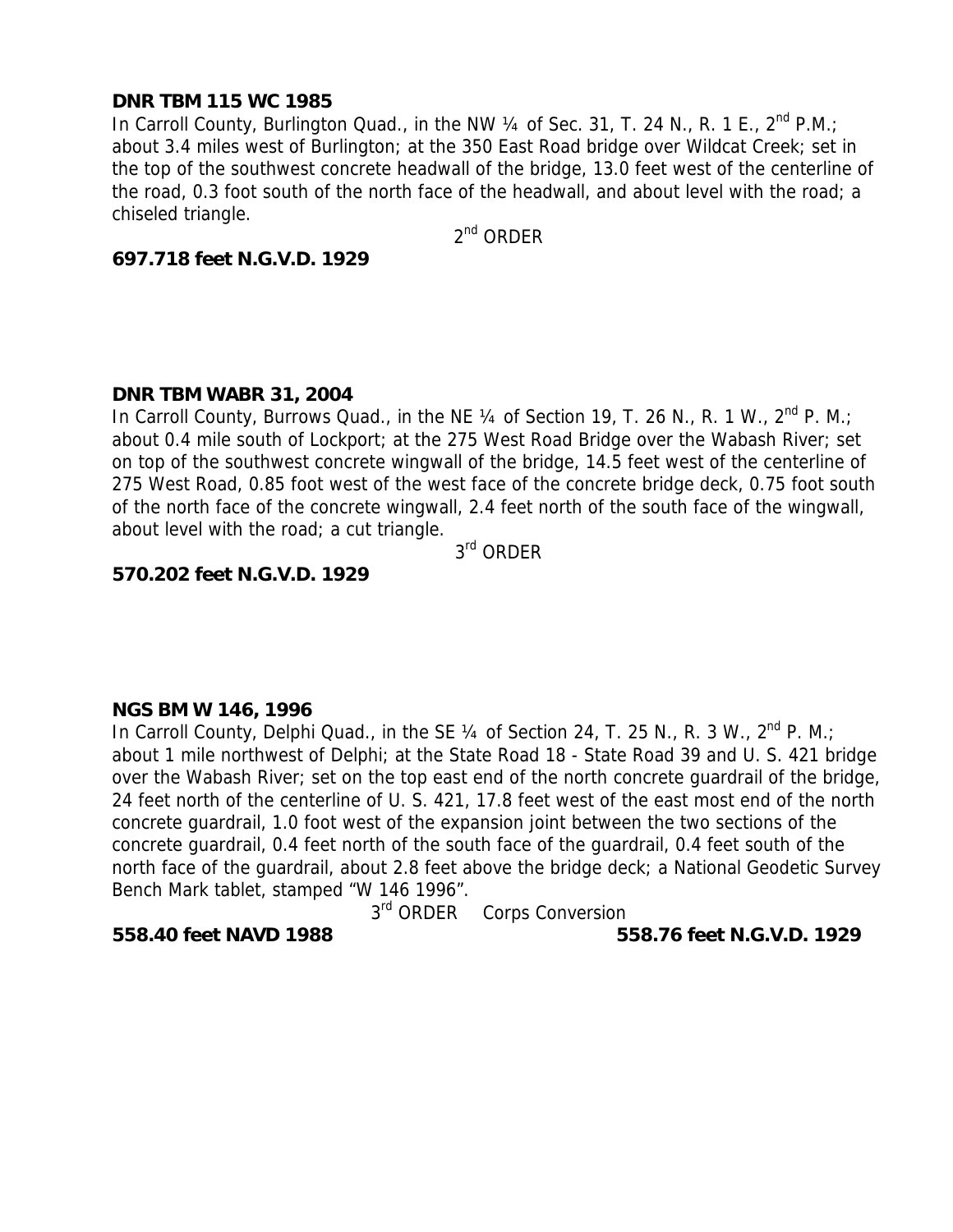**DNR TBM 115 WC 1985**

In Carroll County, Burlington Quad., in the NW ¼ of Sec. 31, T. 24 N., R. 1 E., 2nd P.M.; about 3.4 miles west of Burlington; at the 350 East Road bridge over Wildcat Creek; set in the top of the southwest concrete headwall of the bridge, 13.0 feet west of the centerline of the road, 0.3 foot south of the north face of the headwall, and about level with the road; a chiseled triangle.

2nd ORDER

**697.718 feet N.G.V.D. 1929**

**DNR TBM WABR 31, 2004**

In Carroll County, Burrows Quad., in the NE ¼ of Section 19, T. 26 N., R. 1 W., 2nd P. M.; about 0.4 mile south of Lockport; at the 275 West Road Bridge over the Wabash River; set on top of the southwest concrete wingwall of the bridge, 14.5 feet west of the centerline of 275 West Road, 0.85 foot west of the west face of the concrete bridge deck, 0.75 foot south of the north face of the concrete wingwall, 2.4 feet north of the south face of the wingwall, about level with the road; a cut triangle.

3rd ORDER

**570.202 feet N.G.V.D. 1929**

**NGS BM W 146, 1996**

In Carroll County, Delphi Quad., in the SE ¼ of Section 24, T. 25 N., R. 3 W., 2nd P. M.; about 1 mile northwest of Delphi; at the State Road 18 - State Road 39 and U. S. 421 bridge over the Wabash River; set on the top east end of the north concrete guardrail of the bridge, 24 feet north of the centerline of U. S. 421, 17.8 feet west of the east most end of the north concrete guardrail, 1.0 foot west of the expansion joint between the two sections of the concrete guardrail, 0.4 feet north of the south face of the guardrail, 0.4 feet south of the north face of the guardrail, about 2.8 feet above the bridge deck; a National Geodetic Survey Bench Mark tablet, stamped "W 146 1996".

3rd ORDER Corps Conversion

**558.40 feet NAVD 1988** **558.76 feet N.G.V.D. 1929**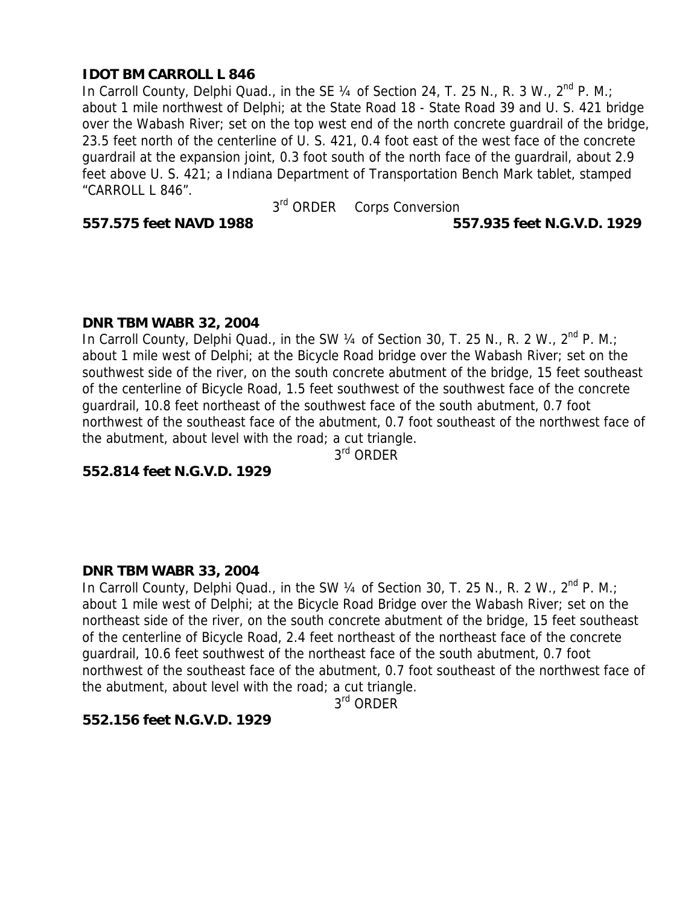**IDOT BM CARROLL L 846**

In Carroll County, Delphi Quad., in the SE ¼ of Section 24, T. 25 N., R. 3 W., 2nd P. M.; about 1 mile northwest of Delphi; at the State Road 18 - State Road 39 and U. S. 421 bridge over the Wabash River; set on the top west end of the north concrete guardrail of the bridge, 23.5 feet north of the centerline of U. S. 421, 0.4 foot east of the west face of the concrete guardrail at the expansion joint, 0.3 foot south of the north face of the guardrail, about 2.9 feet above U. S. 421; a Indiana Department of Transportation Bench Mark tablet, stamped "CARROLL L 846".

3rd ORDER Corps Conversion

**557.575 feet NAVD 1988** **557.935 feet N.G.V.D. 1929**

**DNR TBM WABR 32, 2004**

In Carroll County, Delphi Quad., in the SW ¼ of Section 30, T. 25 N., R. 2 W., 2nd P. M.; about 1 mile west of Delphi; at the Bicycle Road bridge over the Wabash River; set on the southwest side of the river, on the south concrete abutment of the bridge, 15 feet southeast of the centerline of Bicycle Road, 1.5 feet southwest of the southwest face of the concrete guardrail, 10.8 feet northeast of the southwest face of the south abutment, 0.7 foot northwest of the southeast face of the abutment, 0.7 foot southeast of the northwest face of the abutment, about level with the road; a cut triangle.

3rd ORDER

**552.814 feet N.G.V.D. 1929**

**DNR TBM WABR 33, 2004**

In Carroll County, Delphi Quad., in the SW ¼ of Section 30, T. 25 N., R. 2 W., 2nd P. M.; about 1 mile west of Delphi; at the Bicycle Road Bridge over the Wabash River; set on the northeast side of the river, on the south concrete abutment of the bridge, 15 feet southeast of the centerline of Bicycle Road, 2.4 feet northeast of the northeast face of the concrete guardrail, 10.6 feet southwest of the northeast face of the south abutment, 0.7 foot northwest of the southeast face of the abutment, 0.7 foot southeast of the northwest face of the abutment, about level with the road; a cut triangle.

3rd ORDER

**552.156 feet N.G.V.D. 1929**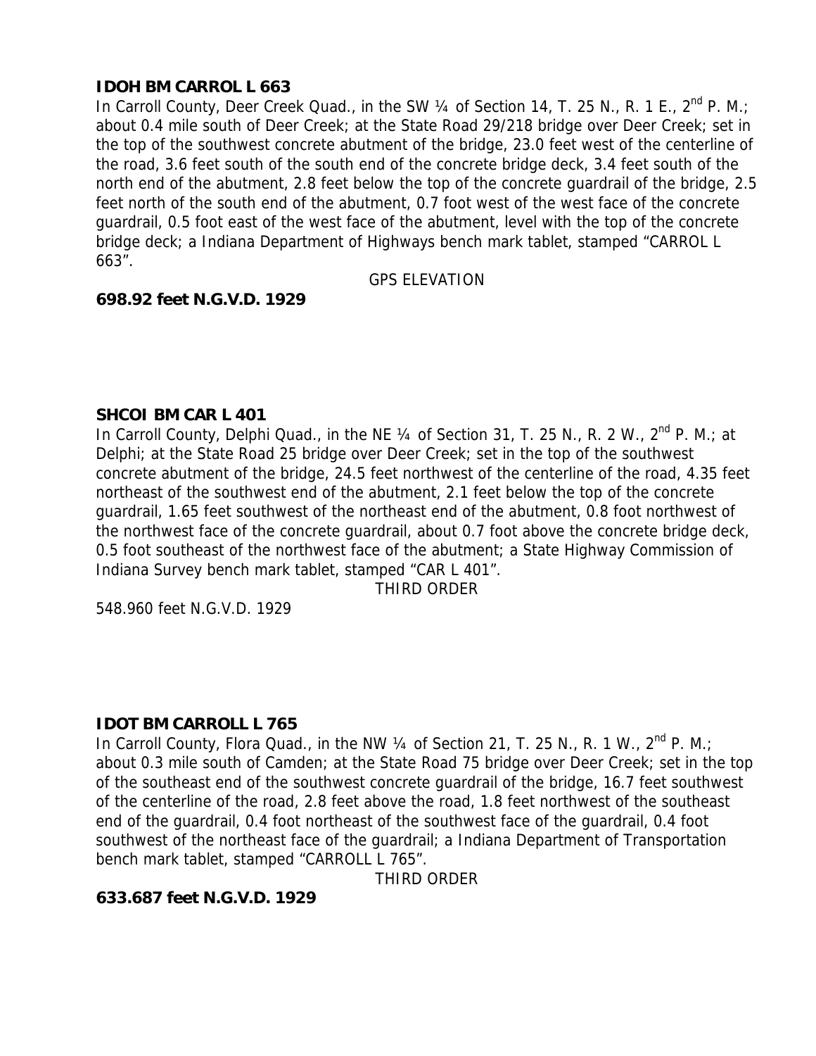**IDOH BM CARROL L 663**

In Carroll County, Deer Creek Quad., in the SW ¼ of Section 14, T. 25 N., R. 1 E., 2nd P. M.; about 0.4 mile south of Deer Creek; at the State Road 29/218 bridge over Deer Creek; set in the top of the southwest concrete abutment of the bridge, 23.0 feet west of the centerline of the road, 3.6 feet south of the south end of the concrete bridge deck, 3.4 feet south of the north end of the abutment, 2.8 feet below the top of the concrete guardrail of the bridge, 2.5 feet north of the south end of the abutment, 0.7 foot west of the west face of the concrete guardrail, 0.5 foot east of the west face of the abutment, level with the top of the concrete bridge deck; a Indiana Department of Highways bench mark tablet, stamped "CARROL L 663".

GPS ELEVATION

**698.92 feet N.G.V.D. 1929**

**SHCOI BM CAR L 401**

In Carroll County, Delphi Quad., in the NE ¼ of Section 31, T. 25 N., R. 2 W., 2nd P. M.; at Delphi; at the State Road 25 bridge over Deer Creek; set in the top of the southwest concrete abutment of the bridge, 24.5 feet northwest of the centerline of the road, 4.35 feet northeast of the southwest end of the abutment, 2.1 feet below the top of the concrete guardrail, 1.65 feet southwest of the northeast end of the abutment, 0.8 foot northwest of the northwest face of the concrete guardrail, about 0.7 foot above the concrete bridge deck, 0.5 foot southeast of the northwest face of the abutment; a State Highway Commission of Indiana Survey bench mark tablet, stamped "CAR L 401".

THIRD ORDER

548.960 feet N.G.V.D. 1929

**IDOT BM CARROLL L 765**

In Carroll County, Flora Quad., in the NW ¼ of Section 21, T. 25 N., R. 1 W., 2nd P. M.; about 0.3 mile south of Camden; at the State Road 75 bridge over Deer Creek; set in the top of the southeast end of the southwest concrete guardrail of the bridge, 16.7 feet southwest of the centerline of the road, 2.8 feet above the road, 1.8 feet northwest of the southeast end of the guardrail, 0.4 foot northeast of the southwest face of the guardrail, 0.4 foot southwest of the northeast face of the guardrail; a Indiana Department of Transportation bench mark tablet, stamped "CARROLL L 765".

THIRD ORDER

**633.687 feet N.G.V.D. 1929**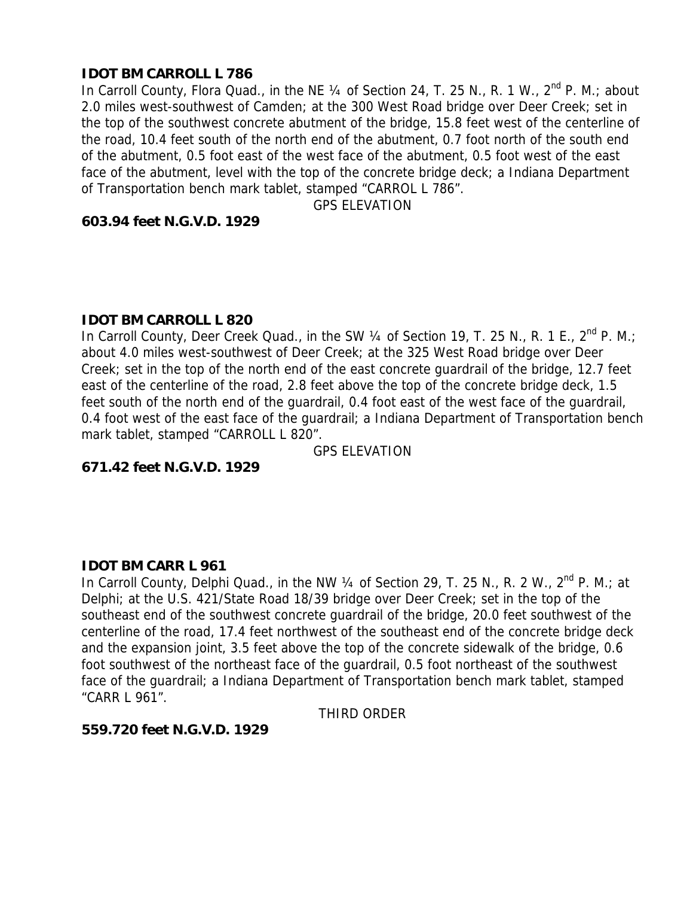**IDOT BM CARROLL L 786**

In Carroll County, Flora Quad., in the NE ¼ of Section 24, T. 25 N., R. 1 W., 2nd P. M.; about 2.0 miles west-southwest of Camden; at the 300 West Road bridge over Deer Creek; set in the top of the southwest concrete abutment of the bridge, 15.8 feet west of the centerline of the road, 10.4 feet south of the north end of the abutment, 0.7 foot north of the south end of the abutment, 0.5 foot east of the west face of the abutment, 0.5 foot west of the east face of the abutment, level with the top of the concrete bridge deck; a Indiana Department of Transportation bench mark tablet, stamped "CARROL L 786".

GPS ELEVATION

**603.94 feet N.G.V.D. 1929**

**IDOT BM CARROLL L 820**

In Carroll County, Deer Creek Quad., in the SW ¼ of Section 19, T. 25 N., R. 1 E., 2nd P. M.; about 4.0 miles west-southwest of Deer Creek; at the 325 West Road bridge over Deer Creek; set in the top of the north end of the east concrete guardrail of the bridge, 12.7 feet east of the centerline of the road, 2.8 feet above the top of the concrete bridge deck, 1.5 feet south of the north end of the guardrail, 0.4 foot east of the west face of the guardrail, 0.4 foot west of the east face of the guardrail; a Indiana Department of Transportation bench mark tablet, stamped "CARROLL L 820".

GPS ELEVATION

**671.42 feet N.G.V.D. 1929**

**IDOT BM CARR L 961**

In Carroll County, Delphi Quad., in the NW ¼ of Section 29, T. 25 N., R. 2 W., 2nd P. M.; at Delphi; at the U.S. 421/State Road 18/39 bridge over Deer Creek; set in the top of the southeast end of the southwest concrete guardrail of the bridge, 20.0 feet southwest of the centerline of the road, 17.4 feet northwest of the southeast end of the concrete bridge deck and the expansion joint, 3.5 feet above the top of the concrete sidewalk of the bridge, 0.6 foot southwest of the northeast face of the guardrail, 0.5 foot northeast of the southwest face of the guardrail; a Indiana Department of Transportation bench mark tablet, stamped "CARR L 961".

THIRD ORDER

**559.720 feet N.G.V.D. 1929**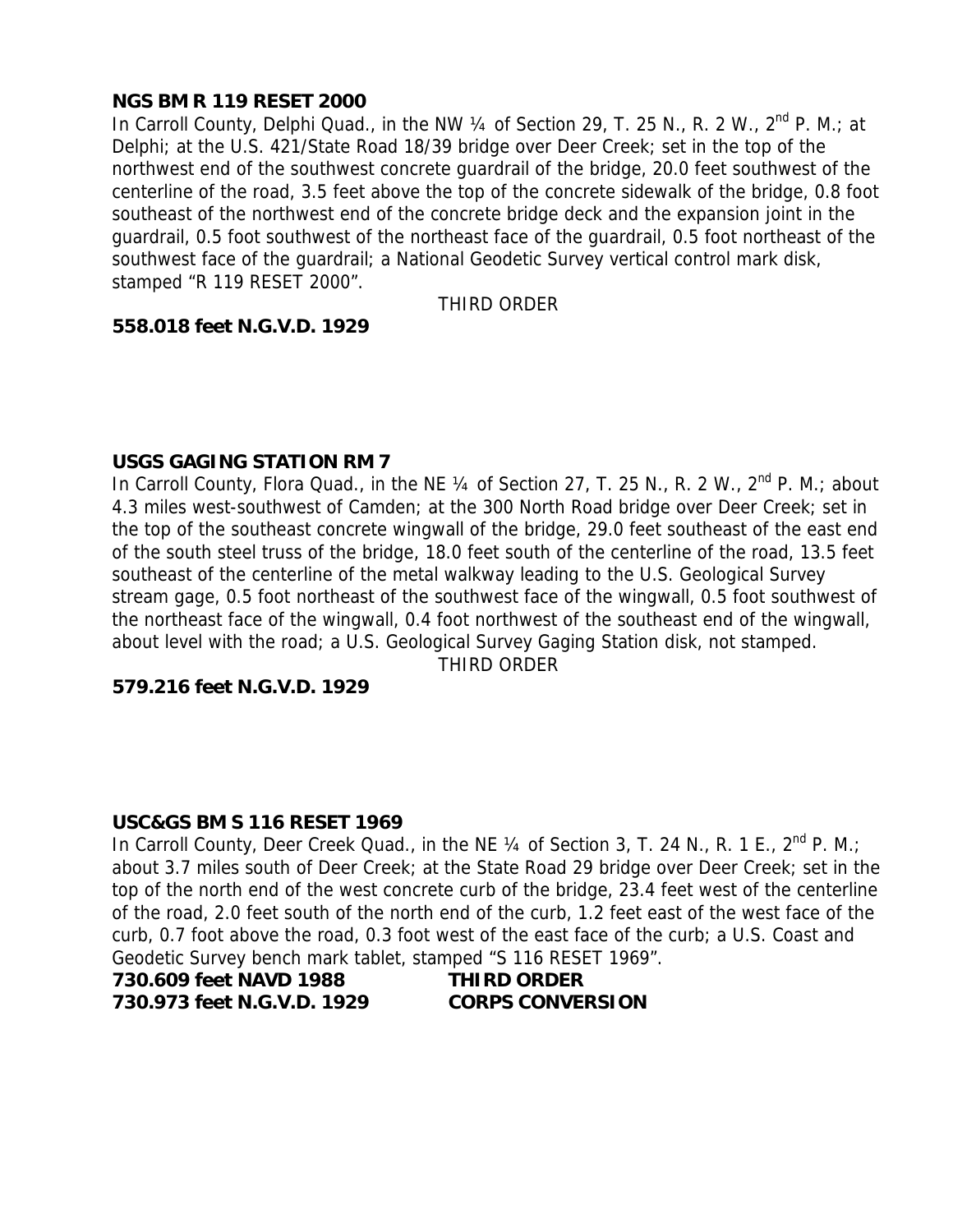**NGS BM R 119 RESET 2000**

In Carroll County, Delphi Quad., in the NW ¼ of Section 29, T. 25 N., R. 2 W., 2nd P. M.; at Delphi; at the U.S. 421/State Road 18/39 bridge over Deer Creek; set in the top of the northwest end of the southwest concrete guardrail of the bridge, 20.0 feet southwest of the centerline of the road, 3.5 feet above the top of the concrete sidewalk of the bridge, 0.8 foot southeast of the northwest end of the concrete bridge deck and the expansion joint in the guardrail, 0.5 foot southwest of the northeast face of the guardrail, 0.5 foot northeast of the southwest face of the guardrail; a National Geodetic Survey vertical control mark disk, stamped "R 119 RESET 2000".

THIRD ORDER

**558.018 feet N.G.V.D. 1929**

**USGS GAGING STATION RM 7**

In Carroll County, Flora Quad., in the NE ¼ of Section 27, T. 25 N., R. 2 W., 2nd P. M.; about 4.3 miles west-southwest of Camden; at the 300 North Road bridge over Deer Creek; set in the top of the southeast concrete wingwall of the bridge, 29.0 feet southeast of the east end of the south steel truss of the bridge, 18.0 feet south of the centerline of the road, 13.5 feet southeast of the centerline of the metal walkway leading to the U.S. Geological Survey stream gage, 0.5 foot northeast of the southwest face of the wingwall, 0.5 foot southwest of the northeast face of the wingwall, 0.4 foot northwest of the southeast end of the wingwall, about level with the road; a U.S. Geological Survey Gaging Station disk, not stamped.

THIRD ORDER

**579.216 feet N.G.V.D. 1929**

**USC&GS BM S 116 RESET 1969**

In Carroll County, Deer Creek Quad., in the NE ¼ of Section 3, T. 24 N., R. 1 E., 2nd P. M.; about 3.7 miles south of Deer Creek; at the State Road 29 bridge over Deer Creek; set in the top of the north end of the west concrete curb of the bridge, 23.4 feet west of the centerline of the road, 2.0 feet south of the north end of the curb, 1.2 feet east of the west face of the curb, 0.7 foot above the road, 0.3 foot west of the east face of the curb; a U.S. Coast and Geodetic Survey bench mark tablet, stamped "S 116 RESET 1969".

**730.609 feet NAVD 1988** **THIRD ORDER**
**730.973 feet N.G.V.D. 1929** **CORPS CONVERSION**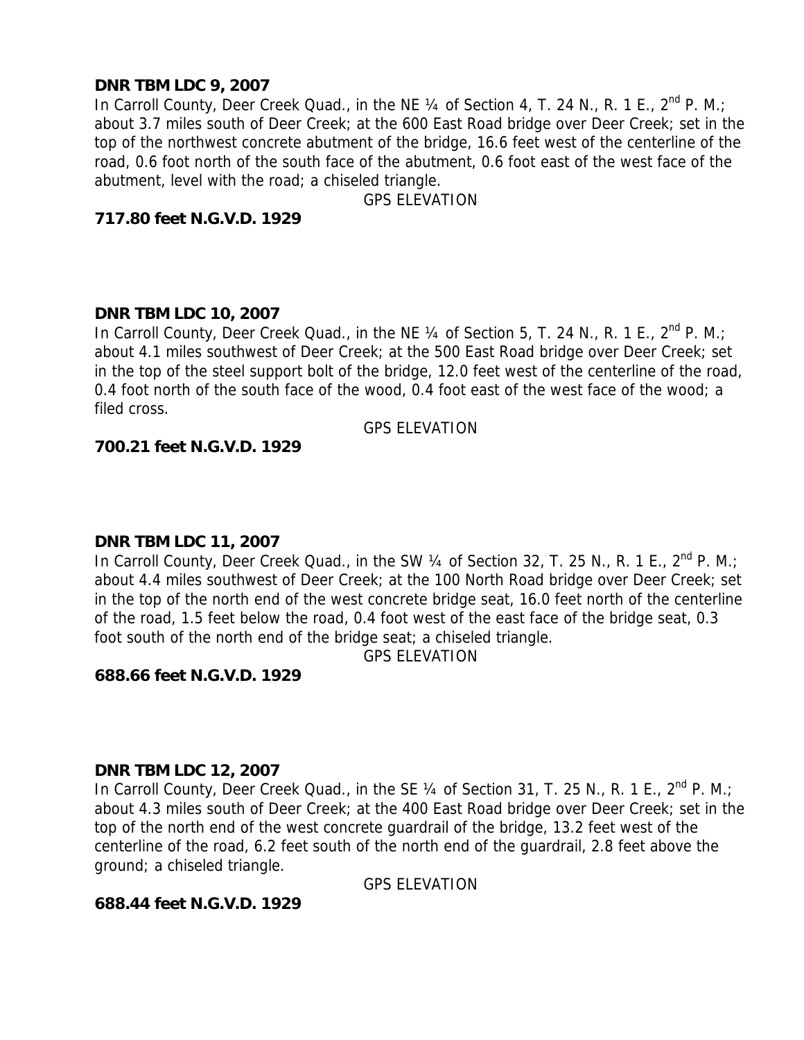**DNR TBM LDC 9, 2007**

In Carroll County, Deer Creek Quad., in the NE ¼ of Section 4, T. 24 N., R. 1 E., 2nd P. M.; about 3.7 miles south of Deer Creek; at the 600 East Road bridge over Deer Creek; set in the top of the northwest concrete abutment of the bridge, 16.6 feet west of the centerline of the road, 0.6 foot north of the south face of the abutment, 0.6 foot east of the west face of the abutment, level with the road; a chiseled triangle.

GPS ELEVATION

**717.80 feet N.G.V.D. 1929**

**DNR TBM LDC 10, 2007**

In Carroll County, Deer Creek Quad., in the NE ¼ of Section 5, T. 24 N., R. 1 E., 2nd P. M.; about 4.1 miles southwest of Deer Creek; at the 500 East Road bridge over Deer Creek; set in the top of the steel support bolt of the bridge, 12.0 feet west of the centerline of the road, 0.4 foot north of the south face of the wood, 0.4 foot east of the west face of the wood; a filed cross.

GPS ELEVATION

**700.21 feet N.G.V.D. 1929**

**DNR TBM LDC 11, 2007**

In Carroll County, Deer Creek Quad., in the SW ¼ of Section 32, T. 25 N., R. 1 E., 2nd P. M.; about 4.4 miles southwest of Deer Creek; at the 100 North Road bridge over Deer Creek; set in the top of the north end of the west concrete bridge seat, 16.0 feet north of the centerline of the road, 1.5 feet below the road, 0.4 foot west of the east face of the bridge seat, 0.3 foot south of the north end of the bridge seat; a chiseled triangle.

GPS ELEVATION

**688.66 feet N.G.V.D. 1929**

**DNR TBM LDC 12, 2007**

In Carroll County, Deer Creek Quad., in the SE ¼ of Section 31, T. 25 N., R. 1 E., 2nd P. M.; about 4.3 miles south of Deer Creek; at the 400 East Road bridge over Deer Creek; set in the top of the north end of the west concrete guardrail of the bridge, 13.2 feet west of the centerline of the road, 6.2 feet south of the north end of the guardrail, 2.8 feet above the ground; a chiseled triangle.

GPS ELEVATION

**688.44 feet N.G.V.D. 1929**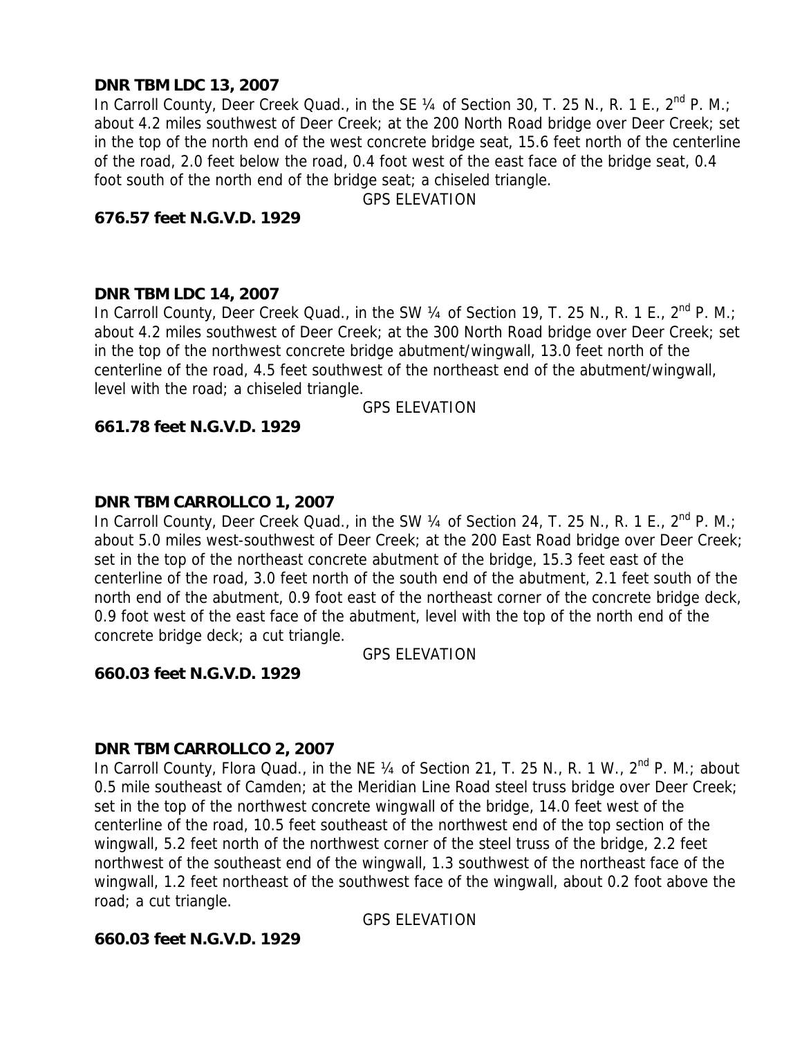**DNR TBM LDC 13, 2007**
In Carroll County, Deer Creek Quad., in the SE ¼ of Section 30, T. 25 N., R. 1 E., 2nd P. M.; about 4.2 miles southwest of Deer Creek; at the 200 North Road bridge over Deer Creek; set in the top of the north end of the west concrete bridge seat, 15.6 feet north of the centerline of the road, 2.0 feet below the road, 0.4 foot west of the east face of the bridge seat, 0.4 foot south of the north end of the bridge seat; a chiseled triangle.

GPS ELEVATION

**676.57 feet N.G.V.D. 1929**

**DNR TBM LDC 14, 2007**
In Carroll County, Deer Creek Quad., in the SW ¼ of Section 19, T. 25 N., R. 1 E., 2nd P. M.; about 4.2 miles southwest of Deer Creek; at the 300 North Road bridge over Deer Creek; set in the top of the northwest concrete bridge abutment/wingwall, 13.0 feet north of the centerline of the road, 4.5 feet southwest of the northeast end of the abutment/wingwall, level with the road; a chiseled triangle.

GPS ELEVATION

**661.78 feet N.G.V.D. 1929**

**DNR TBM CARROLLCO 1, 2007**
In Carroll County, Deer Creek Quad., in the SW ¼ of Section 24, T. 25 N., R. 1 E., 2nd P. M.; about 5.0 miles west-southwest of Deer Creek; at the 200 East Road bridge over Deer Creek; set in the top of the northeast concrete abutment of the bridge, 15.3 feet east of the centerline of the road, 3.0 feet north of the south end of the abutment, 2.1 feet south of the north end of the abutment, 0.9 foot east of the northeast corner of the concrete bridge deck, 0.9 foot west of the east face of the abutment, level with the top of the north end of the concrete bridge deck; a cut triangle.

GPS ELEVATION

**660.03 feet N.G.V.D. 1929**

**DNR TBM CARROLLCO 2, 2007**
In Carroll County, Flora Quad., in the NE ¼ of Section 21, T. 25 N., R. 1 W., 2nd P. M.; about 0.5 mile southeast of Camden; at the Meridian Line Road steel truss bridge over Deer Creek; set in the top of the northwest concrete wingwall of the bridge, 14.0 feet west of the centerline of the road, 10.5 feet southeast of the northwest end of the top section of the wingwall, 5.2 feet north of the northwest corner of the steel truss of the bridge, 2.2 feet northwest of the southeast end of the wingwall, 1.3 southwest of the northeast face of the wingwall, 1.2 feet northeast of the southwest face of the wingwall, about 0.2 foot above the road; a cut triangle.

GPS ELEVATION

**660.03 feet N.G.V.D. 1929**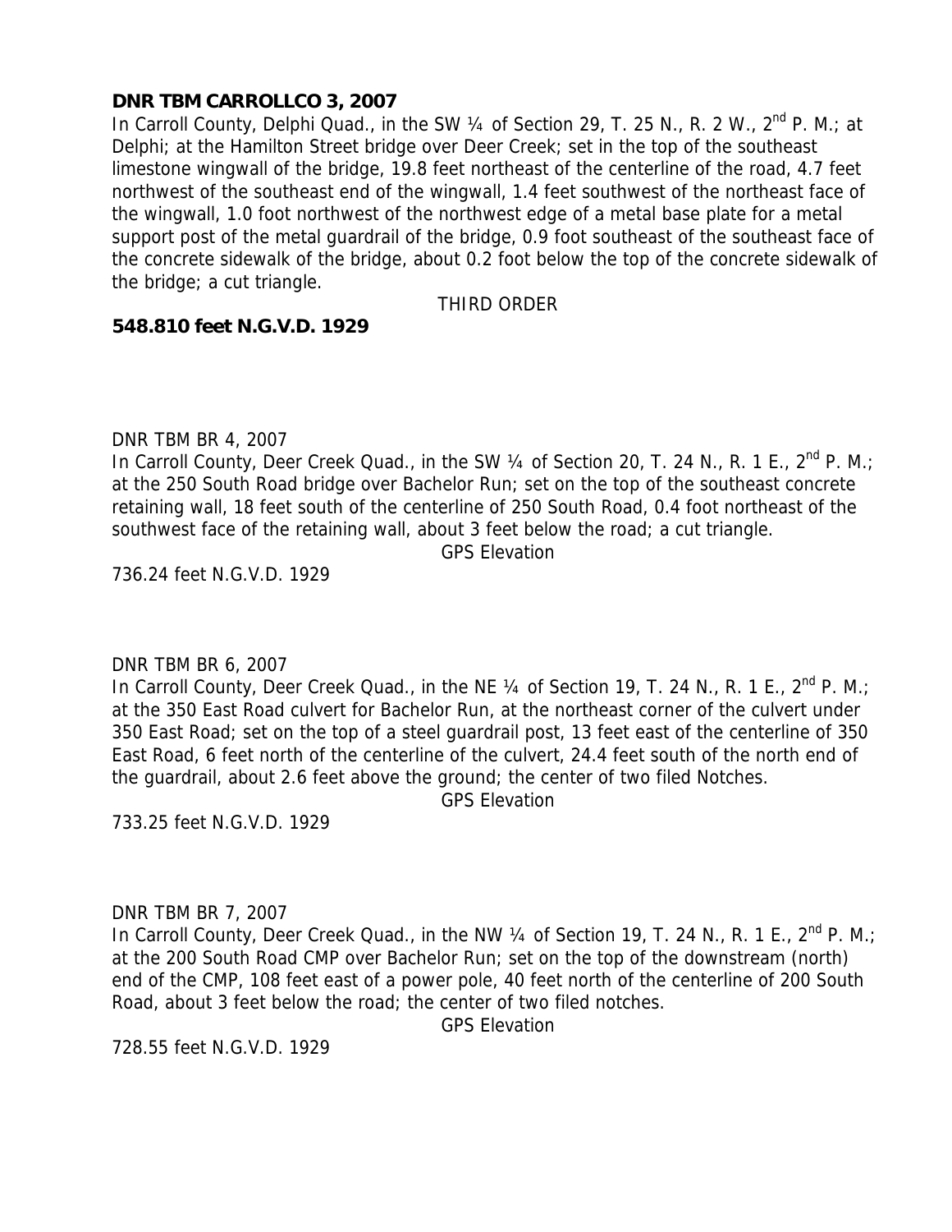**DNR TBM CARROLLCO 3, 2007**
In Carroll County, Delphi Quad., in the SW ¼ of Section 29, T. 25 N., R. 2 W., 2nd P. M.; at Delphi; at the Hamilton Street bridge over Deer Creek; set in the top of the southeast limestone wingwall of the bridge, 19.8 feet northeast of the centerline of the road, 4.7 feet northwest of the southeast end of the wingwall, 1.4 feet southwest of the northeast face of the wingwall, 1.0 foot northwest of the northwest edge of a metal base plate for a metal support post of the metal guardrail of the bridge, 0.9 foot southeast of the southeast face of the concrete sidewalk of the bridge, about 0.2 foot below the top of the concrete sidewalk of the bridge; a cut triangle.

THIRD ORDER

**548.810 feet N.G.V.D. 1929**

DNR TBM BR 4, 2007
In Carroll County, Deer Creek Quad., in the SW ¼ of Section 20, T. 24 N., R. 1 E., 2nd P. M.; at the 250 South Road bridge over Bachelor Run; set on the top of the southeast concrete retaining wall, 18 feet south of the centerline of 250 South Road, 0.4 foot northeast of the southwest face of the retaining wall, about 3 feet below the road; a cut triangle.

GPS Elevation

736.24 feet N.G.V.D. 1929

DNR TBM BR 6, 2007
In Carroll County, Deer Creek Quad., in the NE ¼ of Section 19, T. 24 N., R. 1 E., 2nd P. M.; at the 350 East Road culvert for Bachelor Run, at the northeast corner of the culvert under 350 East Road; set on the top of a steel guardrail post, 13 feet east of the centerline of 350 East Road, 6 feet north of the centerline of the culvert, 24.4 feet south of the north end of the guardrail, about 2.6 feet above the ground; the center of two filed Notches.

GPS Elevation

733.25 feet N.G.V.D. 1929

DNR TBM BR 7, 2007
In Carroll County, Deer Creek Quad., in the NW ¼ of Section 19, T. 24 N., R. 1 E., 2nd P. M.; at the 200 South Road CMP over Bachelor Run; set on the top of the downstream (north) end of the CMP, 108 feet east of a power pole, 40 feet north of the centerline of 200 South Road, about 3 feet below the road; the center of two filed notches.

GPS Elevation

728.55 feet N.G.V.D. 1929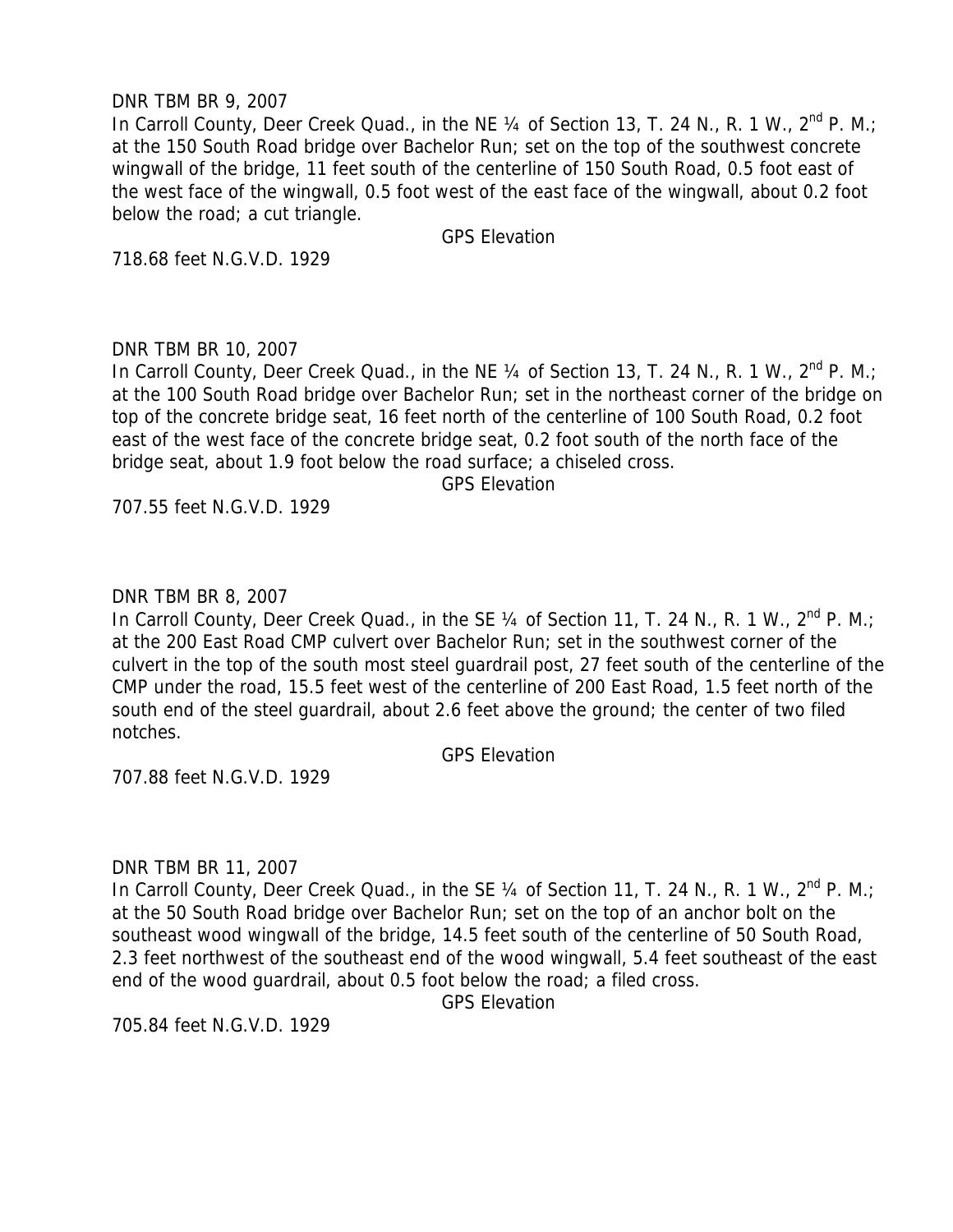DNR TBM BR 9, 2007

In Carroll County, Deer Creek Quad., in the NE ¼ of Section 13, T. 24 N., R. 1 W., 2nd P. M.; at the 150 South Road bridge over Bachelor Run; set on the top of the southwest concrete wingwall of the bridge, 11 feet south of the centerline of 150 South Road, 0.5 foot east of the west face of the wingwall, 0.5 foot west of the east face of the wingwall, about 0.2 foot below the road; a cut triangle.

GPS Elevation

718.68 feet N.G.V.D. 1929

DNR TBM BR 10, 2007

In Carroll County, Deer Creek Quad., in the NE ¼ of Section 13, T. 24 N., R. 1 W., 2nd P. M.; at the 100 South Road bridge over Bachelor Run; set in the northeast corner of the bridge on top of the concrete bridge seat, 16 feet north of the centerline of 100 South Road, 0.2 foot east of the west face of the concrete bridge seat, 0.2 foot south of the north face of the bridge seat, about 1.9 foot below the road surface; a chiseled cross.

GPS Elevation

707.55 feet N.G.V.D. 1929

DNR TBM BR 8, 2007

In Carroll County, Deer Creek Quad., in the SE ¼ of Section 11, T. 24 N., R. 1 W., 2nd P. M.; at the 200 East Road CMP culvert over Bachelor Run; set in the southwest corner of the culvert in the top of the south most steel guardrail post, 27 feet south of the centerline of the CMP under the road, 15.5 feet west of the centerline of 200 East Road, 1.5 feet north of the south end of the steel guardrail, about 2.6 feet above the ground; the center of two filed notches.

GPS Elevation

707.88 feet N.G.V.D. 1929

DNR TBM BR 11, 2007

In Carroll County, Deer Creek Quad., in the SE ¼ of Section 11, T. 24 N., R. 1 W., 2nd P. M.; at the 50 South Road bridge over Bachelor Run; set on the top of an anchor bolt on the southeast wood wingwall of the bridge, 14.5 feet south of the centerline of 50 South Road, 2.3 feet northwest of the southeast end of the wood wingwall, 5.4 feet southeast of the east end of the wood guardrail, about 0.5 foot below the road; a filed cross.

GPS Elevation

705.84 feet N.G.V.D. 1929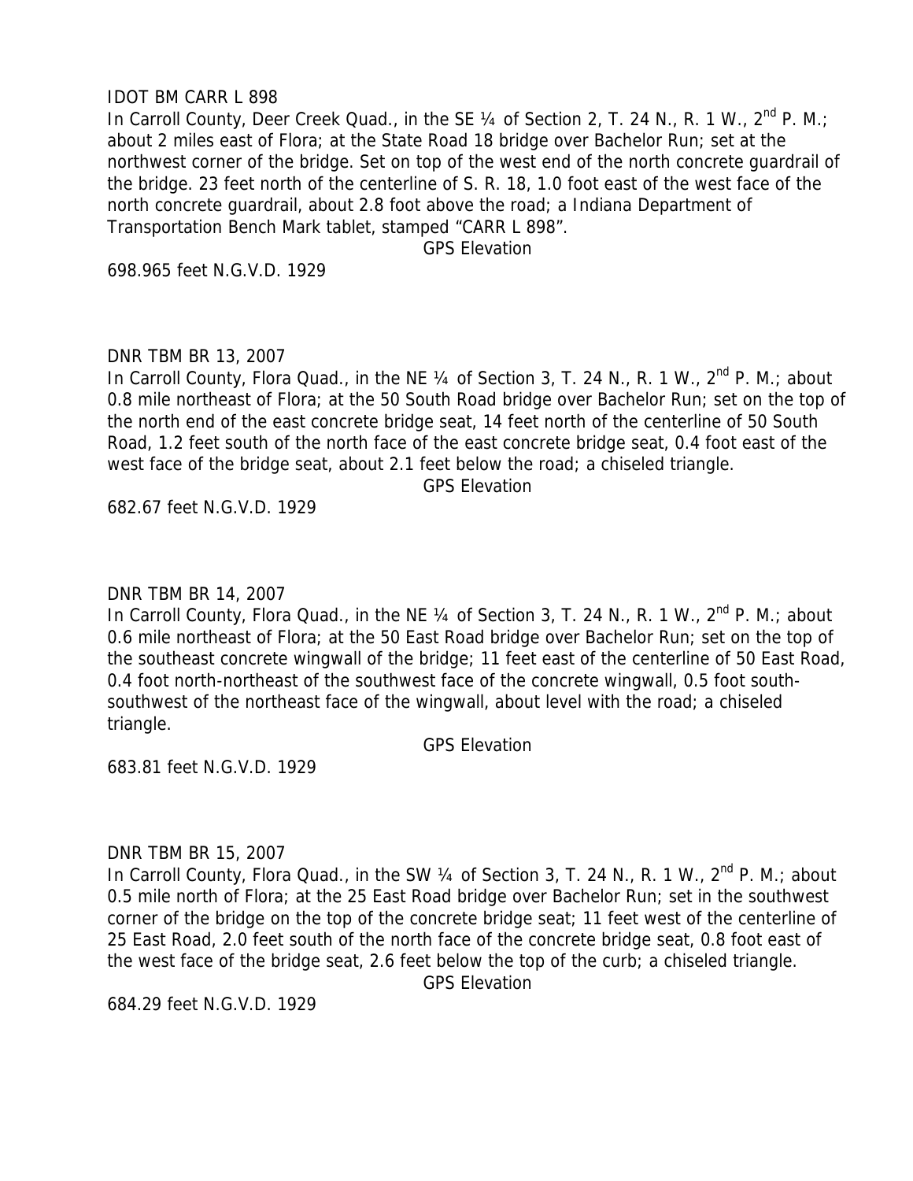IDOT BM CARR L 898

In Carroll County, Deer Creek Quad., in the SE ¼ of Section 2, T. 24 N., R. 1 W., 2nd P. M.; about 2 miles east of Flora; at the State Road 18 bridge over Bachelor Run; set at the northwest corner of the bridge. Set on top of the west end of the north concrete guardrail of the bridge. 23 feet north of the centerline of S. R. 18, 1.0 foot east of the west face of the north concrete guardrail, about 2.8 foot above the road; a Indiana Department of Transportation Bench Mark tablet, stamped "CARR L 898".

GPS Elevation

698.965 feet N.G.V.D. 1929

DNR TBM BR 13, 2007

In Carroll County, Flora Quad., in the NE ¼ of Section 3, T. 24 N., R. 1 W., 2nd P. M.; about 0.8 mile northeast of Flora; at the 50 South Road bridge over Bachelor Run; set on the top of the north end of the east concrete bridge seat, 14 feet north of the centerline of 50 South Road, 1.2 feet south of the north face of the east concrete bridge seat, 0.4 foot east of the west face of the bridge seat, about 2.1 feet below the road; a chiseled triangle.

GPS Elevation

682.67 feet N.G.V.D. 1929

DNR TBM BR 14, 2007

In Carroll County, Flora Quad., in the NE ¼ of Section 3, T. 24 N., R. 1 W., 2nd P. M.; about 0.6 mile northeast of Flora; at the 50 East Road bridge over Bachelor Run; set on the top of the southeast concrete wingwall of the bridge; 11 feet east of the centerline of 50 East Road, 0.4 foot north-northeast of the southwest face of the concrete wingwall, 0.5 foot south-southwest of the northeast face of the wingwall, about level with the road; a chiseled triangle.

GPS Elevation

683.81 feet N.G.V.D. 1929

DNR TBM BR 15, 2007

In Carroll County, Flora Quad., in the SW ¼ of Section 3, T. 24 N., R. 1 W., 2nd P. M.; about 0.5 mile north of Flora; at the 25 East Road bridge over Bachelor Run; set in the southwest corner of the bridge on the top of the concrete bridge seat; 11 feet west of the centerline of 25 East Road, 2.0 feet south of the north face of the concrete bridge seat, 0.8 foot east of the west face of the bridge seat, 2.6 feet below the top of the curb; a chiseled triangle.

GPS Elevation

684.29 feet N.G.V.D. 1929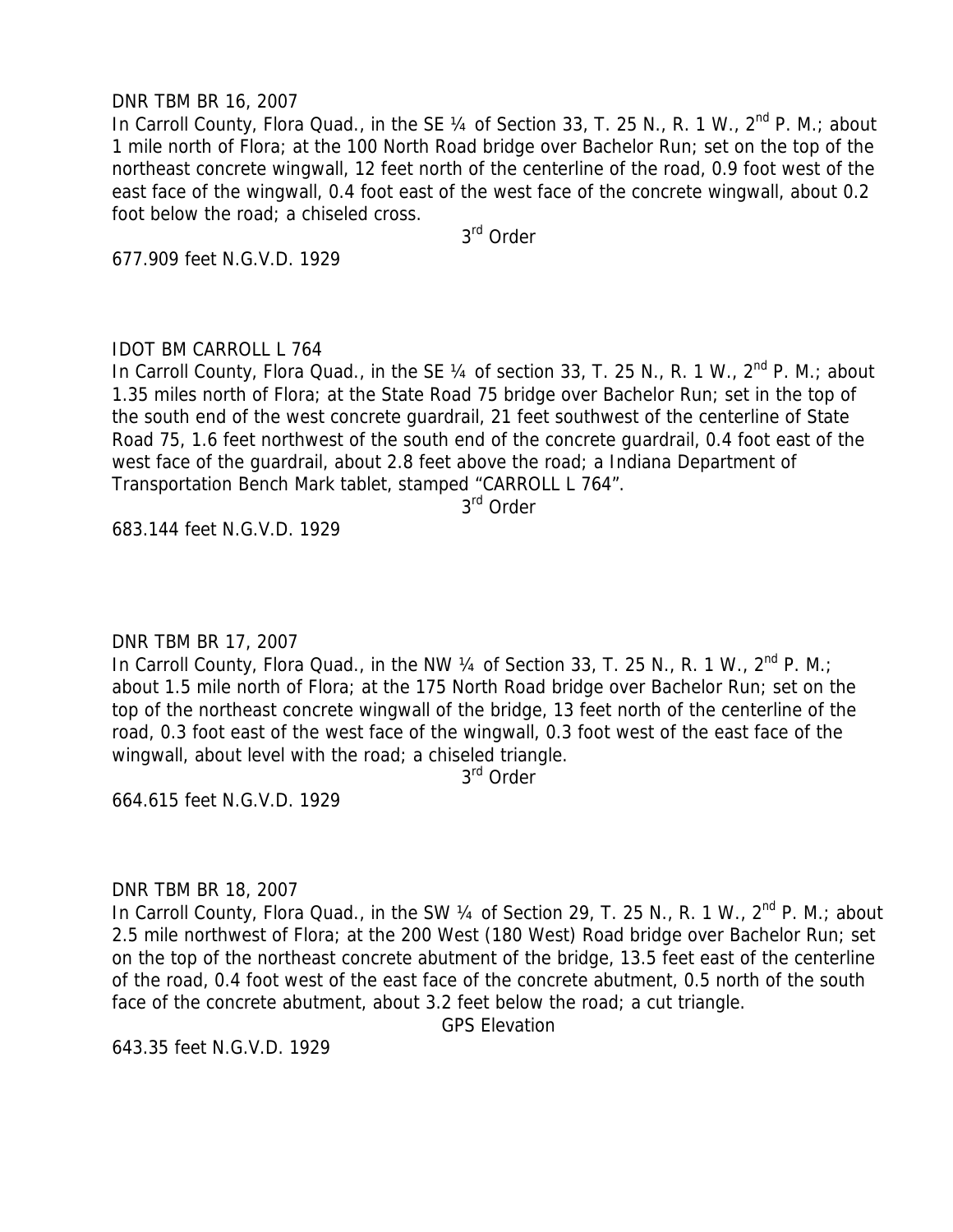DNR TBM BR 16, 2007

In Carroll County, Flora Quad., in the SE ¼ of Section 33, T. 25 N., R. 1 W., 2nd P. M.; about 1 mile north of Flora; at the 100 North Road bridge over Bachelor Run; set on the top of the northeast concrete wingwall, 12 feet north of the centerline of the road, 0.9 foot west of the east face of the wingwall, 0.4 foot east of the west face of the concrete wingwall, about 0.2 foot below the road; a chiseled cross.

3rd Order

677.909 feet N.G.V.D. 1929

IDOT BM CARROLL L 764

In Carroll County, Flora Quad., in the SE ¼ of section 33, T. 25 N., R. 1 W., 2nd P. M.; about 1.35 miles north of Flora; at the State Road 75 bridge over Bachelor Run; set in the top of the south end of the west concrete guardrail, 21 feet southwest of the centerline of State Road 75, 1.6 feet northwest of the south end of the concrete guardrail, 0.4 foot east of the west face of the guardrail, about 2.8 feet above the road; a Indiana Department of Transportation Bench Mark tablet, stamped "CARROLL L 764".

3rd Order

683.144 feet N.G.V.D. 1929

DNR TBM BR 17, 2007

In Carroll County, Flora Quad., in the NW ¼ of Section 33, T. 25 N., R. 1 W., 2nd P. M.; about 1.5 mile north of Flora; at the 175 North Road bridge over Bachelor Run; set on the top of the northeast concrete wingwall of the bridge, 13 feet north of the centerline of the road, 0.3 foot east of the west face of the wingwall, 0.3 foot west of the east face of the wingwall, about level with the road; a chiseled triangle.

3rd Order

664.615 feet N.G.V.D. 1929

DNR TBM BR 18, 2007

In Carroll County, Flora Quad., in the SW ¼ of Section 29, T. 25 N., R. 1 W., 2nd P. M.; about 2.5 mile northwest of Flora; at the 200 West (180 West) Road bridge over Bachelor Run; set on the top of the northeast concrete abutment of the bridge, 13.5 feet east of the centerline of the road, 0.4 foot west of the east face of the concrete abutment, 0.5 north of the south face of the concrete abutment, about 3.2 feet below the road; a cut triangle.

GPS Elevation

643.35 feet N.G.V.D. 1929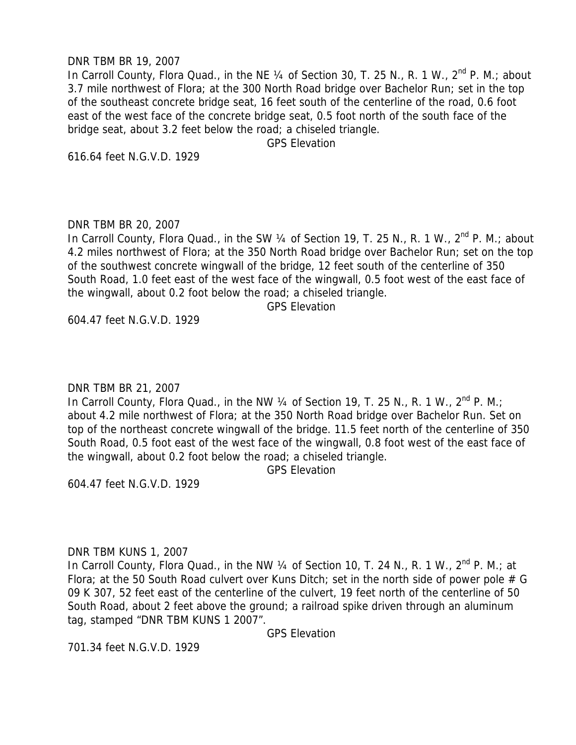DNR TBM BR 19, 2007

In Carroll County, Flora Quad., in the NE ¼ of Section 30, T. 25 N., R. 1 W., 2nd P. M.; about 3.7 mile northwest of Flora; at the 300 North Road bridge over Bachelor Run; set in the top of the southeast concrete bridge seat, 16 feet south of the centerline of the road, 0.6 foot east of the west face of the concrete bridge seat, 0.5 foot north of the south face of the bridge seat, about 3.2 feet below the road; a chiseled triangle.

GPS Elevation

616.64 feet N.G.V.D. 1929

DNR TBM BR 20, 2007

In Carroll County, Flora Quad., in the SW ¼ of Section 19, T. 25 N., R. 1 W., 2nd P. M.; about 4.2 miles northwest of Flora; at the 350 North Road bridge over Bachelor Run; set on the top of the southwest concrete wingwall of the bridge, 12 feet south of the centerline of 350 South Road, 1.0 feet east of the west face of the wingwall, 0.5 foot west of the east face of the wingwall, about 0.2 foot below the road; a chiseled triangle.

GPS Elevation

604.47 feet N.G.V.D. 1929

DNR TBM BR 21, 2007

In Carroll County, Flora Quad., in the NW ¼ of Section 19, T. 25 N., R. 1 W., 2nd P. M.; about 4.2 mile northwest of Flora; at the 350 North Road bridge over Bachelor Run. Set on top of the northeast concrete wingwall of the bridge. 11.5 feet north of the centerline of 350 South Road, 0.5 foot east of the west face of the wingwall, 0.8 foot west of the east face of the wingwall, about 0.2 foot below the road; a chiseled triangle.

GPS Elevation

604.47 feet N.G.V.D. 1929

DNR TBM KUNS 1, 2007

In Carroll County, Flora Quad., in the NW ¼ of Section 10, T. 24 N., R. 1 W., 2nd P. M.; at Flora; at the 50 South Road culvert over Kuns Ditch; set in the north side of power pole # G 09 K 307, 52 feet east of the centerline of the culvert, 19 feet north of the centerline of 50 South Road, about 2 feet above the ground; a railroad spike driven through an aluminum tag, stamped "DNR TBM KUNS 1 2007".

GPS Elevation

701.34 feet N.G.V.D. 1929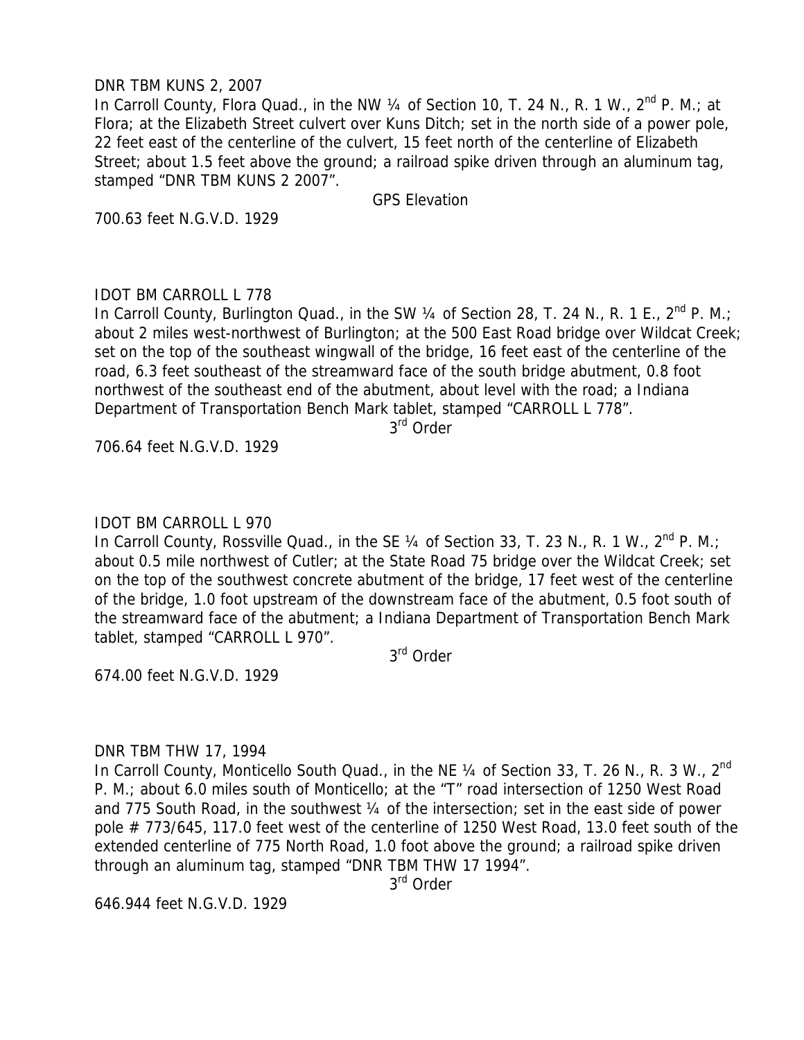DNR TBM KUNS 2, 2007

In Carroll County, Flora Quad., in the NW ¼ of Section 10, T. 24 N., R. 1 W., 2nd P. M.; at Flora; at the Elizabeth Street culvert over Kuns Ditch; set in the north side of a power pole, 22 feet east of the centerline of the culvert, 15 feet north of the centerline of Elizabeth Street; about 1.5 feet above the ground; a railroad spike driven through an aluminum tag, stamped "DNR TBM KUNS 2 2007".

GPS Elevation

700.63 feet N.G.V.D. 1929

IDOT BM CARROLL L 778

In Carroll County, Burlington Quad., in the SW ¼ of Section 28, T. 24 N., R. 1 E., 2nd P. M.; about 2 miles west-northwest of Burlington; at the 500 East Road bridge over Wildcat Creek; set on the top of the southeast wingwall of the bridge, 16 feet east of the centerline of the road, 6.3 feet southeast of the streamward face of the south bridge abutment, 0.8 foot northwest of the southeast end of the abutment, about level with the road; a Indiana Department of Transportation Bench Mark tablet, stamped "CARROLL L 778".

3rd Order

706.64 feet N.G.V.D. 1929

IDOT BM CARROLL L 970

In Carroll County, Rossville Quad., in the SE ¼ of Section 33, T. 23 N., R. 1 W., 2nd P. M.; about 0.5 mile northwest of Cutler; at the State Road 75 bridge over the Wildcat Creek; set on the top of the southwest concrete abutment of the bridge, 17 feet west of the centerline of the bridge, 1.0 foot upstream of the downstream face of the abutment, 0.5 foot south of the streamward face of the abutment; a Indiana Department of Transportation Bench Mark tablet, stamped "CARROLL L 970".

3rd Order

674.00 feet N.G.V.D. 1929

DNR TBM THW 17, 1994

In Carroll County, Monticello South Quad., in the NE ¼ of Section 33, T. 26 N., R. 3 W., 2nd P. M.; about 6.0 miles south of Monticello; at the "T" road intersection of 1250 West Road and 775 South Road, in the southwest ¼ of the intersection; set in the east side of power pole # 773/645, 117.0 feet west of the centerline of 1250 West Road, 13.0 feet south of the extended centerline of 775 North Road, 1.0 foot above the ground; a railroad spike driven through an aluminum tag, stamped "DNR TBM THW 17 1994".

3rd Order

646.944 feet N.G.V.D. 1929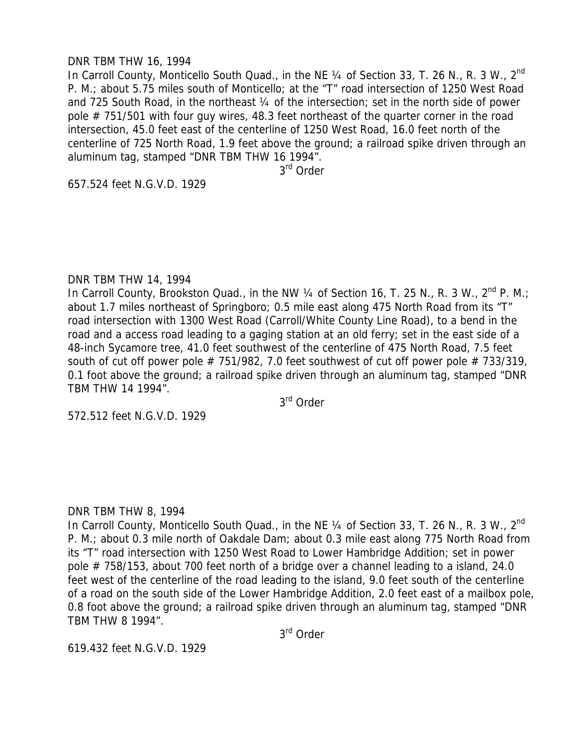DNR TBM THW 16, 1994

In Carroll County, Monticello South Quad., in the NE ¼ of Section 33, T. 26 N., R. 3 W., 2nd P. M.; about 5.75 miles south of Monticello; at the "T" road intersection of 1250 West Road and 725 South Road, in the northeast ¼ of the intersection; set in the north side of power pole # 751/501 with four guy wires, 48.3 feet northeast of the quarter corner in the road intersection, 45.0 feet east of the centerline of 1250 West Road, 16.0 feet north of the centerline of 725 North Road, 1.9 feet above the ground; a railroad spike driven through an aluminum tag, stamped "DNR TBM THW 16 1994".

3rd Order

657.524 feet N.G.V.D. 1929

DNR TBM THW 14, 1994

In Carroll County, Brookston Quad., in the NW ¼ of Section 16, T. 25 N., R. 3 W., 2nd P. M.; about 1.7 miles northeast of Springboro; 0.5 mile east along 475 North Road from its "T" road intersection with 1300 West Road (Carroll/White County Line Road), to a bend in the road and a access road leading to a gaging station at an old ferry; set in the east side of a 48-inch Sycamore tree, 41.0 feet southwest of the centerline of 475 North Road, 7.5 feet south of cut off power pole # 751/982, 7.0 feet southwest of cut off power pole # 733/319, 0.1 foot above the ground; a railroad spike driven through an aluminum tag, stamped "DNR TBM THW 14 1994".

3rd Order

572.512 feet N.G.V.D. 1929

DNR TBM THW 8, 1994

In Carroll County, Monticello South Quad., in the NE ¼ of Section 33, T. 26 N., R. 3 W., 2nd P. M.; about 0.3 mile north of Oakdale Dam; about 0.3 mile east along 775 North Road from its "T" road intersection with 1250 West Road to Lower Hambridge Addition; set in power pole # 758/153, about 700 feet north of a bridge over a channel leading to a island, 24.0 feet west of the centerline of the road leading to the island, 9.0 feet south of the centerline of a road on the south side of the Lower Hambridge Addition, 2.0 feet east of a mailbox pole, 0.8 foot above the ground; a railroad spike driven through an aluminum tag, stamped "DNR TBM THW 8 1994".

3rd Order

619.432 feet N.G.V.D. 1929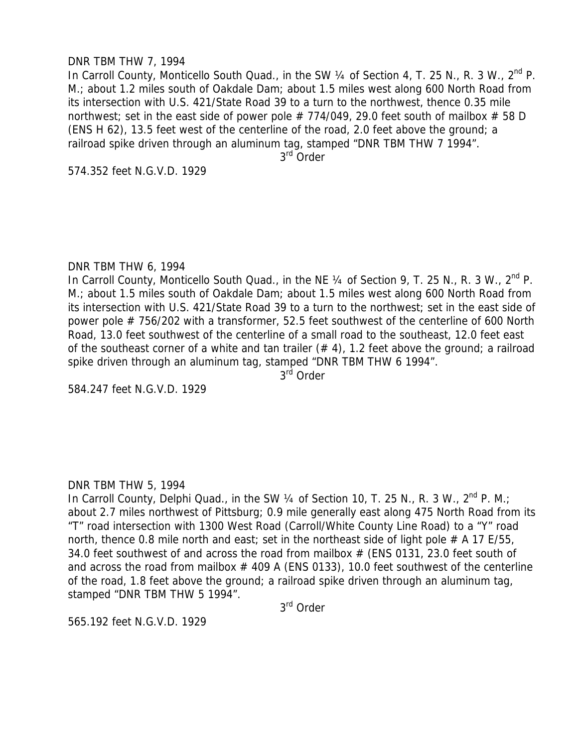DNR TBM THW 7, 1994

In Carroll County, Monticello South Quad., in the SW ¼ of Section 4, T. 25 N., R. 3 W., 2nd P. M.; about 1.2 miles south of Oakdale Dam; about 1.5 miles west along 600 North Road from its intersection with U.S. 421/State Road 39 to a turn to the northwest, thence 0.35 mile northwest; set in the east side of power pole # 774/049, 29.0 feet south of mailbox # 58 D (ENS H 62), 13.5 feet west of the centerline of the road, 2.0 feet above the ground; a railroad spike driven through an aluminum tag, stamped "DNR TBM THW 7 1994".

3rd Order

574.352 feet N.G.V.D. 1929

DNR TBM THW 6, 1994

In Carroll County, Monticello South Quad., in the NE ¼ of Section 9, T. 25 N., R. 3 W., 2nd P. M.; about 1.5 miles south of Oakdale Dam; about 1.5 miles west along 600 North Road from its intersection with U.S. 421/State Road 39 to a turn to the northwest; set in the east side of power pole # 756/202 with a transformer, 52.5 feet southwest of the centerline of 600 North Road, 13.0 feet southwest of the centerline of a small road to the southeast, 12.0 feet east of the southeast corner of a white and tan trailer (# 4), 1.2 feet above the ground; a railroad spike driven through an aluminum tag, stamped "DNR TBM THW 6 1994".

3rd Order

584.247 feet N.G.V.D. 1929

DNR TBM THW 5, 1994

In Carroll County, Delphi Quad., in the SW ¼ of Section 10, T. 25 N., R. 3 W., 2nd P. M.; about 2.7 miles northwest of Pittsburg; 0.9 mile generally east along 475 North Road from its "T" road intersection with 1300 West Road (Carroll/White County Line Road) to a "Y" road north, thence 0.8 mile north and east; set in the northeast side of light pole # A 17 E/55, 34.0 feet southwest of and across the road from mailbox # (ENS 0131, 23.0 feet south of and across the road from mailbox # 409 A (ENS 0133), 10.0 feet southwest of the centerline of the road, 1.8 feet above the ground; a railroad spike driven through an aluminum tag, stamped "DNR TBM THW 5 1994".

3rd Order

565.192 feet N.G.V.D. 1929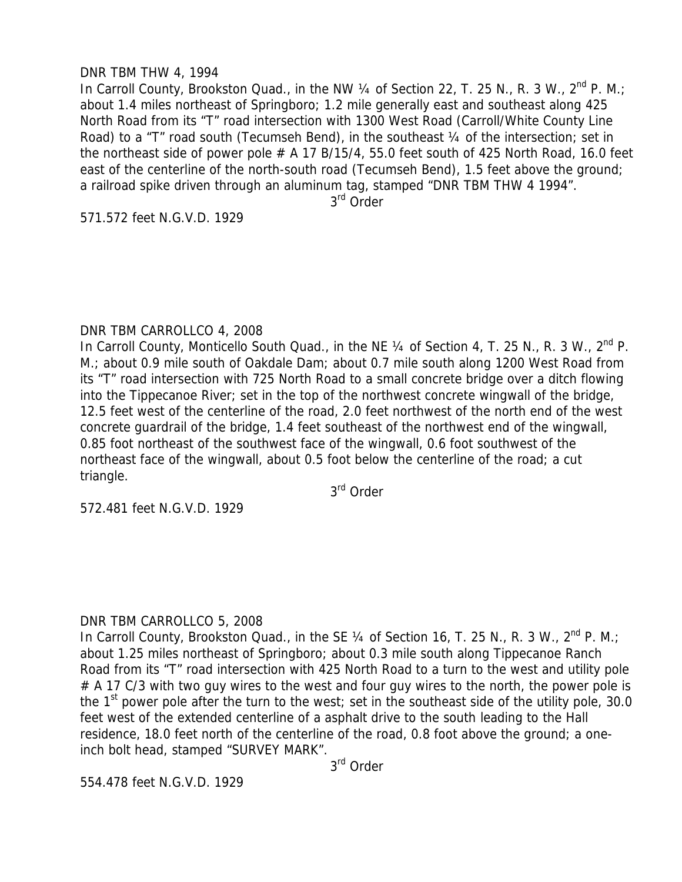DNR TBM THW 4, 1994

In Carroll County, Brookston Quad., in the NW ¼ of Section 22, T. 25 N., R. 3 W., 2nd P. M.; about 1.4 miles northeast of Springboro; 1.2 mile generally east and southeast along 425 North Road from its "T" road intersection with 1300 West Road (Carroll/White County Line Road) to a "T" road south (Tecumseh Bend), in the southeast ¼ of the intersection; set in the northeast side of power pole # A 17 B/15/4, 55.0 feet south of 425 North Road, 16.0 feet east of the centerline of the north-south road (Tecumseh Bend), 1.5 feet above the ground; a railroad spike driven through an aluminum tag, stamped "DNR TBM THW 4 1994".

3rd Order

571.572 feet N.G.V.D. 1929

DNR TBM CARROLLCO 4, 2008

In Carroll County, Monticello South Quad., in the NE ¼ of Section 4, T. 25 N., R. 3 W., 2nd P. M.; about 0.9 mile south of Oakdale Dam; about 0.7 mile south along 1200 West Road from its "T" road intersection with 725 North Road to a small concrete bridge over a ditch flowing into the Tippecanoe River; set in the top of the northwest concrete wingwall of the bridge, 12.5 feet west of the centerline of the road, 2.0 feet northwest of the north end of the west concrete guardrail of the bridge, 1.4 feet southeast of the northwest end of the wingwall, 0.85 foot northeast of the southwest face of the wingwall, 0.6 foot southwest of the northeast face of the wingwall, about 0.5 foot below the centerline of the road; a cut triangle.

3rd Order

572.481 feet N.G.V.D. 1929

DNR TBM CARROLLCO 5, 2008

In Carroll County, Brookston Quad., in the SE ¼ of Section 16, T. 25 N., R. 3 W., 2nd P. M.; about 1.25 miles northeast of Springboro; about 0.3 mile south along Tippecanoe Ranch Road from its "T" road intersection with 425 North Road to a turn to the west and utility pole # A 17 C/3 with two guy wires to the west and four guy wires to the north, the power pole is the 1st power pole after the turn to the west; set in the southeast side of the utility pole, 30.0 feet west of the extended centerline of a asphalt drive to the south leading to the Hall residence, 18.0 feet north of the centerline of the road, 0.8 foot above the ground; a one-inch bolt head, stamped "SURVEY MARK".

3rd Order

554.478 feet N.G.V.D. 1929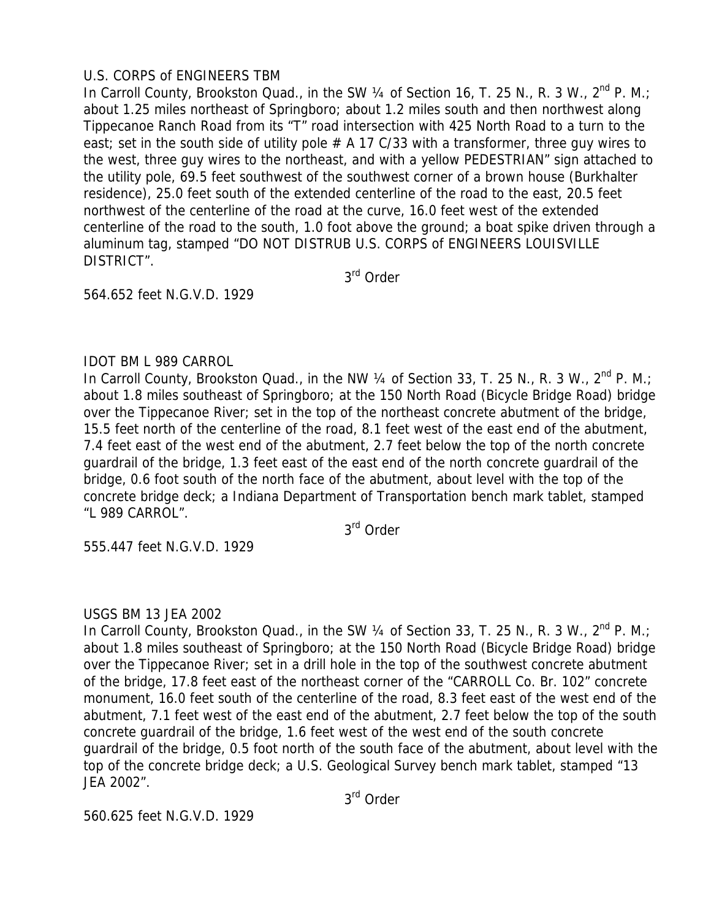U.S. CORPS of ENGINEERS TBM

In Carroll County, Brookston Quad., in the SW ¼ of Section 16, T. 25 N., R. 3 W., 2nd P. M.; about 1.25 miles northeast of Springboro; about 1.2 miles south and then northwest along Tippecanoe Ranch Road from its "T" road intersection with 425 North Road to a turn to the east; set in the south side of utility pole # A 17 C/33 with a transformer, three guy wires to the west, three guy wires to the northeast, and with a yellow PEDESTRIAN" sign attached to the utility pole, 69.5 feet southwest of the southwest corner of a brown house (Burkhalter residence), 25.0 feet south of the extended centerline of the road to the east, 20.5 feet northwest of the centerline of the road at the curve, 16.0 feet west of the extended centerline of the road to the south, 1.0 foot above the ground; a boat spike driven through a aluminum tag, stamped "DO NOT DISTRUB U.S. CORPS of ENGINEERS LOUISVILLE DISTRICT".

3rd Order

564.652 feet N.G.V.D. 1929

IDOT BM L 989 CARROL

In Carroll County, Brookston Quad., in the NW ¼ of Section 33, T. 25 N., R. 3 W., 2nd P. M.; about 1.8 miles southeast of Springboro; at the 150 North Road (Bicycle Bridge Road) bridge over the Tippecanoe River; set in the top of the northeast concrete abutment of the bridge, 15.5 feet north of the centerline of the road, 8.1 feet west of the east end of the abutment, 7.4 feet east of the west end of the abutment, 2.7 feet below the top of the north concrete guardrail of the bridge, 1.3 feet east of the east end of the north concrete guardrail of the bridge, 0.6 foot south of the north face of the abutment, about level with the top of the concrete bridge deck; a Indiana Department of Transportation bench mark tablet, stamped "L 989 CARROL".

3rd Order

555.447 feet N.G.V.D. 1929

USGS BM 13 JEA 2002

In Carroll County, Brookston Quad., in the SW ¼ of Section 33, T. 25 N., R. 3 W., 2nd P. M.; about 1.8 miles southeast of Springboro; at the 150 North Road (Bicycle Bridge Road) bridge over the Tippecanoe River; set in a drill hole in the top of the southwest concrete abutment of the bridge, 17.8 feet east of the northeast corner of the "CARROLL Co. Br. 102" concrete monument, 16.0 feet south of the centerline of the road, 8.3 feet east of the west end of the abutment, 7.1 feet west of the east end of the abutment, 2.7 feet below the top of the south concrete guardrail of the bridge, 1.6 feet west of the west end of the south concrete guardrail of the bridge, 0.5 foot north of the south face of the abutment, about level with the top of the concrete bridge deck; a U.S. Geological Survey bench mark tablet, stamped "13 JEA 2002".

3rd Order

560.625 feet N.G.V.D. 1929